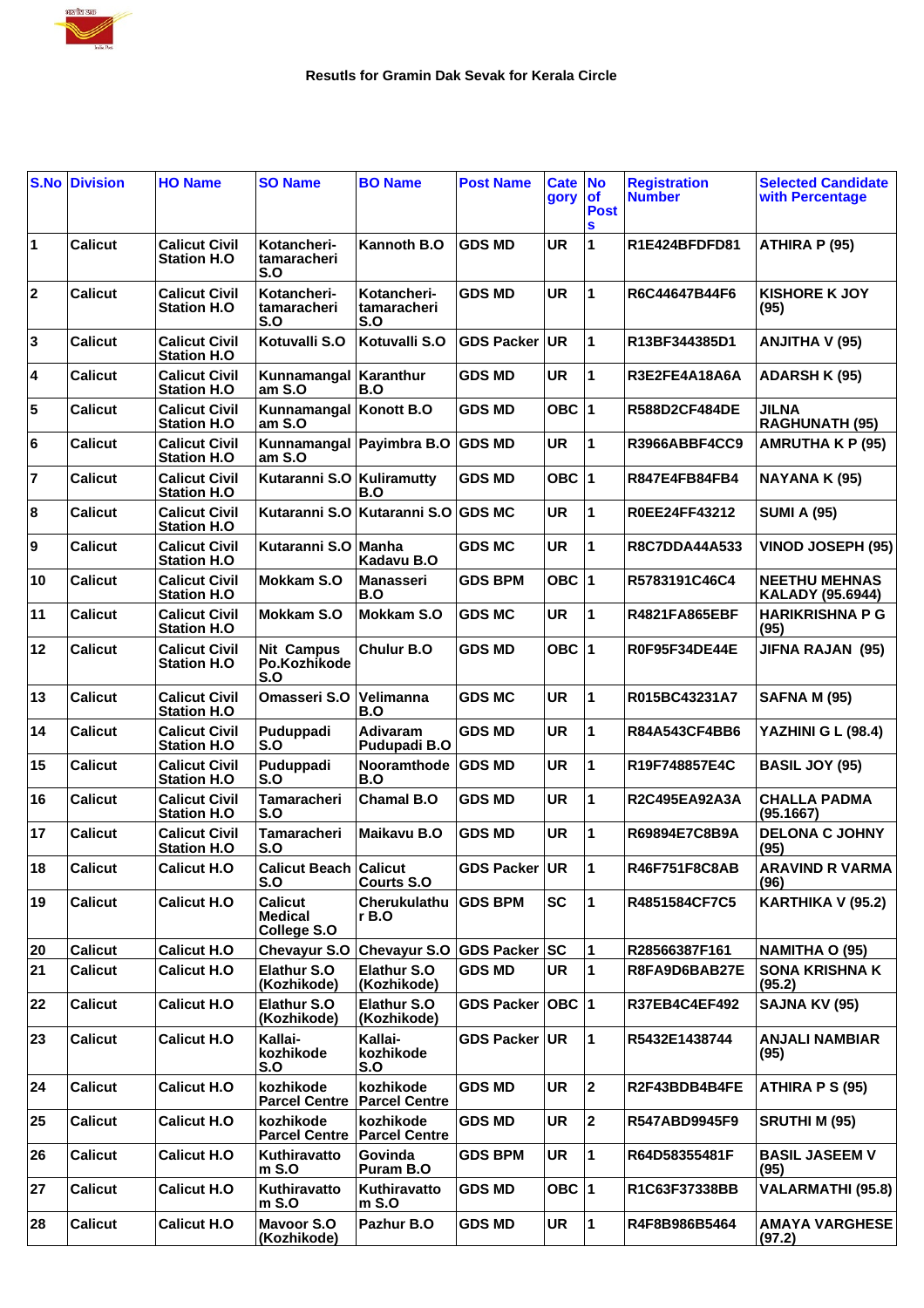### Resutls for Gramin Dak Sevak for Kerala Circle

| S.No | Division | HO Name | SO Name | BO Name | Post Name | Cate gory | No of Posts | Registration Number | Selected Candidate with Percentage |
|---|---|---|---|---|---|---|---|---|---|
| 1 | Calicut | Calicut Civil Station H.O | Kotancheri-tamaracheri S.O | Kannoth B.O | GDS MD | UR | 1 | R1E424BFDFD81 | ATHIRA P (95) |
| 2 | Calicut | Calicut Civil Station H.O | Kotancheri-tamaracheri S.O | Kotancheri-tamaracheri S.O | GDS MD | UR | 1 | R6C44647B44F6 | KISHORE K JOY (95) |
| 3 | Calicut | Calicut Civil Station H.O | Kotuvalli S.O | Kotuvalli S.O | GDS Packer | UR | 1 | R13BF344385D1 | ANJITHA V (95) |
| 4 | Calicut | Calicut Civil Station H.O | Kunnamangal am S.O | Karanthur B.O | GDS MD | UR | 1 | R3E2FE4A18A6A | ADARSH K (95) |
| 5 | Calicut | Calicut Civil Station H.O | Kunnamangal am S.O | Konott B.O | GDS MD | OBC | 1 | R588D2CF484DE | JILNA RAGHUNATH (95) |
| 6 | Calicut | Calicut Civil Station H.O | Kunnamangal am S.O | Payimbra B.O | GDS MD | UR | 1 | R3966ABBF4CC9 | AMRUTHA K P (95) |
| 7 | Calicut | Calicut Civil Station H.O | Kutaranni S.O | Kuliramutty B.O | GDS MD | OBC | 1 | R847E4FB84FB4 | NAYANA K (95) |
| 8 | Calicut | Calicut Civil Station H.O | Kutaranni S.O | Kutaranni S.O | GDS MC | UR | 1 | R0EE24FF43212 | SUMI A (95) |
| 9 | Calicut | Calicut Civil Station H.O | Kutaranni S.O | Manha Kadavu B.O | GDS MC | UR | 1 | R8C7DDA44A533 | VINOD JOSEPH (95) |
| 10 | Calicut | Calicut Civil Station H.O | Mokkam S.O | Manasseri B.O | GDS BPM | OBC | 1 | R5783191C46C4 | NEETHU MEHNAS KALADY (95.6944) |
| 11 | Calicut | Calicut Civil Station H.O | Mokkam S.O | Mokkam S.O | GDS MC | UR | 1 | R4821FA865EBF | HARIKRISHNA P G (95) |
| 12 | Calicut | Calicut Civil Station H.O | Nit Campus Po.Kozhikode S.O | Chulur B.O | GDS MD | OBC | 1 | R0F95F34DE44E | JIFNA RAJAN (95) |
| 13 | Calicut | Calicut Civil Station H.O | Omasseri S.O | Velimanna B.O | GDS MC | UR | 1 | R015BC43231A7 | SAFNA M (95) |
| 14 | Calicut | Calicut Civil Station H.O | Puduppadi S.O | Adivaram Pudupadi B.O | GDS MD | UR | 1 | R84A543CF4BB6 | YAZHINI G L (98.4) |
| 15 | Calicut | Calicut Civil Station H.O | Puduppadi S.O | Nooramthode B.O | GDS MD | UR | 1 | R19F748857E4C | BASIL JOY (95) |
| 16 | Calicut | Calicut Civil Station H.O | Tamaracheri S.O | Chamal B.O | GDS MD | UR | 1 | R2C495EA92A3A | CHALLA PADMA (95.1667) |
| 17 | Calicut | Calicut Civil Station H.O | Tamaracheri S.O | Maikavu B.O | GDS MD | UR | 1 | R69894E7C8B9A | DELONA C JOHNY (95) |
| 18 | Calicut | Calicut H.O | Calicut Beach S.O | Calicut Courts S.O | GDS Packer | UR | 1 | R46F751F8C8AB | ARAVIND R VARMA (96) |
| 19 | Calicut | Calicut H.O | Calicut Medical College S.O | Cherukulathu r B.O | GDS BPM | SC | 1 | R4851584CF7C5 | KARTHIKA V (95.2) |
| 20 | Calicut | Calicut H.O | Chevayur S.O | Chevayur S.O | GDS Packer | SC | 1 | R28566387F161 | NAMITHA O (95) |
| 21 | Calicut | Calicut H.O | Elathur S.O (Kozhikode) | Elathur S.O (Kozhikode) | GDS MD | UR | 1 | R8FA9D6BAB27E | SONA KRISHNA K (95.2) |
| 22 | Calicut | Calicut H.O | Elathur S.O (Kozhikode) | Elathur S.O (Kozhikode) | GDS Packer | OBC | 1 | R37EB4C4EF492 | SAJNA KV (95) |
| 23 | Calicut | Calicut H.O | Kallai-kozhikode S.O | Kallai-kozhikode S.O | GDS Packer | UR | 1 | R5432E1438744 | ANJALI NAMBIAR (95) |
| 24 | Calicut | Calicut H.O | kozhikode Parcel Centre | kozhikode Parcel Centre | GDS MD | UR | 2 | R2F43BDB4B4FE | ATHIRA P S (95) |
| 25 | Calicut | Calicut H.O | kozhikode Parcel Centre | kozhikode Parcel Centre | GDS MD | UR | 2 | R547ABD9945F9 | SRUTHI M (95) |
| 26 | Calicut | Calicut H.O | Kuthiravatto m S.O | Govinda Puram B.O | GDS BPM | UR | 1 | R64D58355481F | BASIL JASEEM V (95) |
| 27 | Calicut | Calicut H.O | Kuthiravatto m S.O | Kuthiravatto m S.O | GDS MD | OBC | 1 | R1C63F37338BB | VALARMATHI (95.8) |
| 28 | Calicut | Calicut H.O | Mavoor S.O (Kozhikode) | Pazhur B.O | GDS MD | UR | 1 | R4F8B986B5464 | AMAYA VARGHESE (97.2) |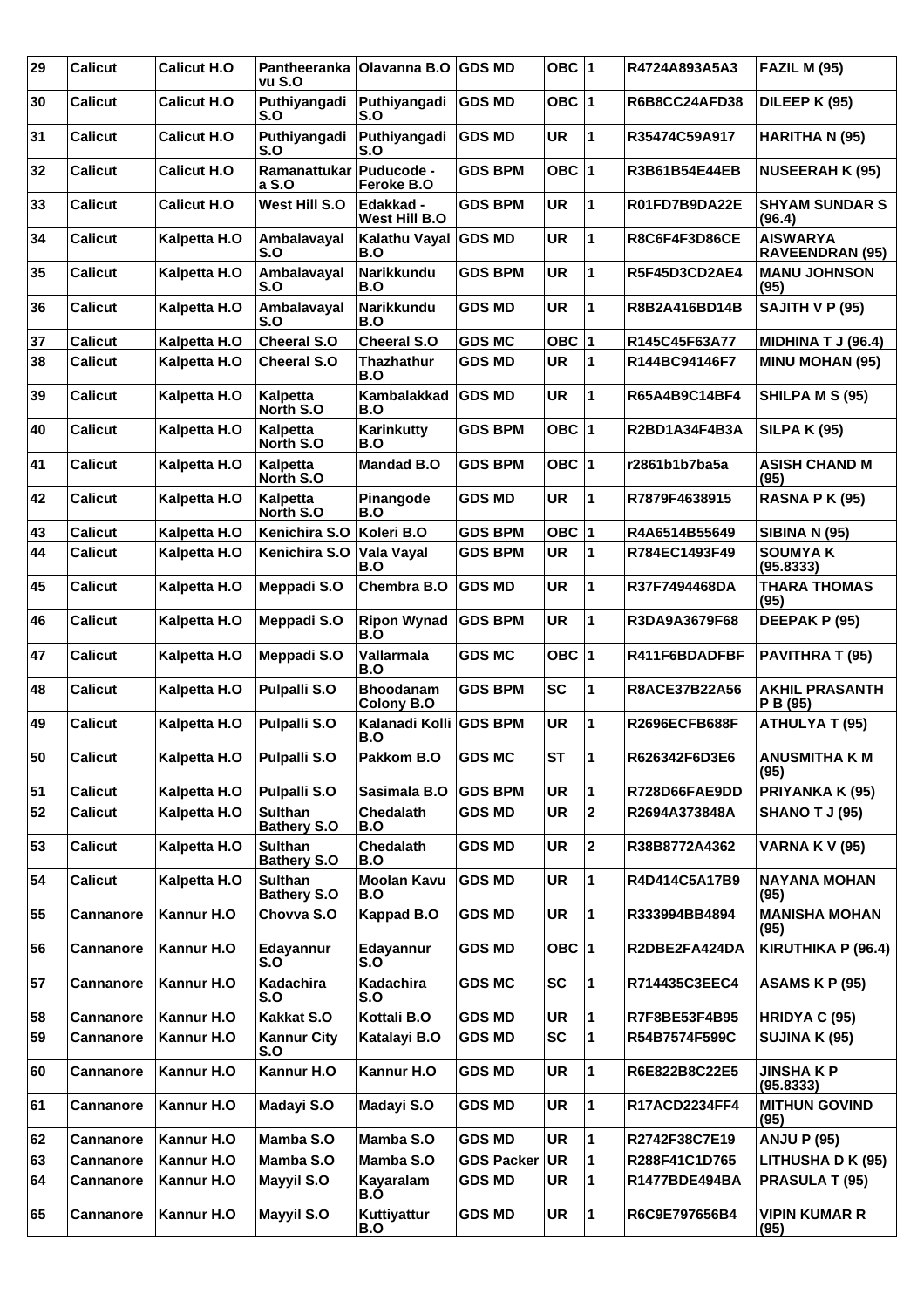| 29 | Calicut | Calicut H.O | Pantheerankavu S.O | Olavanna B.O | GDS MD | OBC | 1 | R4724A893A5A3 | FAZIL M (95) |
|---|---|---|---|---|---|---|---|---|---|
| 30 | Calicut | Calicut H.O | Puthiyangadi S.O | Puthiyangadi S.O | GDS MD | OBC | 1 | R6B8CC24AFD38 | DILEEP K (95) |
| 31 | Calicut | Calicut H.O | Puthiyangadi S.O | Puthiyangadi S.O | GDS MD | UR | 1 | R35474C59A917 | HARITHA N (95) |
| 32 | Calicut | Calicut H.O | Ramanattukara S.O | Puducode - Feroke B.O | GDS BPM | OBC | 1 | R3B61B54E44EB | NUSEERAH K (95) |
| 33 | Calicut | Calicut H.O | West Hill S.O | Edakkad - West Hill B.O | GDS BPM | UR | 1 | R01FD7B9DA22E | SHYAM SUNDAR S (96.4) |
| 34 | Calicut | Kalpetta H.O | Ambalavayal S.O | Kalathu Vayal B.O | GDS MD | UR | 1 | R8C6F4F3D86CE | AISWARYA RAVEENDRAN (95) |
| 35 | Calicut | Kalpetta H.O | Ambalavayal S.O | Narikkundu B.O | GDS BPM | UR | 1 | R5F45D3CD2AE4 | MANU JOHNSON (95) |
| 36 | Calicut | Kalpetta H.O | Ambalavayal S.O | Narikkundu B.O | GDS MD | UR | 1 | R8B2A416BD14B | SAJITH V P (95) |
| 37 | Calicut | Kalpetta H.O | Cheeral S.O | Cheeral S.O | GDS MC | OBC | 1 | R145C45F63A77 | MIDHINA T J (96.4) |
| 38 | Calicut | Kalpetta H.O | Cheeral S.O | Thazhathur B.O | GDS MD | UR | 1 | R144BC94146F7 | MINU MOHAN (95) |
| 39 | Calicut | Kalpetta H.O | Kalpetta North S.O | Kambalakkad B.O | GDS MD | UR | 1 | R65A4B9C14BF4 | SHILPA M S (95) |
| 40 | Calicut | Kalpetta H.O | Kalpetta North S.O | Karinkutty B.O | GDS BPM | OBC | 1 | R2BD1A34F4B3A | SILPA K (95) |
| 41 | Calicut | Kalpetta H.O | Kalpetta North S.O | Mandad B.O | GDS BPM | OBC | 1 | r2861b1b7ba5a | ASISH CHAND M (95) |
| 42 | Calicut | Kalpetta H.O | Kalpetta North S.O | Pinangode B.O | GDS MD | UR | 1 | R7879F4638915 | RASNA P K (95) |
| 43 | Calicut | Kalpetta H.O | Kenichira S.O | Koleri B.O | GDS BPM | OBC | 1 | R4A6514B55649 | SIBINA N (95) |
| 44 | Calicut | Kalpetta H.O | Kenichira S.O | Vala Vayal B.O | GDS BPM | UR | 1 | R784EC1493F49 | SOUMYA K (95.8333) |
| 45 | Calicut | Kalpetta H.O | Meppadi S.O | Chembra B.O | GDS MD | UR | 1 | R37F7494468DA | THARA THOMAS (95) |
| 46 | Calicut | Kalpetta H.O | Meppadi S.O | Ripon Wynad B.O | GDS BPM | UR | 1 | R3DA9A3679F68 | DEEPAK P (95) |
| 47 | Calicut | Kalpetta H.O | Meppadi S.O | Vallarmala B.O | GDS MC | OBC | 1 | R411F6BDADFBF | PAVITHRA T (95) |
| 48 | Calicut | Kalpetta H.O | Pulpalli S.O | Bhoodanam Colony B.O | GDS BPM | SC | 1 | R8ACE37B22A56 | AKHIL PRASANTH P B (95) |
| 49 | Calicut | Kalpetta H.O | Pulpalli S.O | Kalanadi Kolli B.O | GDS BPM | UR | 1 | R2696ECFB688F | ATHULYA T (95) |
| 50 | Calicut | Kalpetta H.O | Pulpalli S.O | Pakkom B.O | GDS MC | ST | 1 | R626342F6D3E6 | ANUSMITHA K M (95) |
| 51 | Calicut | Kalpetta H.O | Pulpalli S.O | Sasimala B.O | GDS BPM | UR | 1 | R728D66FAE9DD | PRIYANKA K (95) |
| 52 | Calicut | Kalpetta H.O | Sulthan Bathery S.O | Chedalath B.O | GDS MD | UR | 2 | R2694A373848A | SHANO T J (95) |
| 53 | Calicut | Kalpetta H.O | Sulthan Bathery S.O | Chedalath B.O | GDS MD | UR | 2 | R38B8772A4362 | VARNA K V (95) |
| 54 | Calicut | Kalpetta H.O | Sulthan Bathery S.O | Moolan Kavu B.O | GDS MD | UR | 1 | R4D414C5A17B9 | NAYANA MOHAN (95) |
| 55 | Cannanore | Kannur H.O | Chovva S.O | Kappad B.O | GDS MD | UR | 1 | R333994BB4894 | MANISHA MOHAN (95) |
| 56 | Cannanore | Kannur H.O | Edayannur S.O | Edayannur S.O | GDS MD | OBC | 1 | R2DBE2FA424DA | KIRUTHIKA P (96.4) |
| 57 | Cannanore | Kannur H.O | Kadachira S.O | Kadachira S.O | GDS MC | SC | 1 | R714435C3EEC4 | ASAMS K P (95) |
| 58 | Cannanore | Kannur H.O | Kakkat S.O | Kottali B.O | GDS MD | UR | 1 | R7F8BE53F4B95 | HRIDYA C (95) |
| 59 | Cannanore | Kannur H.O | Kannur City S.O | Katalayi B.O | GDS MD | SC | 1 | R54B7574F599C | SUJINA K (95) |
| 60 | Cannanore | Kannur H.O | Kannur H.O | Kannur H.O | GDS MD | UR | 1 | R6E822B8C22E5 | JINSHA K P (95.8333) |
| 61 | Cannanore | Kannur H.O | Madayi S.O | Madayi S.O | GDS MD | UR | 1 | R17ACD2234FF4 | MITHUN GOVIND (95) |
| 62 | Cannanore | Kannur H.O | Mamba S.O | Mamba S.O | GDS MD | UR | 1 | R2742F38C7E19 | ANJU P (95) |
| 63 | Cannanore | Kannur H.O | Mamba S.O | Mamba S.O | GDS Packer | UR | 1 | R288F41C1D765 | LITHUSHA D K (95) |
| 64 | Cannanore | Kannur H.O | Mayyil S.O | Kayaralam B.O | GDS MD | UR | 1 | R1477BDE494BA | PRASULA T (95) |
| 65 | Cannanore | Kannur H.O | Mayyil S.O | Kuttiyattur B.O | GDS MD | UR | 1 | R6C9E797656B4 | VIPIN KUMAR R (95) |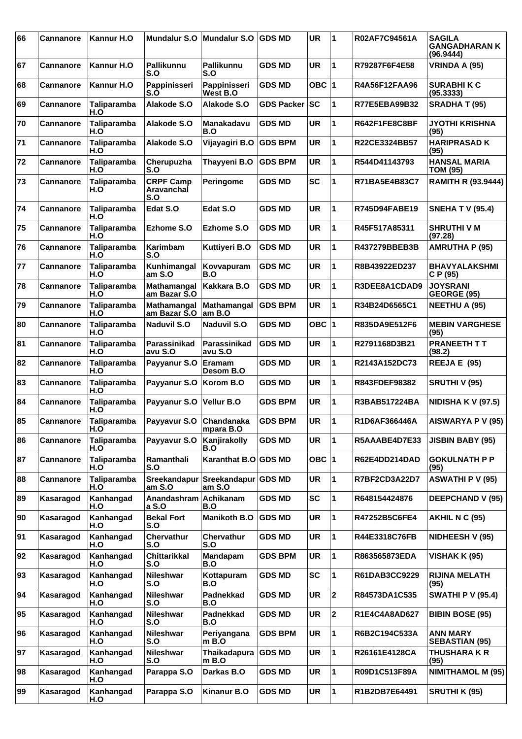| 66 | Cannanore | Kannur H.O | Mundalur S.O | Mundalur S.O | GDS MD | UR | 1 | R02AF7C94561A | SAGILA GANGADHARAN K (96.9444) |
|---|---|---|---|---|---|---|---|---|---|
| 67 | Cannanore | Kannur H.O | Pallikunnu S.O | Pallikunnu S.O | GDS MD | UR | 1 | R79287F6F4E58 | VRINDA A (95) |
| 68 | Cannanore | Kannur H.O | Pappinisseri S.O | Pappinisseri West B.O | GDS MD | OBC | 1 | R4A56F12FAA96 | SURABHI K C (95.3333) |
| 69 | Cannanore | Taliparamba H.O | Alakode S.O | Alakode S.O | GDS Packer | SC | 1 | R77E5EBA99B32 | SRADHA T (95) |
| 70 | Cannanore | Taliparamba H.O | Alakode S.O | Manakadavu B.O | GDS MD | UR | 1 | R642F1FE8C8BF | JYOTHI KRISHNA (95) |
| 71 | Cannanore | Taliparamba H.O | Alakode S.O | Vijayagiri B.O | GDS BPM | UR | 1 | R22CE3324BB57 | HARIPRASAD K (95) |
| 72 | Cannanore | Taliparamba H.O | Cherupuzha S.O | Thayyeni B.O | GDS BPM | UR | 1 | R544D41143793 | HANSAL MARIA TOM (95) |
| 73 | Cannanore | Taliparamba H.O | CRPF Camp Aravanchal S.O | Peringome | GDS MD | SC | 1 | R71BA5E4B83C7 | RAMITH R (93.9444) |
| 74 | Cannanore | Taliparamba H.O | Edat S.O | Edat S.O | GDS MD | UR | 1 | R745D94FABE19 | SNEHA T V (95.4) |
| 75 | Cannanore | Taliparamba H.O | Ezhome S.O | Ezhome S.O | GDS MD | UR | 1 | R45F517A85311 | SHRUTHI V M (97.28) |
| 76 | Cannanore | Taliparamba H.O | Karimbam S.O | Kuttiyeri B.O | GDS MD | UR | 1 | R437279BBEB3B | AMRUTHA P (95) |
| 77 | Cannanore | Taliparamba H.O | Kunhimangalam S.O | Kovvapuram B.O | GDS MC | UR | 1 | R8B43922ED237 | BHAVYALAKSHMI C P (95) |
| 78 | Cannanore | Taliparamba H.O | Mathamangalam Bazar S.O | Kakkara B.O | GDS MD | UR | 1 | R3DEE8A1CDAD9 | JOYSRANI GEORGE (95) |
| 79 | Cannanore | Taliparamba H.O | Mathamangalam Bazar S.O | Mathamangalam B.O | GDS BPM | UR | 1 | R34B24D6565C1 | NEETHU A (95) |
| 80 | Cannanore | Taliparamba H.O | Naduvil S.O | Naduvil S.O | GDS MD | OBC | 1 | R835DA9E512F6 | MEBIN VARGHESE (95) |
| 81 | Cannanore | Taliparamba H.O | Parassinikadavu S.O | Parassinikadavu S.O | GDS MD | UR | 1 | R2791168D3B21 | PRANEETH T T (98.2) |
| 82 | Cannanore | Taliparamba H.O | Payyanur S.O | Eramam Desom B.O | GDS MD | UR | 1 | R2143A152DC73 | REEJA E (95) |
| 83 | Cannanore | Taliparamba H.O | Payyanur S.O | Korom B.O | GDS MD | UR | 1 | R843FDEF98382 | SRUTHI V (95) |
| 84 | Cannanore | Taliparamba H.O | Payyanur S.O | Vellur B.O | GDS BPM | UR | 1 | R3BAB517224BA | NIDISHA K V (97.5) |
| 85 | Cannanore | Taliparamba H.O | Payyavur S.O | Chandanakampara B.O | GDS BPM | UR | 1 | R1D6AF366446A | AISWARYA P V (95) |
| 86 | Cannanore | Taliparamba H.O | Payyavur S.O | Kanjirakolly B.O | GDS MD | UR | 1 | R5AAABE4D7E33 | JISBIN BABY (95) |
| 87 | Cannanore | Taliparamba H.O | Ramanthali S.O | Karanthat B.O | GDS MD | OBC | 1 | R62E4DD214DAD | GOKULNATH P P (95) |
| 88 | Cannanore | Taliparamba H.O | Sreekandapuram S.O | Sreekandapuram S.O | GDS MD | UR | 1 | R7BF2CD3A22D7 | ASWATHI P V (95) |
| 89 | Kasaragod | Kanhangad H.O | Anandashrama S.O | Achikanam B.O | GDS MD | SC | 1 | R648154424876 | DEEPCHAND V (95) |
| 90 | Kasaragod | Kanhangad H.O | Bekal Fort S.O | Manikoth B.O | GDS MD | UR | 1 | R47252B5C6FE4 | AKHIL N C (95) |
| 91 | Kasaragod | Kanhangad H.O | Chervathur S.O | Chervathur S.O | GDS MD | UR | 1 | R44E3318C76FB | NIDHEESH V (95) |
| 92 | Kasaragod | Kanhangad H.O | Chittarikkal S.O | Mandapam B.O | GDS BPM | UR | 1 | R863565873EDA | VISHAK K (95) |
| 93 | Kasaragod | Kanhangad H.O | Nileshwar S.O | Kottapuram B.O | GDS MD | SC | 1 | R61DAB3CC9229 | RIJINA MELATH (95) |
| 94 | Kasaragod | Kanhangad H.O | Nileshwar S.O | Padnekkad B.O | GDS MD | UR | 2 | R84573DA1C535 | SWATHI P V (95.4) |
| 95 | Kasaragod | Kanhangad H.O | Nileshwar S.O | Padnekkad B.O | GDS MD | UR | 2 | R1E4C4A8AD627 | BIBIN BOSE (95) |
| 96 | Kasaragod | Kanhangad H.O | Nileshwar S.O | Periyangana m B.O | GDS BPM | UR | 1 | R6B2C194C533A | ANN MARY SEBASTIAN (95) |
| 97 | Kasaragod | Kanhangad H.O | Nileshwar S.O | Thaikadapuram B.O | GDS MD | UR | 1 | R26161E4128CA | THUSHARA K R (95) |
| 98 | Kasaragod | Kanhangad H.O | Parappa S.O | Darkas B.O | GDS MD | UR | 1 | R09D1C513F89A | NIMITHAMOL M (95) |
| 99 | Kasaragod | Kanhangad H.O | Parappa S.O | Kinanur B.O | GDS MD | UR | 1 | R1B2DB7E64491 | SRUTHI K (95) |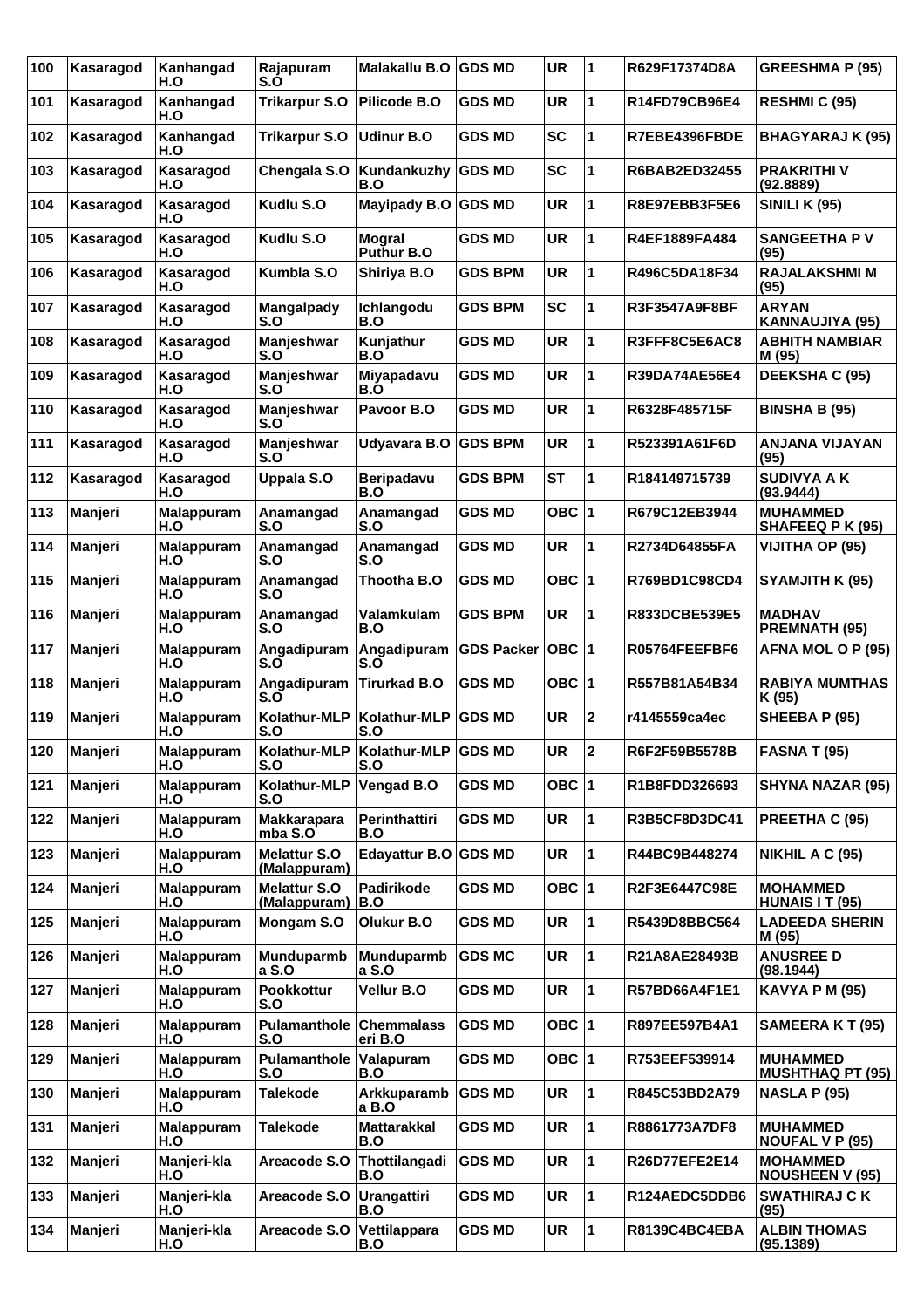| 100 | Kasaragod | Kanhangad H.O | Rajapuram S.O | Malakallu B.O | GDS MD | UR | 1 | R629F17374D8A | GREESHMA P (95) |
|---|---|---|---|---|---|---|---|---|---|
| 101 | Kasaragod | Kanhangad H.O | Trikarpur S.O | Pilicode B.O | GDS MD | UR | 1 | R14FD79CB96E4 | RESHMI C (95) |
| 102 | Kasaragod | Kanhangad H.O | Trikarpur S.O | Udinur B.O | GDS MD | SC | 1 | R7EBE4396FBDE | BHAGYARAJ K (95) |
| 103 | Kasaragod | Kasaragod H.O | Chengala S.O | Kundankuzhy B.O | GDS MD | SC | 1 | R6BAB2ED32455 | PRAKRITHI V (92.8889) |
| 104 | Kasaragod | Kasaragod H.O | Kudlu S.O | Mayipady B.O | GDS MD | UR | 1 | R8E97EBB3F5E6 | SINILI K (95) |
| 105 | Kasaragod | Kasaragod H.O | Kudlu S.O | Mogral Puthur B.O | GDS MD | UR | 1 | R4EF1889FA484 | SANGEETHA P V (95) |
| 106 | Kasaragod | Kasaragod H.O | Kumbla S.O | Shiriya B.O | GDS BPM | UR | 1 | R496C5DA18F34 | RAJALAKSHMI M (95) |
| 107 | Kasaragod | Kasaragod H.O | Mangalpady S.O | Ichlangodu B.O | GDS BPM | SC | 1 | R3F3547A9F8BF | ARYAN KANNAUJIYA (95) |
| 108 | Kasaragod | Kasaragod H.O | Manjeshwar S.O | Kunjathur B.O | GDS MD | UR | 1 | R3FFF8C5E6AC8 | ABHITH NAMBIAR M (95) |
| 109 | Kasaragod | Kasaragod H.O | Manjeshwar S.O | Miyapadavu B.O | GDS MD | UR | 1 | R39DA74AE56E4 | DEEKSHA C (95) |
| 110 | Kasaragod | Kasaragod H.O | Manjeshwar S.O | Pavoor B.O | GDS MD | UR | 1 | R6328F485715F | BINSHA B (95) |
| 111 | Kasaragod | Kasaragod H.O | Manjeshwar S.O | Udyavara B.O | GDS BPM | UR | 1 | R523391A61F6D | ANJANA VIJAYAN (95) |
| 112 | Kasaragod | Kasaragod H.O | Uppala S.O | Beripadavu B.O | GDS BPM | ST | 1 | R184149715739 | SUDIVYA A K (93.9444) |
| 113 | Manjeri | Malappuram H.O | Anamangad S.O | Anamangad S.O | GDS MD | OBC | 1 | R679C12EB3944 | MUHAMMED SHAFEEQ P K (95) |
| 114 | Manjeri | Malappuram H.O | Anamangad S.O | Anamangad S.O | GDS MD | UR | 1 | R2734D64855FA | VIJITHA OP (95) |
| 115 | Manjeri | Malappuram H.O | Anamangad S.O | Thootha B.O | GDS MD | OBC | 1 | R769BD1C98CD4 | SYAMJITH K (95) |
| 116 | Manjeri | Malappuram H.O | Anamangad S.O | Valamkulam B.O | GDS BPM | UR | 1 | R833DCBE539E5 | MADHAV PREMNATH (95) |
| 117 | Manjeri | Malappuram H.O | Angadipuram S.O | Angadipuram S.O | GDS Packer | OBC | 1 | R05764FEEFBF6 | AFNA MOL O P (95) |
| 118 | Manjeri | Malappuram H.O | Angadipuram S.O | Tirurkad B.O | GDS MD | OBC | 1 | R557B81A54B34 | RABIYA MUMTHAS K (95) |
| 119 | Manjeri | Malappuram H.O | Kolathur-MLP S.O | Kolathur-MLP S.O | GDS MD | UR | 2 | r4145559ca4ec | SHEEBA P (95) |
| 120 | Manjeri | Malappuram H.O | Kolathur-MLP S.O | Kolathur-MLP S.O | GDS MD | UR | 2 | R6F2F59B5578B | FASNA T (95) |
| 121 | Manjeri | Malappuram H.O | Kolathur-MLP S.O | Vengad B.O | GDS MD | OBC | 1 | R1B8FDD326693 | SHYNA NAZAR (95) |
| 122 | Manjeri | Malappuram H.O | Makkarapara mba S.O | Perinthattiri B.O | GDS MD | UR | 1 | R3B5CF8D3DC41 | PREETHA C (95) |
| 123 | Manjeri | Malappuram H.O | Melattur S.O (Malappuram) | Edayattur B.O | GDS MD | UR | 1 | R44BC9B448274 | NIKHIL A C (95) |
| 124 | Manjeri | Malappuram H.O | Melattur S.O (Malappuram) | Padirikode B.O | GDS MD | OBC | 1 | R2F3E6447C98E | MOHAMMED HUNAIS I T (95) |
| 125 | Manjeri | Malappuram H.O | Mongam S.O | Olukur B.O | GDS MD | UR | 1 | R5439D8BBC564 | LADEEDA SHERIN M (95) |
| 126 | Manjeri | Malappuram H.O | Munduparmb a S.O | Munduparmb a S.O | GDS MC | UR | 1 | R21A8AE28493B | ANUSREE D (98.1944) |
| 127 | Manjeri | Malappuram H.O | Pookkottur S.O | Vellur B.O | GDS MD | UR | 1 | R57BD66A4F1E1 | KAVYA P M (95) |
| 128 | Manjeri | Malappuram H.O | Pulamanthole S.O | Chemmalass eri B.O | GDS MD | OBC | 1 | R897EE597B4A1 | SAMEERA K T (95) |
| 129 | Manjeri | Malappuram H.O | Pulamanthole S.O | Valapuram B.O | GDS MD | OBC | 1 | R753EEF539914 | MUHAMMED MUSHTHAQ PT (95) |
| 130 | Manjeri | Malappuram H.O | Talekode | Arkkuparamb a B.O | GDS MD | UR | 1 | R845C53BD2A79 | NASLA P (95) |
| 131 | Manjeri | Malappuram H.O | Talekode | Mattarakkal B.O | GDS MD | UR | 1 | R8861773A7DF8 | MUHAMMED NOUFAL V P (95) |
| 132 | Manjeri | Manjeri-kla H.O | Areacode S.O | Thottilangadi B.O | GDS MD | UR | 1 | R26D77EFE2E14 | MOHAMMED NOUSHEEN V (95) |
| 133 | Manjeri | Manjeri-kla H.O | Areacode S.O | Urangattiri B.O | GDS MD | UR | 1 | R124AEDC5DDB6 | SWATHIRAJ C K (95) |
| 134 | Manjeri | Manjeri-kla H.O | Areacode S.O | Vettilappara B.O | GDS MD | UR | 1 | R8139C4BC4EBA | ALBIN THOMAS (95.1389) |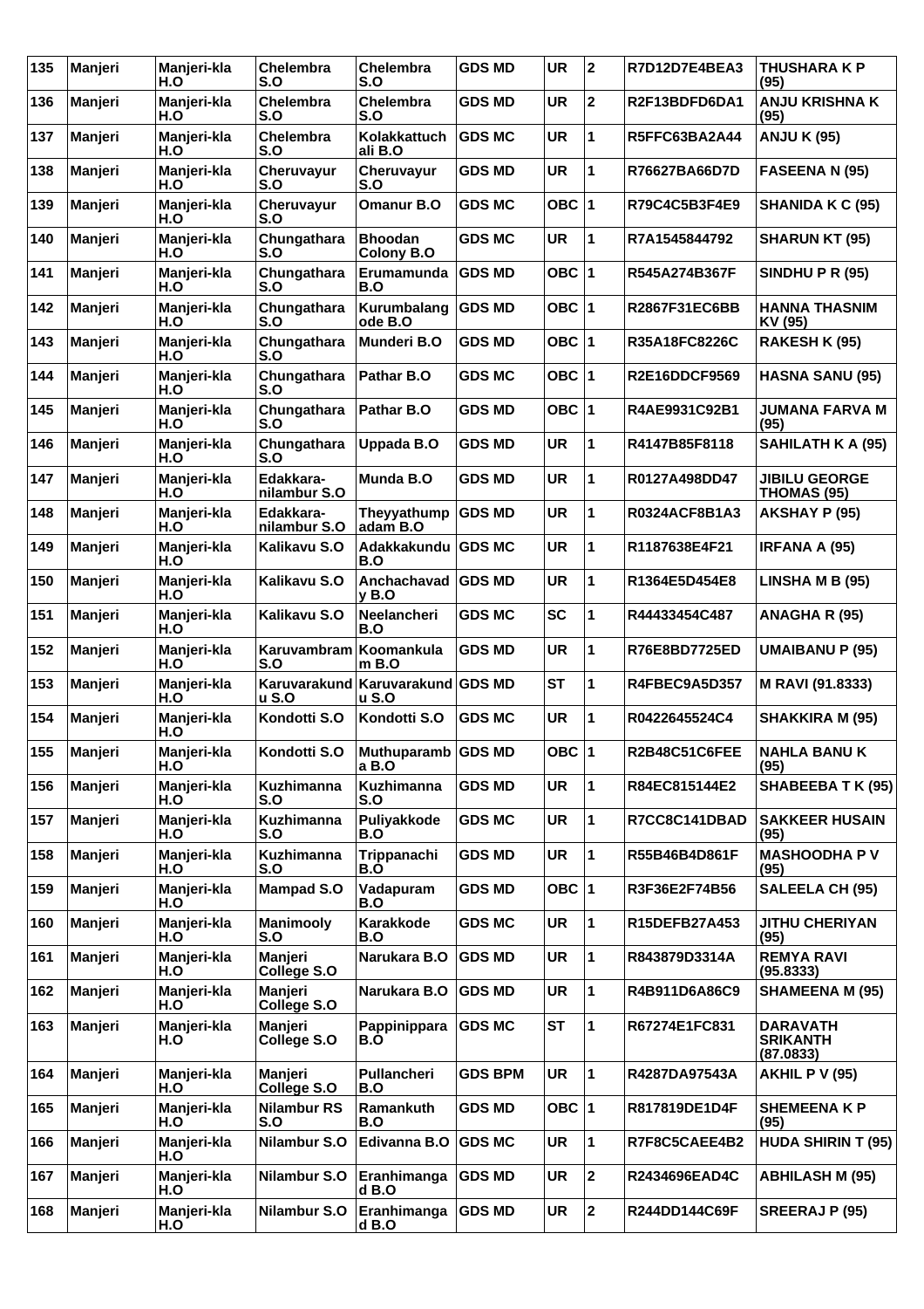| 135 | Manjeri | Manjeri-kla H.O | Chelembra S.O | Chelembra S.O | GDS MD | UR | 2 | R7D12D7E4BEA3 | THUSHARA K P (95) |
|---|---|---|---|---|---|---|---|---|---|
| 136 | Manjeri | Manjeri-kla H.O | Chelembra S.O | Chelembra S.O | GDS MD | UR | 2 | R2F13BDFD6DA1 | ANJU KRISHNA K (95) |
| 137 | Manjeri | Manjeri-kla H.O | Chelembra S.O | Kolakkattuchali B.O | GDS MC | UR | 1 | R5FFC63BA2A44 | ANJU K (95) |
| 138 | Manjeri | Manjeri-kla H.O | Cheruvayur S.O | Cheruvayur S.O | GDS MD | UR | 1 | R76627BA66D7D | FASEENA N (95) |
| 139 | Manjeri | Manjeri-kla H.O | Cheruvayur S.O | Omanur B.O | GDS MC | OBC | 1 | R79C4C5B3F4E9 | SHANIDA K C (95) |
| 140 | Manjeri | Manjeri-kla H.O | Chungathara S.O | Bhoodan Colony B.O | GDS MC | UR | 1 | R7A1545844792 | SHARUN KT (95) |
| 141 | Manjeri | Manjeri-kla H.O | Chungathara S.O | Erumamunda B.O | GDS MD | OBC | 1 | R545A274B367F | SINDHU P R (95) |
| 142 | Manjeri | Manjeri-kla H.O | Chungathara S.O | Kurumbalangode B.O | GDS MD | OBC | 1 | R2867F31EC6BB | HANNA THASNIM KV (95) |
| 143 | Manjeri | Manjeri-kla H.O | Chungathara S.O | Munderi B.O | GDS MD | OBC | 1 | R35A18FC8226C | RAKESH K (95) |
| 144 | Manjeri | Manjeri-kla H.O | Chungathara S.O | Pathar B.O | GDS MC | OBC | 1 | R2E16DDCF9569 | HASNA SANU (95) |
| 145 | Manjeri | Manjeri-kla H.O | Chungathara S.O | Pathar B.O | GDS MD | OBC | 1 | R4AE9931C92B1 | JUMANA FARVA M (95) |
| 146 | Manjeri | Manjeri-kla H.O | Chungathara S.O | Uppada B.O | GDS MD | UR | 1 | R4147B85F8118 | SAHILATH K A (95) |
| 147 | Manjeri | Manjeri-kla H.O | Edakkara-nilambur S.O | Munda B.O | GDS MD | UR | 1 | R0127A498DD47 | JIBILU GEORGE THOMAS (95) |
| 148 | Manjeri | Manjeri-kla H.O | Edakkara-nilambur S.O | Theyyathumpadam B.O | GDS MD | UR | 1 | R0324ACF8B1A3 | AKSHAY P (95) |
| 149 | Manjeri | Manjeri-kla H.O | Kalikavu S.O | Adakkakundu B.O | GDS MC | UR | 1 | R1187638E4F21 | IRFANA A (95) |
| 150 | Manjeri | Manjeri-kla H.O | Kalikavu S.O | Anchachavady B.O | GDS MD | UR | 1 | R1364E5D454E8 | LINSHA M B (95) |
| 151 | Manjeri | Manjeri-kla H.O | Kalikavu S.O | Neelancheri B.O | GDS MC | SC | 1 | R44433454C487 | ANAGHA R (95) |
| 152 | Manjeri | Manjeri-kla H.O | Karuvambram S.O | Koomankulam B.O | GDS MD | UR | 1 | R76E8BD7725ED | UMAIBANU P (95) |
| 153 | Manjeri | Manjeri-kla H.O | Karuvarakundu S.O | Karuvarakundu S.O | GDS MD | ST | 1 | R4FBEC9A5D357 | M RAVI (91.8333) |
| 154 | Manjeri | Manjeri-kla H.O | Kondotti S.O | Kondotti S.O | GDS MC | UR | 1 | R0422645524C4 | SHAKKIRA M (95) |
| 155 | Manjeri | Manjeri-kla H.O | Kondotti S.O | Muthuparamba B.O | GDS MD | OBC | 1 | R2B48C51C6FEE | NAHLA BANU K (95) |
| 156 | Manjeri | Manjeri-kla H.O | Kuzhimanna S.O | Kuzhimanna S.O | GDS MD | UR | 1 | R84EC815144E2 | SHABEEBA T K (95) |
| 157 | Manjeri | Manjeri-kla H.O | Kuzhimanna S.O | Puliyakkode B.O | GDS MC | UR | 1 | R7CC8C141DBAD | SAKKEER HUSAIN (95) |
| 158 | Manjeri | Manjeri-kla H.O | Kuzhimanna S.O | Trippanachi B.O | GDS MD | UR | 1 | R55B46B4D861F | MASHOODHA P V (95) |
| 159 | Manjeri | Manjeri-kla H.O | Mampad S.O | Vadapuram B.O | GDS MD | OBC | 1 | R3F36E2F74B56 | SALEELA CH (95) |
| 160 | Manjeri | Manjeri-kla H.O | Manimooly S.O | Karakkode B.O | GDS MC | UR | 1 | R15DEFB27A453 | JITHU CHERIYAN (95) |
| 161 | Manjeri | Manjeri-kla H.O | Manjeri College S.O | Narukara B.O | GDS MD | UR | 1 | R843879D3314A | REMYA RAVI (95.8333) |
| 162 | Manjeri | Manjeri-kla H.O | Manjeri College S.O | Narukara B.O | GDS MD | UR | 1 | R4B911D6A86C9 | SHAMEENA M (95) |
| 163 | Manjeri | Manjeri-kla H.O | Manjeri College S.O | Pappinippara B.O | GDS MC | ST | 1 | R67274E1FC831 | DARAVATH SRIKANTH (87.0833) |
| 164 | Manjeri | Manjeri-kla H.O | Manjeri College S.O | Pullancheri B.O | GDS BPM | UR | 1 | R4287DA97543A | AKHIL P V (95) |
| 165 | Manjeri | Manjeri-kla H.O | Nilambur RS S.O | Ramankuth B.O | GDS MD | OBC | 1 | R817819DE1D4F | SHEMEENA K P (95) |
| 166 | Manjeri | Manjeri-kla H.O | Nilambur S.O | Edivanna B.O | GDS MC | UR | 1 | R7F8C5CAEE4B2 | HUDA SHIRIN T (95) |
| 167 | Manjeri | Manjeri-kla H.O | Nilambur S.O | Eranhimangad B.O | GDS MD | UR | 2 | R2434696EAD4C | ABHILASH M (95) |
| 168 | Manjeri | Manjeri-kla H.O | Nilambur S.O | Eranhimangad B.O | GDS MD | UR | 2 | R244DD144C69F | SREERAJ P (95) |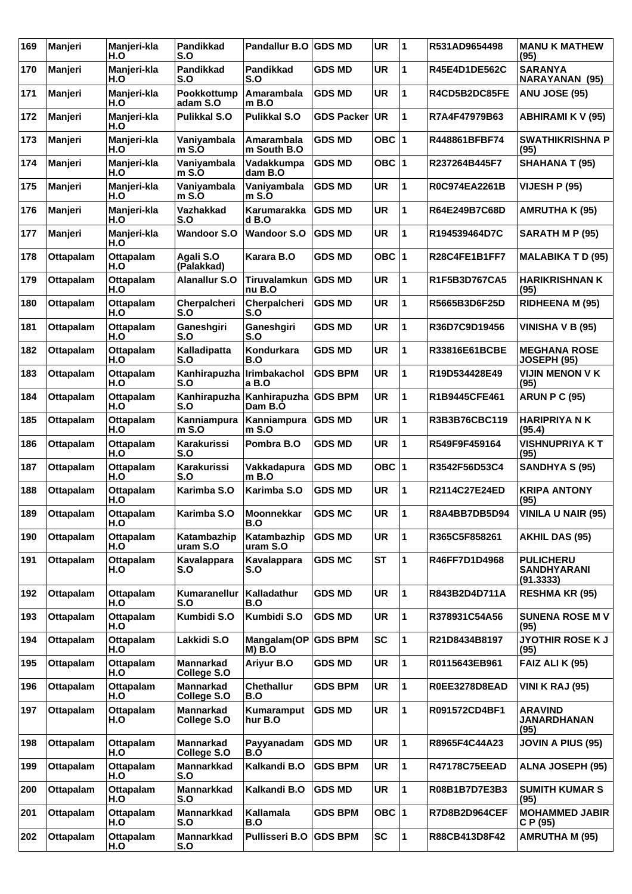| 169 | Manjeri | Manjeri-kla H.O | Pandikkad S.O | Pandallur B.O | GDS MD | UR | 1 | R531AD9654498 | MANU K MATHEW (95) |
|---|---|---|---|---|---|---|---|---|---|
| 170 | Manjeri | Manjeri-kla H.O | Pandikkad S.O | Pandikkad S.O | GDS MD | UR | 1 | R45E4D1DE562C | SARANYA NARAYANAN (95) |
| 171 | Manjeri | Manjeri-kla H.O | Pookkottumpadam S.O | Amarambalam B.O | GDS MD | UR | 1 | R4CD5B2DC85FE | ANU JOSE (95) |
| 172 | Manjeri | Manjeri-kla H.O | Pulikkal S.O | Pulikkal S.O | GDS Packer | UR | 1 | R7A4F47979B63 | ABHIRAMI K V (95) |
| 173 | Manjeri | Manjeri-kla H.O | Vaniyambalam S.O | Amarambalam South B.O | GDS MD | OBC | 1 | R448861BFBF74 | SWATHIKRISHNA P (95) |
| 174 | Manjeri | Manjeri-kla H.O | Vaniyambalam S.O | Vadakkumpadam B.O | GDS MD | OBC | 1 | R237264B445F7 | SHAHANA T (95) |
| 175 | Manjeri | Manjeri-kla H.O | Vaniyambalam S.O | Vaniyambalam S.O | GDS MD | UR | 1 | R0C974EA2261B | VIJESH P (95) |
| 176 | Manjeri | Manjeri-kla H.O | Vazhakkad S.O | Karumarakkad B.O | GDS MD | UR | 1 | R64E249B7C68D | AMRUTHA K (95) |
| 177 | Manjeri | Manjeri-kla H.O | Wandoor S.O | Wandoor S.O | GDS MD | UR | 1 | R194539464D7C | SARATH M P (95) |
| 178 | Ottapalam | Ottapalam H.O | Agali S.O (Palakkad) | Karara B.O | GDS MD | OBC | 1 | R28C4FE1B1FF7 | MALABIKA T D (95) |
| 179 | Ottapalam | Ottapalam H.O | Alanallur S.O | Tiruvalamkunnu B.O | GDS MD | UR | 1 | R1F5B3D767CA5 | HARIKRISHNAN K (95) |
| 180 | Ottapalam | Ottapalam H.O | Cherpalcheri S.O | Cherpalcheri S.O | GDS MD | UR | 1 | R5665B3D6F25D | RIDHEENA M (95) |
| 181 | Ottapalam | Ottapalam H.O | Ganeshgiri S.O | Ganeshgiri S.O | GDS MD | UR | 1 | R36D7C9D19456 | VINISHA V B (95) |
| 182 | Ottapalam | Ottapalam H.O | Kalladipatta S.O | Kondurkara B.O | GDS MD | UR | 1 | R33816E61BCBE | MEGHANA ROSE JOSEPH (95) |
| 183 | Ottapalam | Ottapalam H.O | Kanhirapuzha S.O | Irimbakachola B.O | GDS BPM | UR | 1 | R19D534428E49 | VIJIN MENON V K (95) |
| 184 | Ottapalam | Ottapalam H.O | Kanhirapuzha S.O | Kanhirapuzha Dam B.O | GDS BPM | UR | 1 | R1B9445CFE461 | ARUN P C (95) |
| 185 | Ottapalam | Ottapalam H.O | Kanniampuram S.O | Kanniampuram S.O | GDS MD | UR | 1 | R3B3B76CBC119 | HARIPRIYA N K (95.4) |
| 186 | Ottapalam | Ottapalam H.O | Karakurissi S.O | Pombra B.O | GDS MD | UR | 1 | R549F9F459164 | VISHNUPRIYA K T (95) |
| 187 | Ottapalam | Ottapalam H.O | Karakurissi S.O | Vakkadapuram B.O | GDS MD | OBC | 1 | R3542F56D53C4 | SANDHYA S (95) |
| 188 | Ottapalam | Ottapalam H.O | Karimba S.O | Karimba S.O | GDS MD | UR | 1 | R2114C27E24ED | KRIPA ANTONY (95) |
| 189 | Ottapalam | Ottapalam H.O | Karimba S.O | Moonnekkar B.O | GDS MC | UR | 1 | R8A4BB7DB5D94 | VINILA U NAIR (95) |
| 190 | Ottapalam | Ottapalam H.O | Katambazhipuram S.O | Katambazhipuram S.O | GDS MD | UR | 1 | R365C5F858261 | AKHIL DAS (95) |
| 191 | Ottapalam | Ottapalam H.O | Kavalappara S.O | Kavalappara S.O | GDS MC | ST | 1 | R46FF7D1D4968 | PULICHERU SANDHYARANI (91.3333) |
| 192 | Ottapalam | Ottapalam H.O | Kumaranellur S.O | Kalladathur B.O | GDS MD | UR | 1 | R843B2D4D711A | RESHMA KR (95) |
| 193 | Ottapalam | Ottapalam H.O | Kumbidi S.O | Kumbidi S.O | GDS MD | UR | 1 | R378931C54A56 | SUNENA ROSE M V (95) |
| 194 | Ottapalam | Ottapalam H.O | Lakkidi S.O | Mangalam(OPM) B.O | GDS BPM | SC | 1 | R21D8434B8197 | JYOTHIR ROSE K J (95) |
| 195 | Ottapalam | Ottapalam H.O | Mannarkad College S.O | Ariyur B.O | GDS MD | UR | 1 | R0115643EB961 | FAIZ ALI K (95) |
| 196 | Ottapalam | Ottapalam H.O | Mannarkad College S.O | Chethallur B.O | GDS BPM | UR | 1 | R0EE3278D8EAD | VINI K RAJ (95) |
| 197 | Ottapalam | Ottapalam H.O | Mannarkad College S.O | Kumaramputhur B.O | GDS MD | UR | 1 | R091572CD4BF1 | ARAVIND JANARDHANAN (95) |
| 198 | Ottapalam | Ottapalam H.O | Mannarkad College S.O | Payyanadam B.O | GDS MD | UR | 1 | R8965F4C44A23 | JOVIN A PIUS (95) |
| 199 | Ottapalam | Ottapalam H.O | Mannarkkad S.O | Kalkandi B.O | GDS BPM | UR | 1 | R47178C75EEAD | ALNA JOSEPH (95) |
| 200 | Ottapalam | Ottapalam H.O | Mannarkkad S.O | Kalkandi B.O | GDS MD | UR | 1 | R08B1B7D7E3B3 | SUMITH KUMAR S (95) |
| 201 | Ottapalam | Ottapalam H.O | Mannarkkad S.O | Kallamala B.O | GDS BPM | OBC | 1 | R7D8B2D964CEF | MOHAMMED JABIR C P (95) |
| 202 | Ottapalam | Ottapalam H.O | Mannarkkad S.O | Pullisseri B.O | GDS BPM | SC | 1 | R88CB413D8F42 | AMRUTHA M (95) |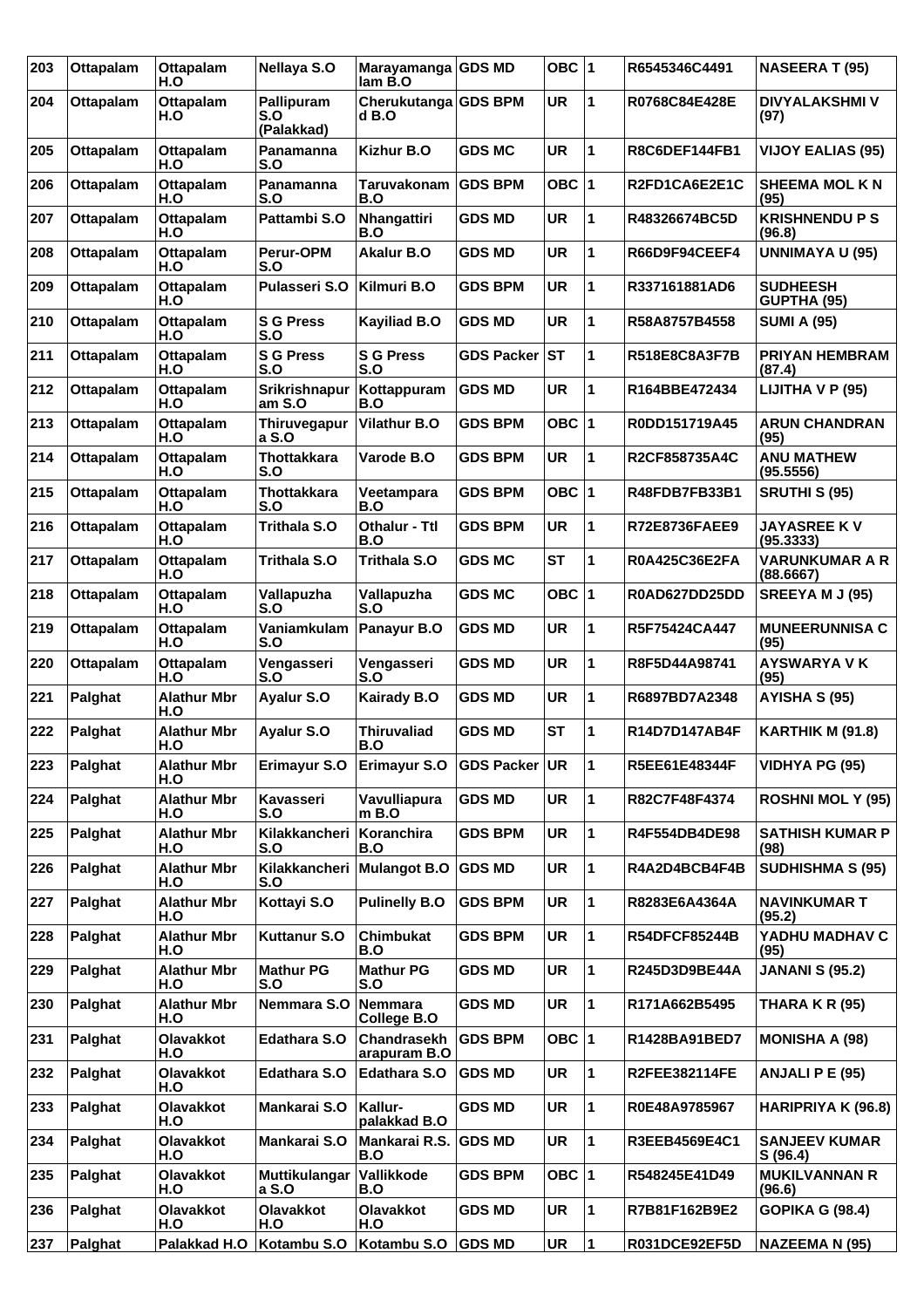| 203 | Ottapalam | Ottapalam H.O | Nellaya S.O | Marayamangalam B.O | GDS MD | OBC | 1 | R6545346C4491 | NASEERA T (95) |
|---|---|---|---|---|---|---|---|---|---|
| 204 | Ottapalam | Ottapalam H.O | Pallipuram S.O (Palakkad) | Cherukutangad B.O | GDS BPM | UR | 1 | R0768C84E428E | DIVYALAKSHMI V (97) |
| 205 | Ottapalam | Ottapalam H.O | Panamanna S.O | Kizhur B.O | GDS MC | UR | 1 | R8C6DEF144FB1 | VIJOY EALIAS (95) |
| 206 | Ottapalam | Ottapalam H.O | Panamanna S.O | Taruvakonam B.O | GDS BPM | OBC | 1 | R2FD1CA6E2E1C | SHEEMA MOL K N (95) |
| 207 | Ottapalam | Ottapalam H.O | Pattambi S.O | Nhangattiri B.O | GDS MD | UR | 1 | R48326674BC5D | KRISHNENDU P S (96.8) |
| 208 | Ottapalam | Ottapalam H.O | Perur-OPM S.O | Akalur B.O | GDS MD | UR | 1 | R66D9F94CEEF4 | UNNIMAYA U (95) |
| 209 | Ottapalam | Ottapalam H.O | Pulasseri S.O | Kilmuri B.O | GDS BPM | UR | 1 | R337161881AD6 | SUDHEESH GUPTHA (95) |
| 210 | Ottapalam | Ottapalam H.O | S G Press S.O | Kayiliad B.O | GDS MD | UR | 1 | R58A8757B4558 | SUMI A (95) |
| 211 | Ottapalam | Ottapalam H.O | S G Press S.O | S G Press S.O | GDS Packer | ST | 1 | R518E8C8A3F7B | PRIYAN HEMBRAM (87.4) |
| 212 | Ottapalam | Ottapalam H.O | Srikrishnapuram S.O | Kottappuram B.O | GDS MD | UR | 1 | R164BBE472434 | LIJITHA V P (95) |
| 213 | Ottapalam | Ottapalam H.O | Thiruvegapura S.O | Vilathur B.O | GDS BPM | OBC | 1 | R0DD151719A45 | ARUN CHANDRAN (95) |
| 214 | Ottapalam | Ottapalam H.O | Thottakkara S.O | Varode B.O | GDS BPM | UR | 1 | R2CF858735A4C | ANU MATHEW (95.5556) |
| 215 | Ottapalam | Ottapalam H.O | Thottakkara S.O | Veetampara B.O | GDS BPM | OBC | 1 | R48FDB7FB33B1 | SRUTHI S (95) |
| 216 | Ottapalam | Ottapalam H.O | Trithala S.O | Othalur - Ttl B.O | GDS BPM | UR | 1 | R72E8736FAEE9 | JAYASREE K V (95.3333) |
| 217 | Ottapalam | Ottapalam H.O | Trithala S.O | Trithala S.O | GDS MC | ST | 1 | R0A425C36E2FA | VARUNKUMAR A R (88.6667) |
| 218 | Ottapalam | Ottapalam H.O | Vallapuzha S.O | Vallapuzha S.O | GDS MC | OBC | 1 | R0AD627DD25DD | SREEYA M J (95) |
| 219 | Ottapalam | Ottapalam H.O | Vaniamkulam S.O | Panayur B.O | GDS MD | UR | 1 | R5F75424CA447 | MUNEERUNNISA C (95) |
| 220 | Ottapalam | Ottapalam H.O | Vengasseri S.O | Vengasseri S.O | GDS MD | UR | 1 | R8F5D44A98741 | AYSWARYA V K (95) |
| 221 | Palghat | Alathur Mbr H.O | Ayalur S.O | Kairady B.O | GDS MD | UR | 1 | R6897BD7A2348 | AYISHA S (95) |
| 222 | Palghat | Alathur Mbr H.O | Ayalur S.O | Thiruvaliad B.O | GDS MD | ST | 1 | R14D7D147AB4F | KARTHIK M (91.8) |
| 223 | Palghat | Alathur Mbr H.O | Erimayur S.O | Erimayur S.O | GDS Packer | UR | 1 | R5EE61E48344F | VIDHYA PG (95) |
| 224 | Palghat | Alathur Mbr H.O | Kavasseri S.O | Vavulliapuram B.O | GDS MD | UR | 1 | R82C7F48F4374 | ROSHNI MOL Y (95) |
| 225 | Palghat | Alathur Mbr H.O | Kilakkancheri S.O | Koranchira B.O | GDS BPM | UR | 1 | R4F554DB4DE98 | SATHISH KUMAR P (98) |
| 226 | Palghat | Alathur Mbr H.O | Kilakkancheri S.O | Mulangot B.O | GDS MD | UR | 1 | R4A2D4BCB4F4B | SUDHISHMA S (95) |
| 227 | Palghat | Alathur Mbr H.O | Kottayi S.O | Pulinelly B.O | GDS BPM | UR | 1 | R8283E6A4364A | NAVINKUMAR T (95.2) |
| 228 | Palghat | Alathur Mbr H.O | Kuttanur S.O | Chimbukat B.O | GDS BPM | UR | 1 | R54DFCF85244B | YADHU MADHAV C (95) |
| 229 | Palghat | Alathur Mbr H.O | Mathur PG S.O | Mathur PG S.O | GDS MD | UR | 1 | R245D3D9BE44A | JANANI S (95.2) |
| 230 | Palghat | Alathur Mbr H.O | Nemmara S.O | Nemmara College B.O | GDS MD | UR | 1 | R171A662B5495 | THARA K R (95) |
| 231 | Palghat | Olavakkot H.O | Edathara S.O | Chandrasekharapuram B.O | GDS BPM | OBC | 1 | R1428BA91BED7 | MONISHA A (98) |
| 232 | Palghat | Olavakkot H.O | Edathara S.O | Edathara S.O | GDS MD | UR | 1 | R2FEE382114FE | ANJALI P E (95) |
| 233 | Palghat | Olavakkot H.O | Mankarai S.O | Kallur-palakkad B.O | GDS MD | UR | 1 | R0E48A9785967 | HARIPRIYA K (96.8) |
| 234 | Palghat | Olavakkot H.O | Mankarai S.O | Mankarai R.S. B.O | GDS MD | UR | 1 | R3EEB4569E4C1 | SANJEEV KUMAR S (96.4) |
| 235 | Palghat | Olavakkot H.O | Muttikulangara S.O | Vallikkode B.O | GDS BPM | OBC | 1 | R548245E41D49 | MUKILVANNAN R (96.6) |
| 236 | Palghat | Olavakkot H.O | Olavakkot H.O | Olavakkot H.O | GDS MD | UR | 1 | R7B81F162B9E2 | GOPIKA G (98.4) |
| 237 | Palghat | Palakkad H.O | Kotambu S.O | Kotambu S.O | GDS MD | UR | 1 | R031DCE92EF5D | NAZEEMA N (95) |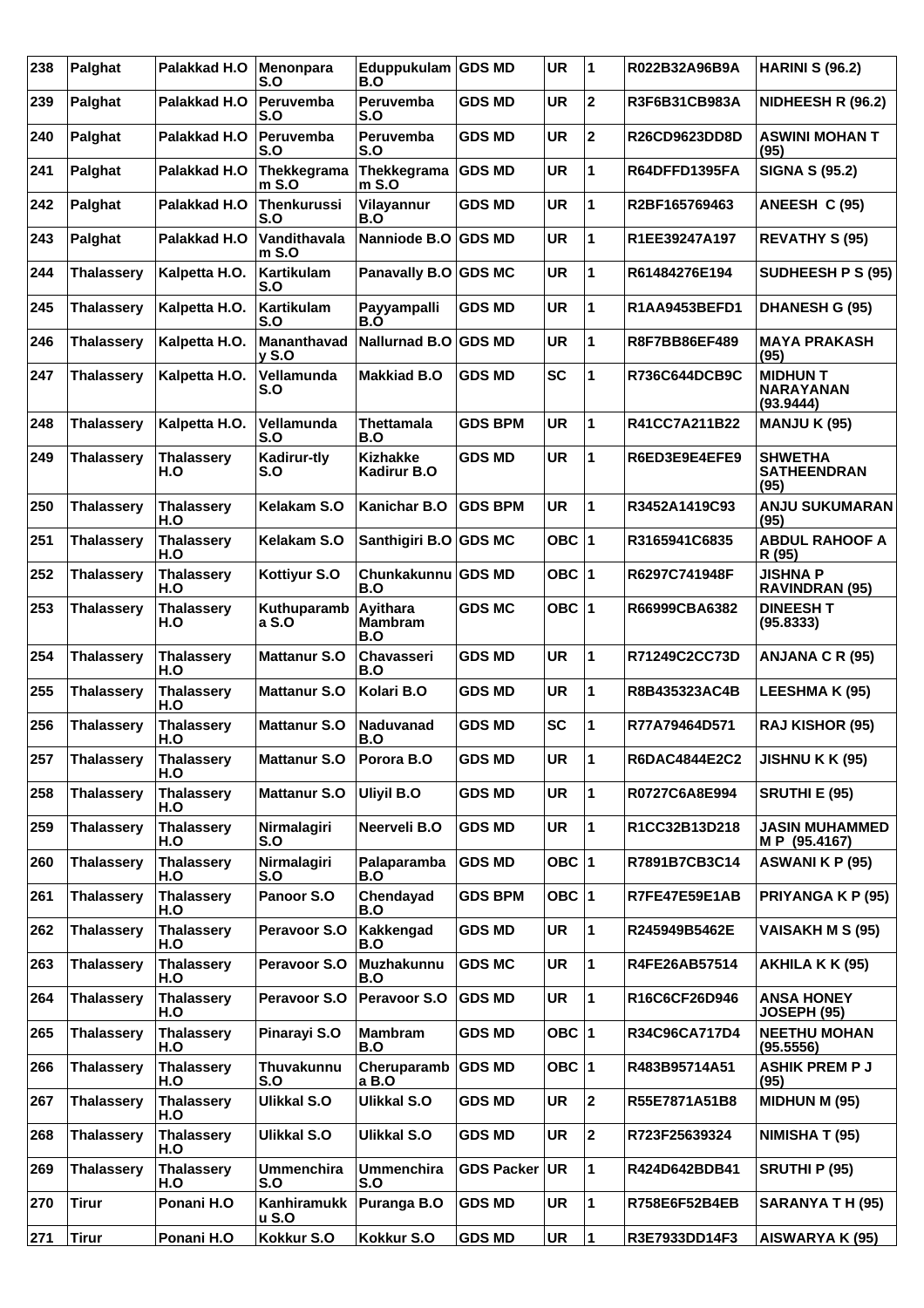| 238 | Palghat | Palakkad H.O | Menonpara S.O | Eduppukulam B.O | GDS MD | UR | 1 | R022B32A96B9A | HARINI S (96.2) |
|---|---|---|---|---|---|---|---|---|---|
| 239 | Palghat | Palakkad H.O | Peruvemba S.O | Peruvemba S.O | GDS MD | UR | 2 | R3F6B31CB983A | NIDHEESH R (96.2) |
| 240 | Palghat | Palakkad H.O | Peruvemba S.O | Peruvemba S.O | GDS MD | UR | 2 | R26CD9623DD8D | ASWINI MOHAN T (95) |
| 241 | Palghat | Palakkad H.O | Thekkegramam S.O | Thekkegramam S.O | GDS MD | UR | 1 | R64DFFD1395FA | SIGNA S (95.2) |
| 242 | Palghat | Palakkad H.O | Thenkurussi S.O | Vilayannur B.O | GDS MD | UR | 1 | R2BF165769463 | ANEESH C (95) |
| 243 | Palghat | Palakkad H.O | Vandithavalam S.O | Nanniode B.O | GDS MD | UR | 1 | R1EE39247A197 | REVATHY S (95) |
| 244 | Thalassery | Kalpetta H.O. | Kartikulam S.O | Panavally B.O | GDS MC | UR | 1 | R61484276E194 | SUDHEESH P S (95) |
| 245 | Thalassery | Kalpetta H.O. | Kartikulam S.O | Payyampalli B.O | GDS MD | UR | 1 | R1AA9453BEFD1 | DHANESH G (95) |
| 246 | Thalassery | Kalpetta H.O. | Mananthavady S.O | Nallurnad B.O | GDS MD | UR | 1 | R8F7BB86EF489 | MAYA PRAKASH (95) |
| 247 | Thalassery | Kalpetta H.O. | Vellamunda S.O | Makkiad B.O | GDS MD | SC | 1 | R736C644DCB9C | MIDHUN T NARAYANAN (93.9444) |
| 248 | Thalassery | Kalpetta H.O. | Vellamunda S.O | Thettamala B.O | GDS BPM | UR | 1 | R41CC7A211B22 | MANJU K (95) |
| 249 | Thalassery | Thalassery H.O | Kadirur-tly S.O | Kizhakke Kadirur B.O | GDS MD | UR | 1 | R6ED3E9E4EFE9 | SHWETHA SATHEENDRAN (95) |
| 250 | Thalassery | Thalassery H.O | Kelakam S.O | Kanichar B.O | GDS BPM | UR | 1 | R3452A1419C93 | ANJU SUKUMARAN (95) |
| 251 | Thalassery | Thalassery H.O | Kelakam S.O | Santhigiri B.O | GDS MC | OBC | 1 | R3165941C6835 | ABDUL RAHOOF A R (95) |
| 252 | Thalassery | Thalassery H.O | Kottiyur S.O | Chunkakunnu B.O | GDS MD | OBC | 1 | R6297C741948F | JISHNA P RAVINDRAN (95) |
| 253 | Thalassery | Thalassery H.O | Kuthuparamba S.O | Ayithara Mambram B.O | GDS MC | OBC | 1 | R66999CBA6382 | DINEESH T (95.8333) |
| 254 | Thalassery | Thalassery H.O | Mattanur S.O | Chavasseri B.O | GDS MD | UR | 1 | R71249C2CC73D | ANJANA C R (95) |
| 255 | Thalassery | Thalassery H.O | Mattanur S.O | Kolari B.O | GDS MD | UR | 1 | R8B435323AC4B | LEESHMA K (95) |
| 256 | Thalassery | Thalassery H.O | Mattanur S.O | Naduvanad B.O | GDS MD | SC | 1 | R77A79464D571 | RAJ KISHOR (95) |
| 257 | Thalassery | Thalassery H.O | Mattanur S.O | Porora B.O | GDS MD | UR | 1 | R6DAC4844E2C2 | JISHNU K K (95) |
| 258 | Thalassery | Thalassery H.O | Mattanur S.O | Uliyil B.O | GDS MD | UR | 1 | R0727C6A8E994 | SRUTHI E (95) |
| 259 | Thalassery | Thalassery H.O | Nirmalagiri S.O | Neerveli B.O | GDS MD | UR | 1 | R1CC32B13D218 | JASIN MUHAMMED M P (95.4167) |
| 260 | Thalassery | Thalassery H.O | Nirmalagiri S.O | Palaparamba B.O | GDS MD | OBC | 1 | R7891B7CB3C14 | ASWANI K P (95) |
| 261 | Thalassery | Thalassery H.O | Panoor S.O | Chendayad B.O | GDS BPM | OBC | 1 | R7FE47E59E1AB | PRIYANGA K P (95) |
| 262 | Thalassery | Thalassery H.O | Peravoor S.O | Kakkengad B.O | GDS MD | UR | 1 | R245949B5462E | VAISAKH M S (95) |
| 263 | Thalassery | Thalassery H.O | Peravoor S.O | Muzhakunnu B.O | GDS MC | UR | 1 | R4FE26AB57514 | AKHILA K K (95) |
| 264 | Thalassery | Thalassery H.O | Peravoor S.O | Peravoor S.O | GDS MD | UR | 1 | R16C6CF26D946 | ANSA HONEY JOSEPH (95) |
| 265 | Thalassery | Thalassery H.O | Pinarayi S.O | Mambram B.O | GDS MD | OBC | 1 | R34C96CA717D4 | NEETHU MOHAN (95.5556) |
| 266 | Thalassery | Thalassery H.O | Thuvakunnu S.O | Cheruparamba B.O | GDS MD | OBC | 1 | R483B95714A51 | ASHIK PREM P J (95) |
| 267 | Thalassery | Thalassery H.O | Ulikkal S.O | Ulikkal S.O | GDS MD | UR | 2 | R55E7871A51B8 | MIDHUN M (95) |
| 268 | Thalassery | Thalassery H.O | Ulikkal S.O | Ulikkal S.O | GDS MD | UR | 2 | R723F25639324 | NIMISHA T (95) |
| 269 | Thalassery | Thalassery H.O | Ummenchira S.O | Ummenchira S.O | GDS Packer | UR | 1 | R424D642BDB41 | SRUTHI P (95) |
| 270 | Tirur | Ponani H.O | Kanhiramukku S.O | Puranga B.O | GDS MD | UR | 1 | R758E6F52B4EB | SARANYA T H (95) |
| 271 | Tirur | Ponani H.O | Kokkur S.O | Kokkur S.O | GDS MD | UR | 1 | R3E7933DD14F3 | AISWARYA K (95) |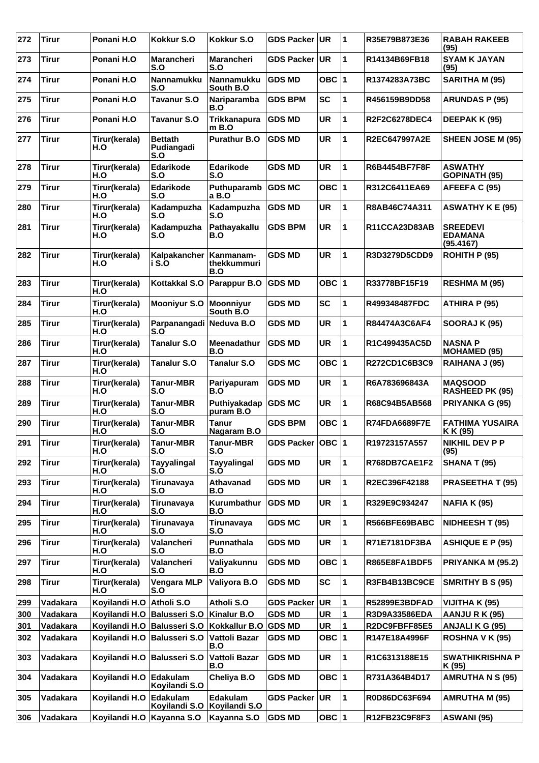| 272 | Tirur | Ponani H.O | Kokkur S.O | Kokkur S.O | GDS Packer | UR | 1 | R35E79B873E36 | RABAH RAKEEB (95) |
|---|---|---|---|---|---|---|---|---|---|
| 273 | Tirur | Ponani H.O | Marancheri S.O | Marancheri S.O | GDS Packer | UR | 1 | R14134B69FB18 | SYAM K JAYAN (95) |
| 274 | Tirur | Ponani H.O | Nannamukku S.O | Nannamukku South B.O | GDS MD | OBC | 1 | R1374283A73BC | SARITHA M (95) |
| 275 | Tirur | Ponani H.O | Tavanur S.O | Nariparamba B.O | GDS BPM | SC | 1 | R456159B9DD58 | ARUNDAS P (95) |
| 276 | Tirur | Ponani H.O | Tavanur S.O | Trikkanapuram B.O | GDS MD | UR | 1 | R2F2C6278DEC4 | DEEPAK K (95) |
| 277 | Tirur | Tirur(kerala) H.O | Bettath Pudiangadi S.O | Purathur B.O | GDS MD | UR | 1 | R2EC647997A2E | SHEEN JOSE M (95) |
| 278 | Tirur | Tirur(kerala) H.O | Edarikode S.O | Edarikode S.O | GDS MD | UR | 1 | R6B4454BF7F8F | ASWATHY GOPINATH (95) |
| 279 | Tirur | Tirur(kerala) H.O | Edarikode S.O | Puthuparamba B.O | GDS MC | OBC | 1 | R312C6411EA69 | AFEEFA C (95) |
| 280 | Tirur | Tirur(kerala) H.O | Kadampuzha S.O | Kadampuzha S.O | GDS MD | UR | 1 | R8AB46C74A311 | ASWATHY K E (95) |
| 281 | Tirur | Tirur(kerala) H.O | Kadampuzha S.O | Pathayakallu B.O | GDS BPM | UR | 1 | R11CCA23D83AB | SREEDEVI EDAMANA (95.4167) |
| 282 | Tirur | Tirur(kerala) H.O | Kalpakancheri S.O | Kanmanam-thekkummuri B.O | GDS MD | UR | 1 | R3D3279D5CDD9 | ROHITH P (95) |
| 283 | Tirur | Tirur(kerala) H.O | Kottakkal S.O | Parappur B.O | GDS MD | OBC | 1 | R33778BF15F19 | RESHMA M (95) |
| 284 | Tirur | Tirur(kerala) H.O | Mooniyur S.O | Moonniyur South B.O | GDS MD | SC | 1 | R499348487FDC | ATHIRA P (95) |
| 285 | Tirur | Tirur(kerala) H.O | Parpanangadi S.O | Neduva B.O | GDS MD | UR | 1 | R84474A3C6AF4 | SOORAJ K (95) |
| 286 | Tirur | Tirur(kerala) H.O | Tanalur S.O | Meenadathur B.O | GDS MD | UR | 1 | R1C499435AC5D | NASNA P MOHAMED (95) |
| 287 | Tirur | Tirur(kerala) H.O | Tanalur S.O | Tanalur S.O | GDS MC | OBC | 1 | R272CD1C6B3C9 | RAIHANA J (95) |
| 288 | Tirur | Tirur(kerala) H.O | Tanur-MBR S.O | Pariyapuram B.O | GDS MD | UR | 1 | R6A783696843A | MAQSOOD RASHEED PK (95) |
| 289 | Tirur | Tirur(kerala) H.O | Tanur-MBR S.O | Puthiyakadappuram B.O | GDS MC | UR | 1 | R68C94B5AB568 | PRIYANKA G (95) |
| 290 | Tirur | Tirur(kerala) H.O | Tanur-MBR S.O | Tanur Nagaram B.O | GDS BPM | OBC | 1 | R74FDA6689F7E | FATHIMA YUSAIRA K K (95) |
| 291 | Tirur | Tirur(kerala) H.O | Tanur-MBR S.O | Tanur-MBR S.O | GDS Packer | OBC | 1 | R19723157A557 | NIKHIL DEV P P (95) |
| 292 | Tirur | Tirur(kerala) H.O | Tayyalingal S.O | Tayyalingal S.O | GDS MD | UR | 1 | R768DB7CAE1F2 | SHANA T (95) |
| 293 | Tirur | Tirur(kerala) H.O | Tirunavaya S.O | Athavanad B.O | GDS MD | UR | 1 | R2EC396F42188 | PRASEETHA T (95) |
| 294 | Tirur | Tirur(kerala) H.O | Tirunavaya S.O | Kurumbathur B.O | GDS MD | UR | 1 | R329E9C934247 | NAFIA K (95) |
| 295 | Tirur | Tirur(kerala) H.O | Tirunavaya S.O | Tirunavaya S.O | GDS MC | UR | 1 | R566BFE69BABC | NIDHEESH T (95) |
| 296 | Tirur | Tirur(kerala) H.O | Valancheri S.O | Punnathala B.O | GDS MD | UR | 1 | R71E7181DF3BA | ASHIQUE E P (95) |
| 297 | Tirur | Tirur(kerala) H.O | Valancheri S.O | Valiyakunnu B.O | GDS MD | OBC | 1 | R865E8FA1BDF5 | PRIYANKA M (95.2) |
| 298 | Tirur | Tirur(kerala) H.O | Vengara MLP S.O | Valiyora B.O | GDS MD | SC | 1 | R3FB4B13BC9CE | SMRITHY B S (95) |
| 299 | Vadakara | Koyilandi H.O | Atholi S.O | Atholi S.O | GDS Packer | UR | 1 | R52899E3BDFAD | VIJITHA K (95) |
| 300 | Vadakara | Koyilandi H.O | Balusseri S.O | Kinalur B.O | GDS MD | UR | 1 | R3D9A33586EDA | AANJU R K (95) |
| 301 | Vadakara | Koyilandi H.O | Balusseri S.O | Kokkallur B.O | GDS MD | UR | 1 | R2DC9FBFF85E5 | ANJALI K G (95) |
| 302 | Vadakara | Koyilandi H.O | Balusseri S.O | Vattoli Bazar B.O | GDS MD | OBC | 1 | R147E18A4996F | ROSHNA V K (95) |
| 303 | Vadakara | Koyilandi H.O | Balusseri S.O | Vattoli Bazar B.O | GDS MD | UR | 1 | R1C6313188E15 | SWATHIKRISHNA P K (95) |
| 304 | Vadakara | Koyilandi H.O | Edakulam Koyilandi S.O | Cheliya B.O | GDS MD | OBC | 1 | R731A364B4D17 | AMRUTHA N S (95) |
| 305 | Vadakara | Koyilandi H.O | Edakulam Koyilandi S.O | Edakulam Koyilandi S.O | GDS Packer | UR | 1 | R0D86DC63F694 | AMRUTHA M (95) |
| 306 | Vadakara | Koyilandi H.O | Kayanna S.O | Kayanna S.O | GDS MD | OBC | 1 | R12FB23C9F8F3 | ASWANI (95) |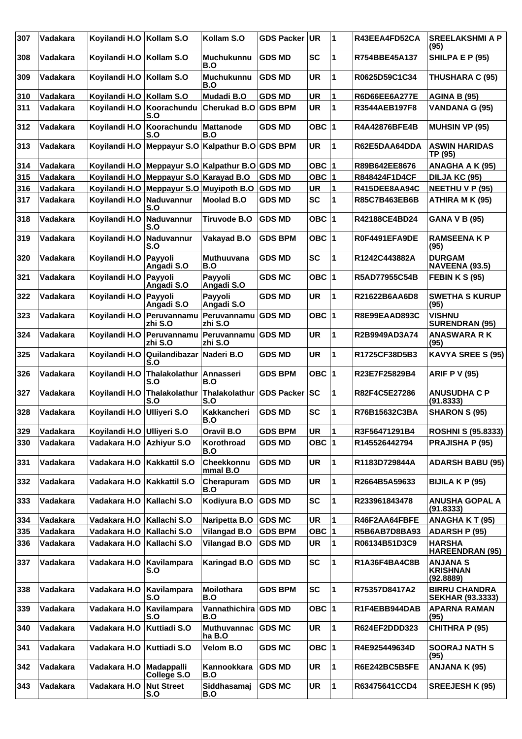| 307 | Vadakara | Koyilandi H.O | Kollam S.O | Kollam S.O | GDS Packer | UR | 1 | R43EEA4FD52CA | SREELAKSHMI A P (95) |
|---|---|---|---|---|---|---|---|---|---|
| 308 | Vadakara | Koyilandi H.O | Kollam S.O | Muchukunnu B.O | GDS MD | SC | 1 | R754BBE45A137 | SHILPA E P (95) |
| 309 | Vadakara | Koyilandi H.O | Kollam S.O | Muchukunnu B.O | GDS MD | UR | 1 | R0625D59C1C34 | THUSHARA C (95) |
| 310 | Vadakara | Koyilandi H.O | Kollam S.O | Mudadi B.O | GDS MD | UR | 1 | R6D66EE6A277E | AGINA B (95) |
| 311 | Vadakara | Koyilandi H.O | Koorachundu S.O | Cherukad B.O | GDS BPM | UR | 1 | R3544AEB197F8 | VANDANA G (95) |
| 312 | Vadakara | Koyilandi H.O | Koorachundu S.O | Mattanode B.O | GDS MD | OBC | 1 | R4A42876BFE4B | MUHSIN VP (95) |
| 313 | Vadakara | Koyilandi H.O | Meppayur S.O | Kalpathur B.O | GDS BPM | UR | 1 | R62E5DAA64DDA | ASWIN HARIDAS TP (95) |
| 314 | Vadakara | Koyilandi H.O | Meppayur S.O | Kalpathur B.O | GDS MD | OBC | 1 | R89B642EE8676 | ANAGHA A K (95) |
| 315 | Vadakara | Koyilandi H.O | Meppayur S.O | Karayad B.O | GDS MD | OBC | 1 | R848424F1D4CF | DILJA KC (95) |
| 316 | Vadakara | Koyilandi H.O | Meppayur S.O | Muyipoth B.O | GDS MD | UR | 1 | R415DEE8AA94C | NEETHU V P (95) |
| 317 | Vadakara | Koyilandi H.O | Naduvannur S.O | Moolad B.O | GDS MD | SC | 1 | R85C7B463EB6B | ATHIRA M K (95) |
| 318 | Vadakara | Koyilandi H.O | Naduvannur S.O | Tiruvode B.O | GDS MD | OBC | 1 | R42188CE4BD24 | GANA V B (95) |
| 319 | Vadakara | Koyilandi H.O | Naduvannur S.O | Vakayad B.O | GDS BPM | OBC | 1 | R0F4491EFA9DE | RAMSEENA K P (95) |
| 320 | Vadakara | Koyilandi H.O | Payyoli Angadi S.O | Muthuuvana B.O | GDS MD | SC | 1 | R1242C443882A | DURGAM NAVEENA (93.5) |
| 321 | Vadakara | Koyilandi H.O | Payyoli Angadi S.O | Payyoli Angadi S.O | GDS MC | OBC | 1 | R5AD77955C54B | FEBIN K S (95) |
| 322 | Vadakara | Koyilandi H.O | Payyoli Angadi S.O | Payyoli Angadi S.O | GDS MD | UR | 1 | R21622B6AA6D8 | SWETHA S KURUP (95) |
| 323 | Vadakara | Koyilandi H.O | Peruvannamu zhi S.O | Peruvannamu zhi S.O | GDS MD | OBC | 1 | R8E99EAAD893C | VISHNU SURENDRAN (95) |
| 324 | Vadakara | Koyilandi H.O | Peruvannamu zhi S.O | Peruvannamu zhi S.O | GDS MD | UR | 1 | R2B9949AD3A74 | ANASWARA R K (95) |
| 325 | Vadakara | Koyilandi H.O | Quilandibazar S.O | Naderi B.O | GDS MD | UR | 1 | R1725CF38D5B3 | KAVYA SREE S (95) |
| 326 | Vadakara | Koyilandi H.O | Thalakolathur S.O | Annasseri B.O | GDS BPM | OBC | 1 | R23E7F25829B4 | ARIF P V (95) |
| 327 | Vadakara | Koyilandi H.O | Thalakolathur S.O | Thalakolathur S.O | GDS Packer | SC | 1 | R82F4C5E27286 | ANUSUDHA C P (91.8333) |
| 328 | Vadakara | Koyilandi H.O | Ulliyeri S.O | Kakkancheri B.O | GDS MD | SC | 1 | R76B15632C3BA | SHARON S (95) |
| 329 | Vadakara | Koyilandi H.O | Ulliyeri S.O | Oravil B.O | GDS BPM | UR | 1 | R3F56471291B4 | ROSHNI S (95.8333) |
| 330 | Vadakara | Vadakara H.O | Azhiyur S.O | Korothroad B.O | GDS MD | OBC | 1 | R145526442794 | PRAJISHA P (95) |
| 331 | Vadakara | Vadakara H.O | Kakkattil S.O | Cheekkonnu mmal B.O | GDS MD | UR | 1 | R1183D729844A | ADARSH BABU (95) |
| 332 | Vadakara | Vadakara H.O | Kakkattil S.O | Cherapuram B.O | GDS MD | UR | 1 | R2664B5A59633 | BIJILA K P (95) |
| 333 | Vadakara | Vadakara H.O | Kallachi S.O | Kodiyura B.O | GDS MD | SC | 1 | R233961843478 | ANUSHA GOPAL A (91.8333) |
| 334 | Vadakara | Vadakara H.O | Kallachi S.O | Naripetta B.O | GDS MC | UR | 1 | R46F2AA64FBFE | ANAGHA K T (95) |
| 335 | Vadakara | Vadakara H.O | Kallachi S.O | Vilangad B.O | GDS BPM | OBC | 1 | R5B6AB7D8BA93 | ADARSH P (95) |
| 336 | Vadakara | Vadakara H.O | Kallachi S.O | Vilangad B.O | GDS MD | UR | 1 | R06134B51D3C9 | HARSHA HAREENDRAN (95) |
| 337 | Vadakara | Vadakara H.O | Kavilampara S.O | Karingad B.O | GDS MD | SC | 1 | R1A36F4BA4C8B | ANJANA S KRISHNAN (92.8889) |
| 338 | Vadakara | Vadakara H.O | Kavilampara S.O | Moilothara B.O | GDS BPM | SC | 1 | R75357D8417A2 | BIRRU CHANDRA SEKHAR (93.3333) |
| 339 | Vadakara | Vadakara H.O | Kavilampara S.O | Vannathichira B.O | GDS MD | OBC | 1 | R1F4EBB944DAB | APARNA RAMAN (95) |
| 340 | Vadakara | Vadakara H.O | Kuttiadi S.O | Muthuvannac ha B.O | GDS MC | UR | 1 | R624EF2DDD323 | CHITHRA P (95) |
| 341 | Vadakara | Vadakara H.O | Kuttiadi S.O | Velom B.O | GDS MC | OBC | 1 | R4E925449634D | SOORAJ NATH S (95) |
| 342 | Vadakara | Vadakara H.O | Madappalli College S.O | Kannookkara B.O | GDS MD | UR | 1 | R6E242BC5B5FE | ANJANA K (95) |
| 343 | Vadakara | Vadakara H.O | Nut Street S.O | Siddhasamaj B.O | GDS MC | UR | 1 | R63475641CCD4 | SREEJESH K (95) |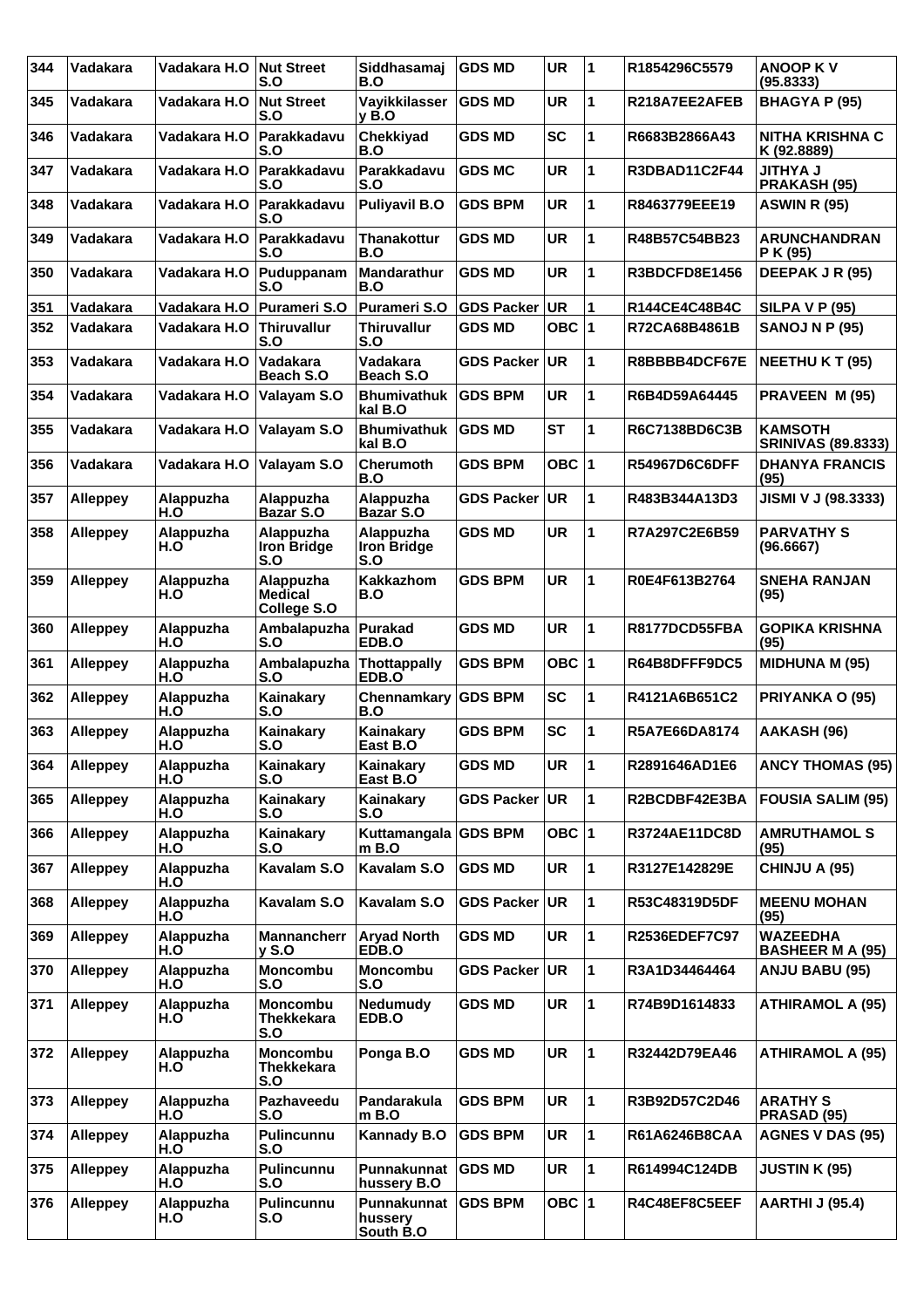| 344 | Vadakara | Vadakara H.O | Nut Street S.O | Siddhasamaj B.O | GDS MD | UR | 1 | R1854296C5579 | ANOOP K V (95.8333) |
|---|---|---|---|---|---|---|---|---|---|
| 345 | Vadakara | Vadakara H.O | Nut Street S.O | Vayikkilasser y B.O | GDS MD | UR | 1 | R218A7EE2AFEB | BHAGYA P (95) |
| 346 | Vadakara | Vadakara H.O | Parakkadavu S.O | Chekkiyad B.O | GDS MD | SC | 1 | R6683B2866A43 | NITHA KRISHNA C K (92.8889) |
| 347 | Vadakara | Vadakara H.O | Parakkadavu S.O | Parakkadavu S.O | GDS MC | UR | 1 | R3DBAD11C2F44 | JITHYA J PRAKASH (95) |
| 348 | Vadakara | Vadakara H.O | Parakkadavu S.O | Puliyavil B.O | GDS BPM | UR | 1 | R8463779EEE19 | ASWIN R (95) |
| 349 | Vadakara | Vadakara H.O | Parakkadavu S.O | Thanakottur B.O | GDS MD | UR | 1 | R48B57C54BB23 | ARUNCHANDRAN P K (95) |
| 350 | Vadakara | Vadakara H.O | Puduppanam S.O | Mandarathur B.O | GDS MD | UR | 1 | R3BDCFD8E1456 | DEEPAK J R (95) |
| 351 | Vadakara | Vadakara H.O | Purameri S.O | Purameri S.O | GDS Packer | UR | 1 | R144CE4C48B4C | SILPA V P (95) |
| 352 | Vadakara | Vadakara H.O | Thiruvallur S.O | Thiruvallur S.O | GDS MD | OBC | 1 | R72CA68B4861B | SANOJ N P (95) |
| 353 | Vadakara | Vadakara H.O | Vadakara Beach S.O | Vadakara Beach S.O | GDS Packer | UR | 1 | R8BBBB4DCF67E | NEETHU K T (95) |
| 354 | Vadakara | Vadakara H.O | Valayam S.O | Bhumivathuk kal B.O | GDS BPM | UR | 1 | R6B4D59A64445 | PRAVEEN M (95) |
| 355 | Vadakara | Vadakara H.O | Valayam S.O | Bhumivathuk kal B.O | GDS MD | ST | 1 | R6C7138BD6C3B | KAMSOTH SRINIVAS (89.8333) |
| 356 | Vadakara | Vadakara H.O | Valayam S.O | Cherumoth B.O | GDS BPM | OBC | 1 | R54967D6C6DFF | DHANYA FRANCIS (95) |
| 357 | Alleppey | Alappuzha H.O | Alappuzha Bazar S.O | Alappuzha Bazar S.O | GDS Packer | UR | 1 | R483B344A13D3 | JISMI V J (98.3333) |
| 358 | Alleppey | Alappuzha H.O | Alappuzha Iron Bridge S.O | Alappuzha Iron Bridge S.O | GDS MD | UR | 1 | R7A297C2E6B59 | PARVATHY S (96.6667) |
| 359 | Alleppey | Alappuzha H.O | Alappuzha Medical College S.O | Kakkazhom B.O | GDS BPM | UR | 1 | R0E4F613B2764 | SNEHA RANJAN (95) |
| 360 | Alleppey | Alappuzha H.O | Ambalapuzha S.O | Purakad EDB.O | GDS MD | UR | 1 | R8177DCD55FBA | GOPIKA KRISHNA (95) |
| 361 | Alleppey | Alappuzha H.O | Ambalapuzha S.O | Thottappally EDB.O | GDS BPM | OBC | 1 | R64B8DFFF9DC5 | MIDHUNA M (95) |
| 362 | Alleppey | Alappuzha H.O | Kainakary S.O | Chennamkary B.O | GDS BPM | SC | 1 | R4121A6B651C2 | PRIYANKA O (95) |
| 363 | Alleppey | Alappuzha H.O | Kainakary S.O | Kainakary East B.O | GDS BPM | SC | 1 | R5A7E66DA8174 | AAKASH (96) |
| 364 | Alleppey | Alappuzha H.O | Kainakary S.O | Kainakary East B.O | GDS MD | UR | 1 | R2891646AD1E6 | ANCY THOMAS (95) |
| 365 | Alleppey | Alappuzha H.O | Kainakary S.O | Kainakary S.O | GDS Packer | UR | 1 | R2BCDBF42E3BA | FOUSIA SALIM (95) |
| 366 | Alleppey | Alappuzha H.O | Kainakary S.O | Kuttamangala m B.O | GDS BPM | OBC | 1 | R3724AE11DC8D | AMRUTHAMOL S (95) |
| 367 | Alleppey | Alappuzha H.O | Kavalam S.O | Kavalam S.O | GDS MD | UR | 1 | R3127E142829E | CHINJU A (95) |
| 368 | Alleppey | Alappuzha H.O | Kavalam S.O | Kavalam S.O | GDS Packer | UR | 1 | R53C48319D5DF | MEENU MOHAN (95) |
| 369 | Alleppey | Alappuzha H.O | Mannancherr y S.O | Aryad North EDB.O | GDS MD | UR | 1 | R2536EDEF7C97 | WAZEEDHA BASHEER M A (95) |
| 370 | Alleppey | Alappuzha H.O | Moncombu S.O | Moncombu S.O | GDS Packer | UR | 1 | R3A1D34464464 | ANJU BABU (95) |
| 371 | Alleppey | Alappuzha H.O | Moncombu Thekkekara S.O | Nedumudy EDB.O | GDS MD | UR | 1 | R74B9D1614833 | ATHIRAMOL A (95) |
| 372 | Alleppey | Alappuzha H.O | Moncombu Thekkekara S.O | Ponga B.O | GDS MD | UR | 1 | R32442D79EA46 | ATHIRAMOL A (95) |
| 373 | Alleppey | Alappuzha H.O | Pazhaveedu S.O | Pandarakula m B.O | GDS BPM | UR | 1 | R3B92D57C2D46 | ARATHY S PRASAD (95) |
| 374 | Alleppey | Alappuzha H.O | Pulincunnu S.O | Kannady B.O | GDS BPM | UR | 1 | R61A6246B8CAA | AGNES V DAS (95) |
| 375 | Alleppey | Alappuzha H.O | Pulincunnu S.O | Punnakunnat hussery B.O | GDS MD | UR | 1 | R614994C124DB | JUSTIN K (95) |
| 376 | Alleppey | Alappuzha H.O | Pulincunnu S.O | Punnakunnat hussery South B.O | GDS BPM | OBC | 1 | R4C48EF8C5EEF | AARTHI J (95.4) |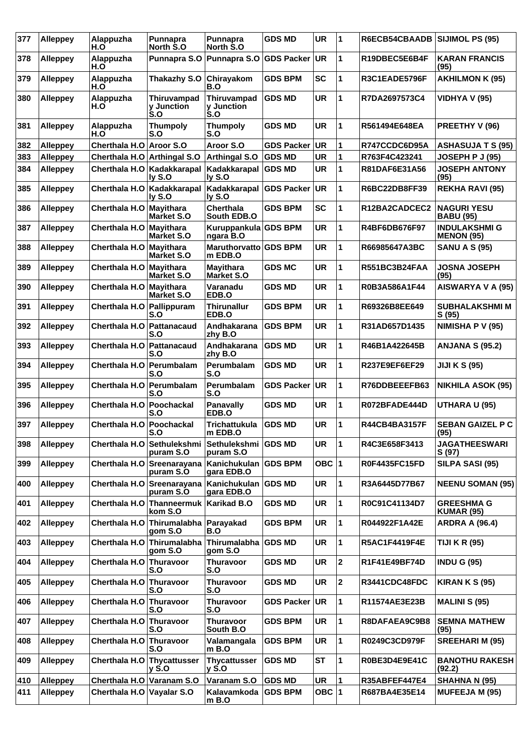| 377 | Alleppey | Alappuzha H.O | Punnapra North S.O | Punnapra North S.O | GDS MD | UR | 1 | R6ECB54CBAADB | SIJIMOL PS (95) |
|---|---|---|---|---|---|---|---|---|---|
| 378 | Alleppey | Alappuzha H.O | Punnapra S.O | Punnapra S.O | GDS Packer | UR | 1 | R19DBEC5E6B4F | KARAN FRANCIS (95) |
| 379 | Alleppey | Alappuzha H.O | Thakazhy S.O | Chirayakom B.O | GDS BPM | SC | 1 | R3C1EADE5796F | AKHILMON K (95) |
| 380 | Alleppey | Alappuzha H.O | Thiruvampad y Junction S.O | Thiruvampad y Junction S.O | GDS MD | UR | 1 | R7DA2697573C4 | VIDHYA V (95) |
| 381 | Alleppey | Alappuzha H.O | Thumpoly S.O | Thumpoly S.O | GDS MD | UR | 1 | R561494E648EA | PREETHY V (96) |
| 382 | Alleppey | Cherthala H.O | Aroor S.O | Aroor S.O | GDS Packer | UR | 1 | R747CCDC6D95A | ASHASUJA T S (95) |
| 383 | Alleppey | Cherthala H.O | Arthingal S.O | Arthingal S.O | GDS MD | UR | 1 | R763F4C423241 | JOSEPH P J (95) |
| 384 | Alleppey | Cherthala H.O | Kadakkarapal ly S.O | Kadakkarapal ly S.O | GDS MD | UR | 1 | R81DAF6E31A56 | JOSEPH ANTONY (95) |
| 385 | Alleppey | Cherthala H.O | Kadakkarapal ly S.O | Kadakkarapal ly S.O | GDS Packer | UR | 1 | R6BC22DB8FF39 | REKHA RAVI (95) |
| 386 | Alleppey | Cherthala H.O | Mayithara Market S.O | Cherthala South EDB.O | GDS BPM | SC | 1 | R12BA2CADCEC2 | NAGURI YESU BABU (95) |
| 387 | Alleppey | Cherthala H.O | Mayithara Market S.O | Kuruppankula ngara B.O | GDS BPM | UR | 1 | R4BF6DB676F97 | INDULAKSHMI G MENON (95) |
| 388 | Alleppey | Cherthala H.O | Mayithara Market S.O | Maruthorvatto m EDB.O | GDS BPM | UR | 1 | R66985647A3BC | SANU A S (95) |
| 389 | Alleppey | Cherthala H.O | Mayithara Market S.O | Mayithara Market S.O | GDS MC | UR | 1 | R551BC3B24FAA | JOSNA JOSEPH (95) |
| 390 | Alleppey | Cherthala H.O | Mayithara Market S.O | Varanadu EDB.O | GDS MD | UR | 1 | R0B3A586A1F44 | AISWARYA V A (95) |
| 391 | Alleppey | Cherthala H.O | Pallippuram S.O | Thirunallur EDB.O | GDS BPM | UR | 1 | R69326B8EE649 | SUBHALAKSHMI M S (95) |
| 392 | Alleppey | Cherthala H.O | Pattanacaud S.O | Andhakarana zhy B.O | GDS BPM | UR | 1 | R31AD657D1435 | NIMISHA P V (95) |
| 393 | Alleppey | Cherthala H.O | Pattanacaud S.O | Andhakarana zhy B.O | GDS MD | UR | 1 | R46B1A422645B | ANJANA S (95.2) |
| 394 | Alleppey | Cherthala H.O | Perumbalam S.O | Perumbalam S.O | GDS MD | UR | 1 | R237E9EF6EF29 | JIJI K S (95) |
| 395 | Alleppey | Cherthala H.O | Perumbalam S.O | Perumbalam S.O | GDS Packer | UR | 1 | R76DDBEEEFB63 | NIKHILA ASOK (95) |
| 396 | Alleppey | Cherthala H.O | Poochackal S.O | Panavally EDB.O | GDS MD | UR | 1 | R072BFADE444D | UTHARA U (95) |
| 397 | Alleppey | Cherthala H.O | Poochackal S.O | Trichattukula m EDB.O | GDS MD | UR | 1 | R44CB4BA3157F | SEBAN GAIZEL P C (95) |
| 398 | Alleppey | Cherthala H.O | Sethulekshmi puram S.O | Sethulekshmi puram S.O | GDS MD | UR | 1 | R4C3E658F3413 | JAGATHEESWARI S (97) |
| 399 | Alleppey | Cherthala H.O | Sreenarayana puram S.O | Kanichukulan gara EDB.O | GDS BPM | OBC | 1 | R0F4435FC15FD | SILPA SASI (95) |
| 400 | Alleppey | Cherthala H.O | Sreenarayana puram S.O | Kanichukulan gara EDB.O | GDS MD | UR | 1 | R3A6445D77B67 | NEENU SOMAN (95) |
| 401 | Alleppey | Cherthala H.O | Thanneermuk kom S.O | Karikad B.O | GDS MD | UR | 1 | R0C91C41134D7 | GREESHMA G KUMAR (95) |
| 402 | Alleppey | Cherthala H.O | Thirumalabha gom S.O | Parayakad B.O | GDS BPM | UR | 1 | R044922F1A42E | ARDRA A (96.4) |
| 403 | Alleppey | Cherthala H.O | Thirumalabha gom S.O | Thirumalabha gom S.O | GDS MD | UR | 1 | R5AC1F4419F4E | TIJI K R (95) |
| 404 | Alleppey | Cherthala H.O | Thuravoor S.O | Thuravoor S.O | GDS MD | UR | 2 | R1F41E49BF74D | INDU G (95) |
| 405 | Alleppey | Cherthala H.O | Thuravoor S.O | Thuravoor S.O | GDS MD | UR | 2 | R3441CDC48FDC | KIRAN K S (95) |
| 406 | Alleppey | Cherthala H.O | Thuravoor S.O | Thuravoor S.O | GDS Packer | UR | 1 | R11574AE3E23B | MALINI S (95) |
| 407 | Alleppey | Cherthala H.O | Thuravoor S.O | Thuravoor South B.O | GDS BPM | UR | 1 | R8DAFAEA9C9B8 | SEMNA MATHEW (95) |
| 408 | Alleppey | Cherthala H.O | Thuravoor S.O | Valamangala m B.O | GDS BPM | UR | 1 | R0249C3CD979F | SREEHARI M (95) |
| 409 | Alleppey | Cherthala H.O | Thycattusser y S.O | Thycattusser y S.O | GDS MD | ST | 1 | R0BE3D4E9E41C | BANOTHU RAKESH (92.2) |
| 410 | Alleppey | Cherthala H.O | Varanam S.O | Varanam S.O | GDS MD | UR | 1 | R35ABFEF447E4 | SHAHNA N (95) |
| 411 | Alleppey | Cherthala H.O | Vayalar S.O | Kalavamkoda m B.O | GDS BPM | OBC | 1 | R687BA4E35E14 | MUFEEJA M (95) |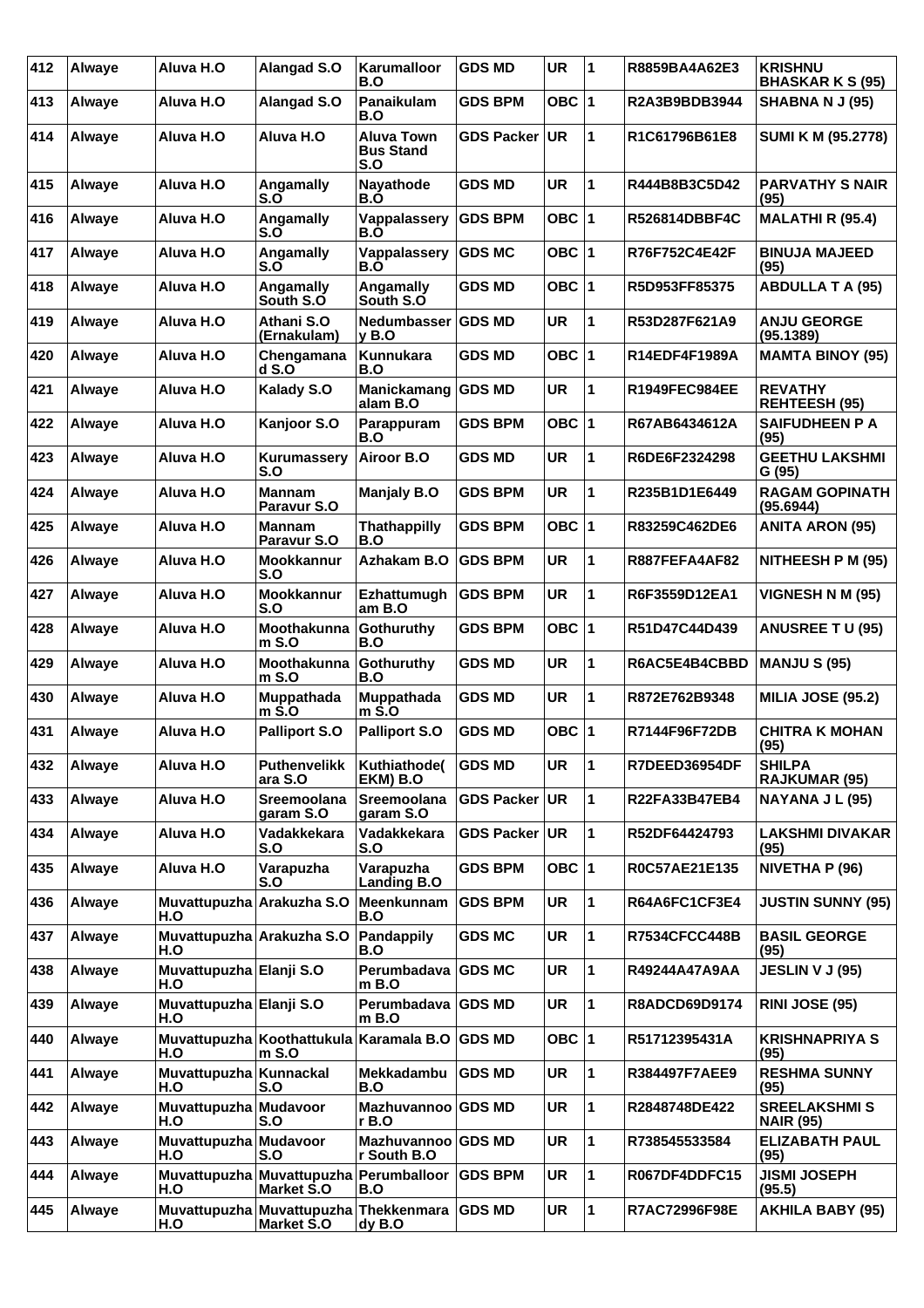| 412 | Alwaye | Aluva H.O | Alangad S.O | Karumalloor B.O | GDS MD | UR | 1 | R8859BA4A62E3 | KRISHNU BHASKAR K S (95) |
|---|---|---|---|---|---|---|---|---|---|
| 413 | Alwaye | Aluva H.O | Alangad S.O | Panaikulam B.O | GDS BPM | OBC | 1 | R2A3B9BDB3944 | SHABNA N J (95) |
| 414 | Alwaye | Aluva H.O | Aluva H.O | Aluva Town Bus Stand S.O | GDS Packer | UR | 1 | R1C61796B61E8 | SUMI K M (95.2778) |
| 415 | Alwaye | Aluva H.O | Angamally S.O | Nayathode B.O | GDS MD | UR | 1 | R444B8B3C5D42 | PARVATHY S NAIR (95) |
| 416 | Alwaye | Aluva H.O | Angamally S.O | Vappalassery B.O | GDS BPM | OBC | 1 | R526814DBBF4C | MALATHI R (95.4) |
| 417 | Alwaye | Aluva H.O | Angamally S.O | Vappalassery B.O | GDS MC | OBC | 1 | R76F752C4E42F | BINUJA MAJEED (95) |
| 418 | Alwaye | Aluva H.O | Angamally South S.O | Angamally South S.O | GDS MD | OBC | 1 | R5D953FF85375 | ABDULLA T A (95) |
| 419 | Alwaye | Aluva H.O | Athani S.O (Ernakulam) | Nedumbassery B.O | GDS MD | UR | 1 | R53D287F621A9 | ANJU GEORGE (95.1389) |
| 420 | Alwaye | Aluva H.O | Chengamanad S.O | Kunnukara B.O | GDS MD | OBC | 1 | R14EDF4F1989A | MAMTA BINOY (95) |
| 421 | Alwaye | Aluva H.O | Kalady S.O | Manickamangalam B.O | GDS MD | UR | 1 | R1949FEC984EE | REVATHY REHTEESH (95) |
| 422 | Alwaye | Aluva H.O | Kanjoor S.O | Parappuram B.O | GDS BPM | OBC | 1 | R67AB6434612A | SAIFUDHEEN P A (95) |
| 423 | Alwaye | Aluva H.O | Kurumassery S.O | Airoor B.O | GDS MD | UR | 1 | R6DE6F2324298 | GEETHU LAKSHMI G (95) |
| 424 | Alwaye | Aluva H.O | Mannam Paravur S.O | Manjaly B.O | GDS BPM | UR | 1 | R235B1D1E6449 | RAGAM GOPINATH (95.6944) |
| 425 | Alwaye | Aluva H.O | Mannam Paravur S.O | Thathappilly B.O | GDS BPM | OBC | 1 | R83259C462DE6 | ANITA ARON (95) |
| 426 | Alwaye | Aluva H.O | Mookkannur S.O | Azhakam B.O | GDS BPM | UR | 1 | R887FEFA4AF82 | NITHEESH P M (95) |
| 427 | Alwaye | Aluva H.O | Mookkannur S.O | Ezhattumugham B.O | GDS BPM | UR | 1 | R6F3559D12EA1 | VIGNESH N M (95) |
| 428 | Alwaye | Aluva H.O | Moothakunnam S.O | Gothuruthy B.O | GDS BPM | OBC | 1 | R51D47C44D439 | ANUSREE T U (95) |
| 429 | Alwaye | Aluva H.O | Moothakunnam S.O | Gothuruthy B.O | GDS MD | UR | 1 | R6AC5E4B4CBBD | MANJU S (95) |
| 430 | Alwaye | Aluva H.O | Muppathadam S.O | Muppathadam S.O | GDS MD | UR | 1 | R872E762B9348 | MILIA JOSE (95.2) |
| 431 | Alwaye | Aluva H.O | Palliport S.O | Palliport S.O | GDS MD | OBC | 1 | R7144F96F72DB | CHITRA K MOHAN (95) |
| 432 | Alwaye | Aluva H.O | Puthenvelikkara S.O | Kuthiathode(EKM) B.O | GDS MD | UR | 1 | R7DEED36954DF | SHILPA RAJKUMAR (95) |
| 433 | Alwaye | Aluva H.O | Sreemoolanagaram S.O | Sreemoolanagaram S.O | GDS Packer | UR | 1 | R22FA33B47EB4 | NAYANA J L (95) |
| 434 | Alwaye | Aluva H.O | Vadakkekara S.O | Vadakkekara S.O | GDS Packer | UR | 1 | R52DF64424793 | LAKSHMI DIVAKAR (95) |
| 435 | Alwaye | Aluva H.O | Varapuzha S.O | Varapuzha Landing B.O | GDS BPM | OBC | 1 | R0C57AE21E135 | NIVETHA P (96) |
| 436 | Alwaye | Muvattupuzha H.O | Arakuzha S.O | Meenkunnam B.O | GDS BPM | UR | 1 | R64A6FC1CF3E4 | JUSTIN SUNNY (95) |
| 437 | Alwaye | Muvattupuzha H.O | Arakuzha S.O | Pandappily B.O | GDS MC | UR | 1 | R7534CFCC448B | BASIL GEORGE (95) |
| 438 | Alwaye | Muvattupuzha H.O | Elanji S.O | Perumbadavam B.O | GDS MC | UR | 1 | R49244A47A9AA | JESLIN V J (95) |
| 439 | Alwaye | Muvattupuzha H.O | Elanji S.O | Perumbadavam B.O | GDS MD | UR | 1 | R8ADCD69D9174 | RINI JOSE (95) |
| 440 | Alwaye | Muvattupuzha H.O | Koothattukulam S.O | Karamala B.O | GDS MD | OBC | 1 | R51712395431A | KRISHNAPRIYA S (95) |
| 441 | Alwaye | Muvattupuzha H.O | Kunnackal S.O | Mekkadambu B.O | GDS MD | UR | 1 | R384497F7AEE9 | RESHMA SUNNY (95) |
| 442 | Alwaye | Muvattupuzha H.O | Mudavoor S.O | Mazhuvannoor B.O | GDS MD | UR | 1 | R2848748DE422 | SREELAKSHMI S NAIR (95) |
| 443 | Alwaye | Muvattupuzha H.O | Mudavoor S.O | Mazhuvannoor South B.O | GDS MD | UR | 1 | R738545533584 | ELIZABATH PAUL (95) |
| 444 | Alwaye | Muvattupuzha H.O | Muvattupuzha Market S.O | Perumballoor B.O | GDS BPM | UR | 1 | R067DF4DDFC15 | JISMI JOSEPH (95.5) |
| 445 | Alwaye | Muvattupuzha H.O | Muvattupuzha Market S.O | Thekkenmarady B.O | GDS MD | UR | 1 | R7AC72996F98E | AKHILA BABY (95) |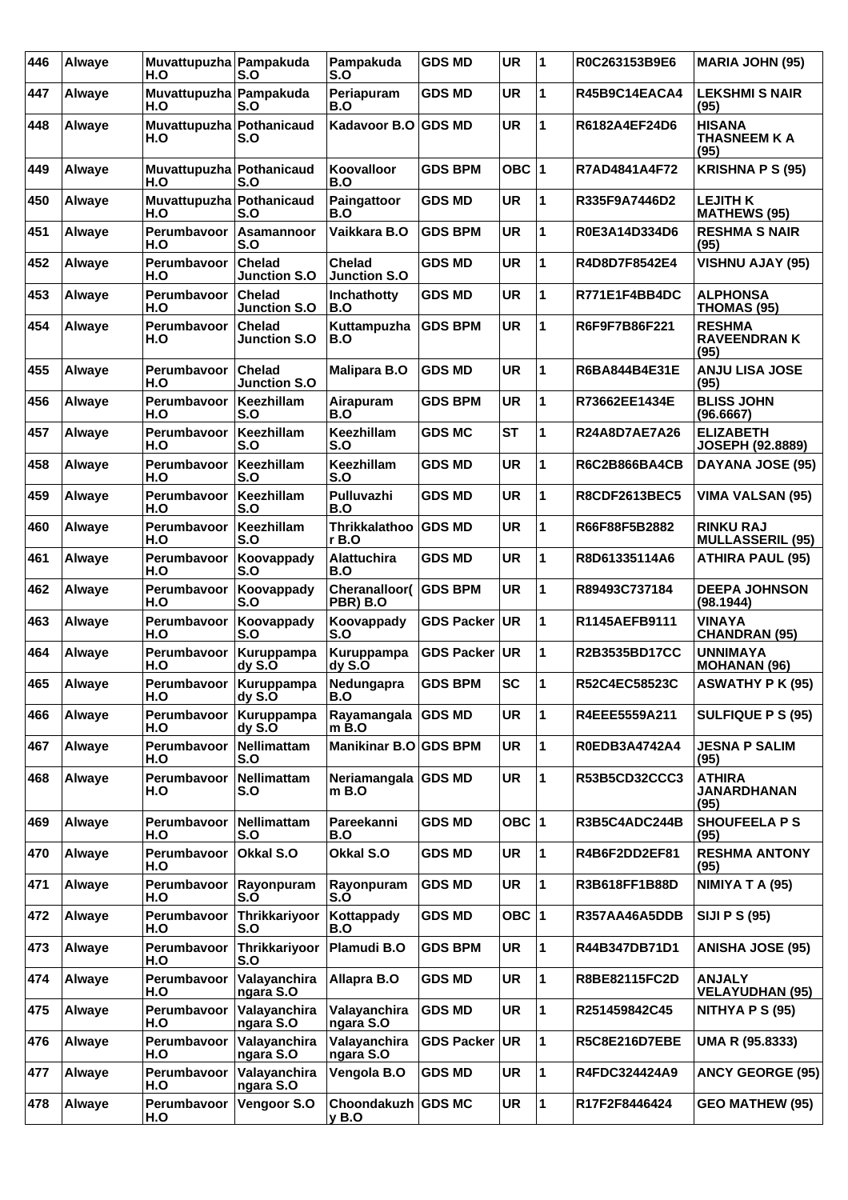| 446 | Alwaye | Muvattupuzha H.O | Pampakuda S.O | Pampakuda S.O | GDS MD | UR | 1 | R0C263153B9E6 | MARIA JOHN (95) |
|---|---|---|---|---|---|---|---|---|---|
| 447 | Alwaye | Muvattupuzha H.O | Pampakuda S.O | Periapuram B.O | GDS MD | UR | 1 | R45B9C14EACA4 | LEKSHMI S NAIR (95) |
| 448 | Alwaye | Muvattupuzha H.O | Pothanicaud S.O | Kadavoor B.O | GDS MD | UR | 1 | R6182A4EF24D6 | HISANA THASNEEM K A (95) |
| 449 | Alwaye | Muvattupuzha H.O | Pothanicaud S.O | Koovalloor B.O | GDS BPM | OBC | 1 | R7AD4841A4F72 | KRISHNA P S (95) |
| 450 | Alwaye | Muvattupuzha H.O | Pothanicaud S.O | Paingattoor B.O | GDS MD | UR | 1 | R335F9A7446D2 | LEJITH K MATHEWS (95) |
| 451 | Alwaye | Perumbavoor H.O | Asamannoor S.O | Vaikkara B.O | GDS BPM | UR | 1 | R0E3A14D334D6 | RESHMA S NAIR (95) |
| 452 | Alwaye | Perumbavoor H.O | Chelad Junction S.O | Chelad Junction S.O | GDS MD | UR | 1 | R4D8D7F8542E4 | VISHNU AJAY (95) |
| 453 | Alwaye | Perumbavoor H.O | Chelad Junction S.O | Inchathotty B.O | GDS MD | UR | 1 | R771E1F4BB4DC | ALPHONSA THOMAS (95) |
| 454 | Alwaye | Perumbavoor H.O | Chelad Junction S.O | Kuttampuzha B.O | GDS BPM | UR | 1 | R6F9F7B86F221 | RESHMA RAVEENDRAN K (95) |
| 455 | Alwaye | Perumbavoor H.O | Chelad Junction S.O | Malipara B.O | GDS MD | UR | 1 | R6BA844B4E31E | ANJU LISA JOSE (95) |
| 456 | Alwaye | Perumbavoor H.O | Keezhillam S.O | Airapuram B.O | GDS BPM | UR | 1 | R73662EE1434E | BLISS JOHN (96.6667) |
| 457 | Alwaye | Perumbavoor H.O | Keezhillam S.O | Keezhillam S.O | GDS MC | ST | 1 | R24A8D7AE7A26 | ELIZABETH JOSEPH (92.8889) |
| 458 | Alwaye | Perumbavoor H.O | Keezhillam S.O | Keezhillam S.O | GDS MD | UR | 1 | R6C2B866BA4CB | DAYANA JOSE (95) |
| 459 | Alwaye | Perumbavoor H.O | Keezhillam S.O | Pulluvazhi B.O | GDS MD | UR | 1 | R8CDF2613BEC5 | VIMA VALSAN (95) |
| 460 | Alwaye | Perumbavoor H.O | Keezhillam S.O | Thrikkalathoor B.O | GDS MD | UR | 1 | R66F88F5B2882 | RINKU RAJ MULLASSERIL (95) |
| 461 | Alwaye | Perumbavoor H.O | Koovappady S.O | Alattuchira B.O | GDS MD | UR | 1 | R8D61335114A6 | ATHIRA PAUL (95) |
| 462 | Alwaye | Perumbavoor H.O | Koovappady S.O | Cheranalloor( PBR) B.O | GDS BPM | UR | 1 | R89493C737184 | DEEPA JOHNSON (98.1944) |
| 463 | Alwaye | Perumbavoor H.O | Koovappady S.O | Koovappady S.O | GDS Packer | UR | 1 | R1145AEFB9111 | VINAYA CHANDRAN (95) |
| 464 | Alwaye | Perumbavoor H.O | Kuruppampady S.O | Kuruppampady S.O | GDS Packer | UR | 1 | R2B3535BD17CC | UNNIMAYA MOHANAN (96) |
| 465 | Alwaye | Perumbavoor H.O | Kuruppampady S.O | Nedungapra B.O | GDS BPM | SC | 1 | R52C4EC58523C | ASWATHY P K (95) |
| 466 | Alwaye | Perumbavoor H.O | Kuruppampady S.O | Rayamangalam B.O | GDS MD | UR | 1 | R4EEE5559A211 | SULFIQUE P S (95) |
| 467 | Alwaye | Perumbavoor H.O | Nellimattam S.O | Manikinar B.O | GDS BPM | UR | 1 | R0EDB3A4742A4 | JESNA P SALIM (95) |
| 468 | Alwaye | Perumbavoor H.O | Nellimattam S.O | Neriamangalam B.O | GDS MD | UR | 1 | R53B5CD32CCC3 | ATHIRA JANARDHANAN (95) |
| 469 | Alwaye | Perumbavoor H.O | Nellimattam S.O | Pareekanni B.O | GDS MD | OBC | 1 | R3B5C4ADC244B | SHOUFEELA P S (95) |
| 470 | Alwaye | Perumbavoor H.O | Okkal S.O | Okkal S.O | GDS MD | UR | 1 | R4B6F2DD2EF81 | RESHMA ANTONY (95) |
| 471 | Alwaye | Perumbavoor H.O | Rayonpuram S.O | Rayonpuram S.O | GDS MD | UR | 1 | R3B618FF1B88D | NIMIYA T A (95) |
| 472 | Alwaye | Perumbavoor H.O | Thrikkariyoor S.O | Kottappady B.O | GDS MD | OBC | 1 | R357AA46A5DDB | SIJI P S (95) |
| 473 | Alwaye | Perumbavoor H.O | Thrikkariyoor S.O | Plamudi B.O | GDS BPM | UR | 1 | R44B347DB71D1 | ANISHA JOSE (95) |
| 474 | Alwaye | Perumbavoor H.O | Valayanchirangara S.O | Allapra B.O | GDS MD | UR | 1 | R8BE82115FC2D | ANJALY VELAYUDHAN (95) |
| 475 | Alwaye | Perumbavoor H.O | Valayanchirangara S.O | Valayanchirangara S.O | GDS MD | UR | 1 | R251459842C45 | NITHYA P S (95) |
| 476 | Alwaye | Perumbavoor H.O | Valayanchirangara S.O | Valayanchirangara S.O | GDS Packer | UR | 1 | R5C8E216D7EBE | UMA R (95.8333) |
| 477 | Alwaye | Perumbavoor H.O | Valayanchirangara S.O | Vengola B.O | GDS MD | UR | 1 | R4FDC324424A9 | ANCY GEORGE (95) |
| 478 | Alwaye | Perumbavoor H.O | Vengoor S.O | Choondakuzhy B.O | GDS MC | UR | 1 | R17F2F8446424 | GEO MATHEW (95) |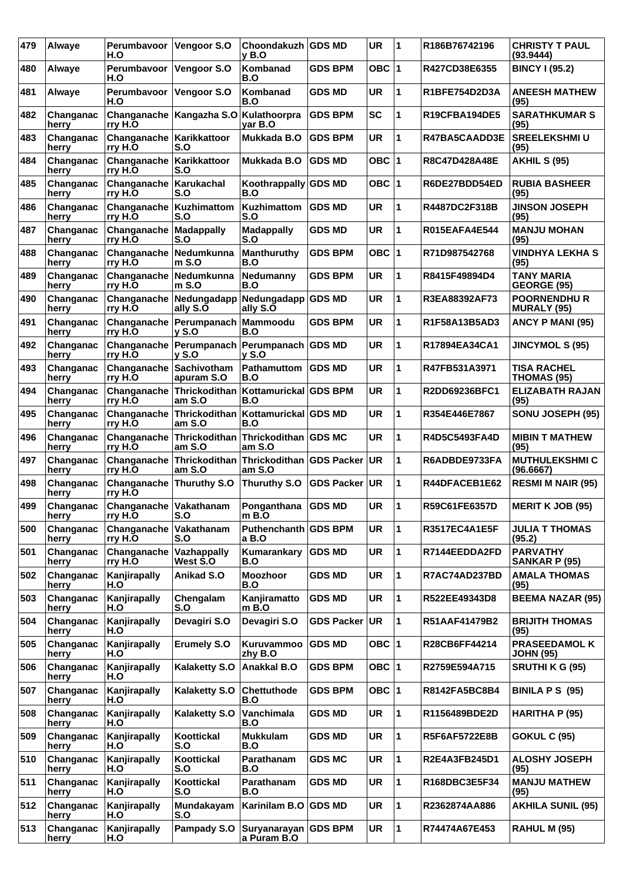| 479 | Alwaye | Perumbavoor H.O | Vengoor S.O | Choondakuzhy B.O | GDS MD | UR | 1 | R186B76742196 | CHRISTY T PAUL (93.9444) |
|---|---|---|---|---|---|---|---|---|---|
| 480 | Alwaye | Perumbavoor H.O | Vengoor S.O | Kombanad B.O | GDS BPM | OBC | 1 | R427CD38E6355 | BINCY I (95.2) |
| 481 | Alwaye | Perumbavoor H.O | Vengoor S.O | Kombanad B.O | GDS MD | UR | 1 | R1BFE754D2D3A | ANEESH MATHEW (95) |
| 482 | Changanacherry | Changanacherry H.O | Kangazha S.O | Kulathoorprayar B.O | GDS BPM | SC | 1 | R19CFBA194DE5 | SARATHKUMAR S (95) |
| 483 | Changanacherry | Changanacherry H.O | Karikkattoor S.O | Mukkada B.O | GDS BPM | UR | 1 | R47BA5CAADD3E | SREELEKSHMI U (95) |
| 484 | Changanacherry | Changanacherry H.O | Karikkattoor S.O | Mukkada B.O | GDS MD | OBC | 1 | R8C47D428A48E | AKHIL S (95) |
| 485 | Changanacherry | Changanacherry H.O | Karukachal S.O | Koothrappally B.O | GDS MD | OBC | 1 | R6DE27BDD54ED | RUBIA BASHEER (95) |
| 486 | Changanacherry | Changanacherry H.O | Kuzhimattom S.O | Kuzhimattom S.O | GDS MD | UR | 1 | R4487DC2F318B | JINSON JOSEPH (95) |
| 487 | Changanacherry | Changanacherry H.O | Madappally S.O | Madappally S.O | GDS MD | UR | 1 | R015EAFA4E544 | MANJU MOHAN (95) |
| 488 | Changanacherry | Changanacherry H.O | Nedumkunnam S.O | Manthuruthy B.O | GDS BPM | OBC | 1 | R71D987542768 | VINDHYA LEKHA S (95) |
| 489 | Changanacherry | Changanacherry H.O | Nedumkunnam S.O | Nedumanny B.O | GDS BPM | UR | 1 | R8415F49894D4 | TANY MARIA GEORGE (95) |
| 490 | Changanacherry | Changanacherry H.O | Nedungadappally S.O | Nedungadappally S.O | GDS MD | UR | 1 | R3EA88392AF73 | POORNENDHU R MURALY (95) |
| 491 | Changanacherry | Changanacherry H.O | Perumpanachy S.O | Mammoodu B.O | GDS BPM | UR | 1 | R1F58A13B5AD3 | ANCY P MANI (95) |
| 492 | Changanacherry | Changanacherry H.O | Perumpanachy S.O | Perumpanachy S.O | GDS MD | UR | 1 | R17894EA34CA1 | JINCYMOL S (95) |
| 493 | Changanacherry | Changanacherry H.O | Sachivothamapuram S.O | Pathamuttom B.O | GDS MD | UR | 1 | R47FB531A3971 | TISA RACHEL THOMAS (95) |
| 494 | Changanacherry | Changanacherry H.O | Thrickodithanam S.O | Kottamurickal B.O | GDS BPM | UR | 1 | R2DD69236BFC1 | ELIZABATH RAJAN (95) |
| 495 | Changanacherry | Changanacherry H.O | Thrickodithanam S.O | Kottamurickal B.O | GDS MD | UR | 1 | R354E446E7867 | SONU JOSEPH (95) |
| 496 | Changanacherry | Changanacherry H.O | Thrickodithanam S.O | Thrickodithanam S.O | GDS MC | UR | 1 | R4D5C5493FA4D | MIBIN T MATHEW (95) |
| 497 | Changanacherry | Changanacherry H.O | Thrickodithanam S.O | Thrickodithanam S.O | GDS Packer | UR | 1 | R6ADBDE9733FA | MUTHULEKSHMI C (96.6667) |
| 498 | Changanacherry | Changanacherry H.O | Thuruthy S.O | Thuruthy S.O | GDS Packer | UR | 1 | R44DFACEB1E62 | RESMI M NAIR (95) |
| 499 | Changanacherry | Changanacherry H.O | Vakathanam S.O | Ponganthanam B.O | GDS MD | UR | 1 | R59C61FE6357D | MERIT K JOB (95) |
| 500 | Changanacherry | Changanacherry H.O | Vakathanam S.O | Puthenchantha B.O | GDS BPM | UR | 1 | R3517EC4A1E5F | JULIA T THOMAS (95.2) |
| 501 | Changanacherry | Changanacherry H.O | Vazhappally West S.O | Kumarankary B.O | GDS MD | UR | 1 | R7144EEDDA2FD | PARVATHY SANKAR P (95) |
| 502 | Changanacherry | Kanjirapally H.O | Anikad S.O | Moozhoor B.O | GDS MD | UR | 1 | R7AC74AD237BD | AMALA THOMAS (95) |
| 503 | Changanacherry | Kanjirapally H.O | Chengalam S.O | Kanjiramattom B.O | GDS MD | UR | 1 | R522EE49343D8 | BEEMA NAZAR (95) |
| 504 | Changanacherry | Kanjirapally H.O | Devagiri S.O | Devagiri S.O | GDS Packer | UR | 1 | R51AAF41479B2 | BRIJITH THOMAS (95) |
| 505 | Changanacherry | Kanjirapally H.O | Erumely S.O | Kuruvammoozhy B.O | GDS MD | OBC | 1 | R28CB6FF44214 | PRASEEDAMOL K JOHN (95) |
| 506 | Changanacherry | Kanjirapally H.O | Kalaketty S.O | Anakkal B.O | GDS BPM | OBC | 1 | R2759E594A715 | SRUTHI K G (95) |
| 507 | Changanacherry | Kanjirapally H.O | Kalaketty S.O | Chettuthode B.O | GDS BPM | OBC | 1 | R8142FA5BC8B4 | BINILA P S (95) |
| 508 | Changanacherry | Kanjirapally H.O | Kalaketty S.O | Vanchimala B.O | GDS MD | UR | 1 | R1156489BDE2D | HARITHA P (95) |
| 509 | Changanacherry | Kanjirapally H.O | Koottickal S.O | Mukkulam B.O | GDS MD | UR | 1 | R5F6AF5722E8B | GOKUL C (95) |
| 510 | Changanacherry | Kanjirapally H.O | Koottickal S.O | Parathanam B.O | GDS MC | UR | 1 | R2E4A3FB245D1 | ALOSHY JOSEPH (95) |
| 511 | Changanacherry | Kanjirapally H.O | Koottickal S.O | Parathanam B.O | GDS MD | UR | 1 | R168DBC3E5F34 | MANJU MATHEW (95) |
| 512 | Changanacherry | Kanjirapally H.O | Mundakayam S.O | Karinilam B.O | GDS MD | UR | 1 | R2362874AA886 | AKHILA SUNIL (95) |
| 513 | Changanacherry | Kanjirapally H.O | Pampady S.O | Suryanarayana Puram B.O | GDS BPM | UR | 1 | R74474A67E453 | RAHUL M (95) |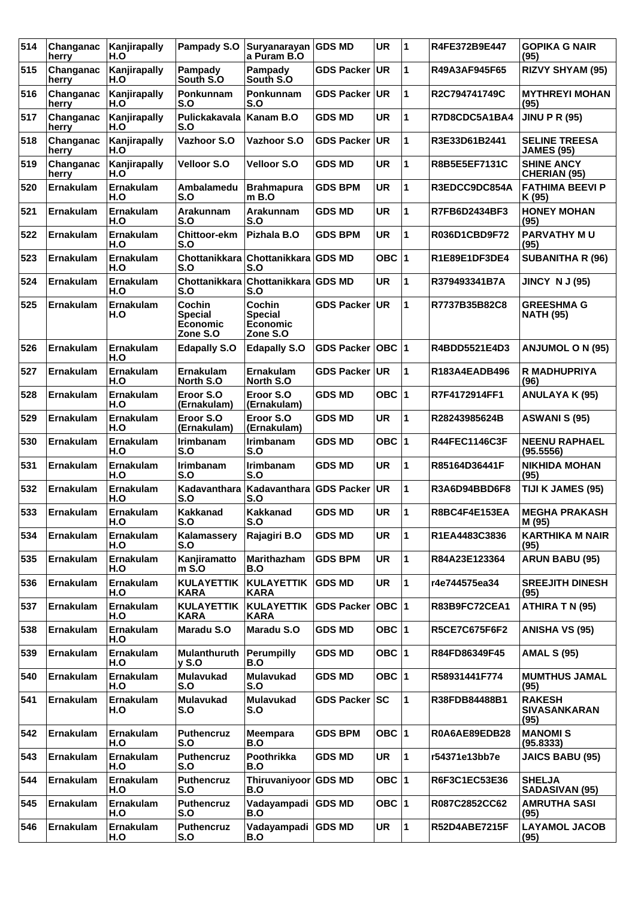| 514 | Changanacherry | Kanjirapally H.O | Pampady S.O | Suryanarayana Puram B.O | GDS MD | UR | 1 | R4FE372B9E447 | GOPIKA G NAIR (95) |
|---|---|---|---|---|---|---|---|---|---|
| 515 | Changanacherry | Kanjirapally H.O | Pampady South S.O | Pampady South S.O | GDS Packer | UR | 1 | R49A3AF945F65 | RIZVY SHYAM (95) |
| 516 | Changanacherry | Kanjirapally H.O | Ponkunnam S.O | Ponkunnam S.O | GDS Packer | UR | 1 | R2C794741749C | MYTHREYI MOHAN (95) |
| 517 | Changanacherry | Kanjirapally H.O | Pulickakavala S.O | Kanam B.O | GDS MD | UR | 1 | R7D8CDC5A1BA4 | JINU P R (95) |
| 518 | Changanacherry | Kanjirapally H.O | Vazhoor S.O | Vazhoor S.O | GDS Packer | UR | 1 | R3E33D61B2441 | SELINE TREESA JAMES (95) |
| 519 | Changanacherry | Kanjirapally H.O | Velloor S.O | Velloor S.O | GDS MD | UR | 1 | R8B5E5EF7131C | SHINE ANCY CHERIAN (95) |
| 520 | Ernakulam | Ernakulam H.O | Ambalamedu S.O | Brahmapuram B.O | GDS BPM | UR | 1 | R3EDCC9DC854A | FATHIMA BEEVI P K (95) |
| 521 | Ernakulam | Ernakulam H.O | Arakunnam S.O | Arakunnam S.O | GDS MD | UR | 1 | R7FB6D2434BF3 | HONEY MOHAN (95) |
| 522 | Ernakulam | Ernakulam H.O | Chittoor-ekm S.O | Pizhala B.O | GDS BPM | UR | 1 | R036D1CBD9F72 | PARVATHY M U (95) |
| 523 | Ernakulam | Ernakulam H.O | Chottanikkara S.O | Chottanikkara S.O | GDS MD | OBC | 1 | R1E89E1DF3DE4 | SUBANITHA R (96) |
| 524 | Ernakulam | Ernakulam H.O | Chottanikkara S.O | Chottanikkara S.O | GDS MD | UR | 1 | R379493341B7A | JINCY N J (95) |
| 525 | Ernakulam | Ernakulam H.O | Cochin Special Economic Zone S.O | Cochin Special Economic Zone S.O | GDS Packer | UR | 1 | R7737B35B82C8 | GREESHMA G NATH (95) |
| 526 | Ernakulam | Ernakulam H.O | Edapally S.O | Edapally S.O | GDS Packer | OBC | 1 | R4BDD5521E4D3 | ANJUMOL O N (95) |
| 527 | Ernakulam | Ernakulam H.O | Ernakulam North S.O | Ernakulam North S.O | GDS Packer | UR | 1 | R183A4EADB496 | R MADHUPRIYA (96) |
| 528 | Ernakulam | Ernakulam H.O | Eroor S.O (Ernakulam) | Eroor S.O (Ernakulam) | GDS MD | OBC | 1 | R7F4172914FF1 | ANULAYA K (95) |
| 529 | Ernakulam | Ernakulam H.O | Eroor S.O (Ernakulam) | Eroor S.O (Ernakulam) | GDS MD | UR | 1 | R28243985624B | ASWANI S (95) |
| 530 | Ernakulam | Ernakulam H.O | Irimbanam S.O | Irimbanam S.O | GDS MD | OBC | 1 | R44FEC1146C3F | NEENU RAPHAEL (95.5556) |
| 531 | Ernakulam | Ernakulam H.O | Irimbanam S.O | Irimbanam S.O | GDS MD | UR | 1 | R85164D36441F | NIKHIDA MOHAN (95) |
| 532 | Ernakulam | Ernakulam H.O | Kadavanthara S.O | Kadavanthara S.O | GDS Packer | UR | 1 | R3A6D94BBD6F8 | TIJI K JAMES (95) |
| 533 | Ernakulam | Ernakulam H.O | Kakkanad S.O | Kakkanad S.O | GDS MD | UR | 1 | R8BC4F4E153EA | MEGHA PRAKASH M (95) |
| 534 | Ernakulam | Ernakulam H.O | Kalamassery S.O | Rajagiri B.O | GDS MD | UR | 1 | R1EA4483C3836 | KARTHIKA M NAIR (95) |
| 535 | Ernakulam | Ernakulam H.O | Kanjiramattom S.O | Marithazham B.O | GDS BPM | UR | 1 | R84A23E123364 | ARUN BABU (95) |
| 536 | Ernakulam | Ernakulam H.O | KULAYETTIKKARA | KULAYETTIKKARA | GDS MD | UR | 1 | r4e744575ea34 | SREEJITH DINESH (95) |
| 537 | Ernakulam | Ernakulam H.O | KULAYETTIKKARA | KULAYETTIKKARA | GDS Packer | OBC | 1 | R83B9FC72CEA1 | ATHIRA T N (95) |
| 538 | Ernakulam | Ernakulam H.O | Maradu S.O | Maradu S.O | GDS MD | OBC | 1 | R5CE7C675F6F2 | ANISHA VS (95) |
| 539 | Ernakulam | Ernakulam H.O | Mulanthuruthy S.O | Perumpilly B.O | GDS MD | OBC | 1 | R84FD86349F45 | AMAL S (95) |
| 540 | Ernakulam | Ernakulam H.O | Mulavukad S.O | Mulavukad S.O | GDS MD | OBC | 1 | R58931441F774 | MUMTHUS JAMAL (95) |
| 541 | Ernakulam | Ernakulam H.O | Mulavukad S.O | Mulavukad S.O | GDS Packer | SC | 1 | R38FDB84488B1 | RAKESH SIVASANKARAN (95) |
| 542 | Ernakulam | Ernakulam H.O | Puthencruz S.O | Meempara B.O | GDS BPM | OBC | 1 | R0A6AE89EDB28 | MANOMI S (95.8333) |
| 543 | Ernakulam | Ernakulam H.O | Puthencruz S.O | Poothrikka B.O | GDS MD | UR | 1 | r54371e13bb7e | JAICS BABU (95) |
| 544 | Ernakulam | Ernakulam H.O | Puthencruz S.O | Thiruvaniyoor B.O | GDS MD | OBC | 1 | R6F3C1EC53E36 | SHELJA SADASIVAN (95) |
| 545 | Ernakulam | Ernakulam H.O | Puthencruz S.O | Vadayampadi B.O | GDS MD | OBC | 1 | R087C2852CC62 | AMRUTHA SASI (95) |
| 546 | Ernakulam | Ernakulam H.O | Puthencruz S.O | Vadayampadi B.O | GDS MD | UR | 1 | R52D4ABE7215F | LAYAMOL JACOB (95) |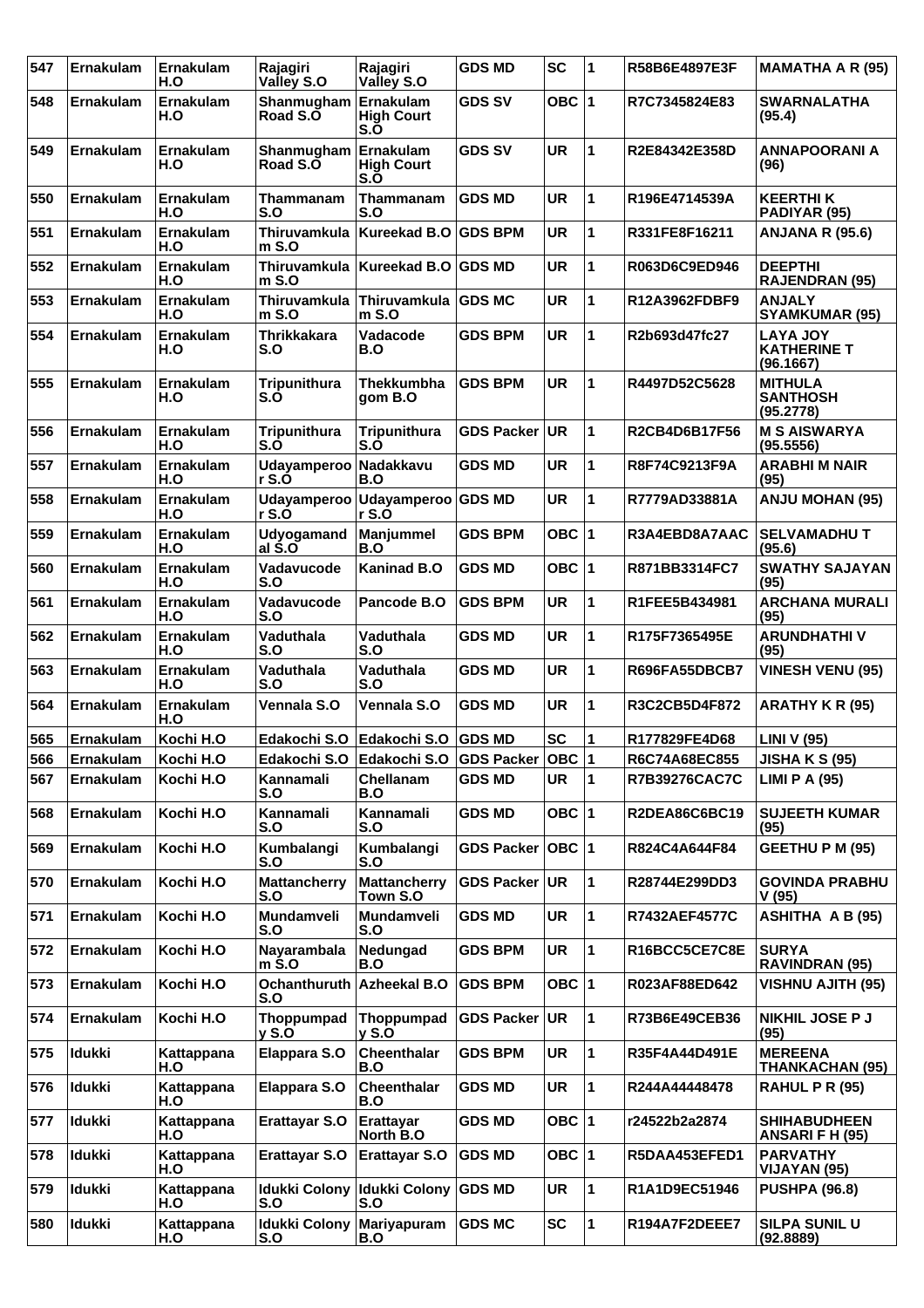| 547 | Ernakulam | Ernakulam H.O | Rajagiri Valley S.O | Rajagiri Valley S.O | GDS MD | SC | 1 | R58B6E4897E3F | MAMATHA A R (95) |
|---|---|---|---|---|---|---|---|---|---|
| 548 | Ernakulam | Ernakulam H.O | Shanmugham Road S.O | Ernakulam High Court S.O | GDS SV | OBC | 1 | R7C7345824E83 | SWARNALATHA (95.4) |
| 549 | Ernakulam | Ernakulam H.O | Shanmugham Road S.O | Ernakulam High Court S.O | GDS SV | UR | 1 | R2E84342E358D | ANNAPOORANI A (96) |
| 550 | Ernakulam | Ernakulam H.O | Thammanam S.O | Thammanam S.O | GDS MD | UR | 1 | R196E4714539A | KEERTHI K PADIYAR (95) |
| 551 | Ernakulam | Ernakulam H.O | Thiruvamkulam S.O | Kureekad B.O | GDS BPM | UR | 1 | R331FE8F16211 | ANJANA R (95.6) |
| 552 | Ernakulam | Ernakulam H.O | Thiruvamkulam S.O | Kureekad B.O | GDS MD | UR | 1 | R063D6C9ED946 | DEEPTHI RAJENDRAN (95) |
| 553 | Ernakulam | Ernakulam H.O | Thiruvamkulam S.O | Thiruvamkulam S.O | GDS MC | UR | 1 | R12A3962FDBF9 | ANJALY SYAMKUMAR (95) |
| 554 | Ernakulam | Ernakulam H.O | Thrikkakara S.O | Vadacode B.O | GDS BPM | UR | 1 | R2b693d47fc27 | LAYA JOY KATHERINE T (96.1667) |
| 555 | Ernakulam | Ernakulam H.O | Tripunithura S.O | Thekkumbhagom B.O | GDS BPM | UR | 1 | R4497D52C5628 | MITHULA SANTHOSH (95.2778) |
| 556 | Ernakulam | Ernakulam H.O | Tripunithura S.O | Tripunithura S.O | GDS Packer | UR | 1 | R2CB4D6B17F56 | M S AISWARYA (95.5556) |
| 557 | Ernakulam | Ernakulam H.O | Udayamperoor S.O | Nadakkavu B.O | GDS MD | UR | 1 | R8F74C9213F9A | ARABHI M NAIR (95) |
| 558 | Ernakulam | Ernakulam H.O | Udayamperoor S.O | Udayamperoor S.O | GDS MD | UR | 1 | R7779AD33881A | ANJU MOHAN (95) |
| 559 | Ernakulam | Ernakulam H.O | Udyogamandal S.O | Manjummel B.O | GDS BPM | OBC | 1 | R3A4EBD8A7AAC | SELVAMADHU T (95.6) |
| 560 | Ernakulam | Ernakulam H.O | Vadavucode S.O | Kaninad B.O | GDS MD | OBC | 1 | R871BB3314FC7 | SWATHY SAJAYAN (95) |
| 561 | Ernakulam | Ernakulam H.O | Vadavucode S.O | Pancode B.O | GDS BPM | UR | 1 | R1FEE5B434981 | ARCHANA MURALI (95) |
| 562 | Ernakulam | Ernakulam H.O | Vaduthala S.O | Vaduthala S.O | GDS MD | UR | 1 | R175F7365495E | ARUNDHATHI V (95) |
| 563 | Ernakulam | Ernakulam H.O | Vaduthala S.O | Vaduthala S.O | GDS MD | UR | 1 | R696FA55DBCB7 | VINESH VENU (95) |
| 564 | Ernakulam | Ernakulam H.O | Vennala S.O | Vennala S.O | GDS MD | UR | 1 | R3C2CB5D4F872 | ARATHY K R (95) |
| 565 | Ernakulam | Kochi H.O | Edakochi S.O | Edakochi S.O | GDS MD | SC | 1 | R177829FE4D68 | LINI V (95) |
| 566 | Ernakulam | Kochi H.O | Edakochi S.O | Edakochi S.O | GDS Packer | OBC | 1 | R6C74A68EC855 | JISHA K S (95) |
| 567 | Ernakulam | Kochi H.O | Kannamali S.O | Chellanam B.O | GDS MD | UR | 1 | R7B39276CAC7C | LIMI P A (95) |
| 568 | Ernakulam | Kochi H.O | Kannamali S.O | Kannamali S.O | GDS MD | OBC | 1 | R2DEA86C6BC19 | SUJEETH KUMAR (95) |
| 569 | Ernakulam | Kochi H.O | Kumbalangi S.O | Kumbalangi S.O | GDS Packer | OBC | 1 | R824C4A644F84 | GEETHU P M (95) |
| 570 | Ernakulam | Kochi H.O | Mattancherry S.O | Mattancherry Town S.O | GDS Packer | UR | 1 | R28744E299DD3 | GOVINDA PRABHU V (95) |
| 571 | Ernakulam | Kochi H.O | Mundamveli S.O | Mundamveli S.O | GDS MD | UR | 1 | R7432AEF4577C | ASHITHA A B (95) |
| 572 | Ernakulam | Kochi H.O | Nayarambalam S.O | Nedungad B.O | GDS BPM | UR | 1 | R16BCC5CE7C8E | SURYA RAVINDRAN (95) |
| 573 | Ernakulam | Kochi H.O | Ochanthuruth S.O | Azheekal B.O | GDS BPM | OBC | 1 | R023AF88ED642 | VISHNU AJITH (95) |
| 574 | Ernakulam | Kochi H.O | Thoppumpady S.O | Thoppumpady S.O | GDS Packer | UR | 1 | R73B6E49CEB36 | NIKHIL JOSE P J (95) |
| 575 | Idukki | Kattappana H.O | Elappara S.O | Cheenthalar B.O | GDS BPM | UR | 1 | R35F4A44D491E | MEREENA THANKACHAN (95) |
| 576 | Idukki | Kattappana H.O | Elappara S.O | Cheenthalar B.O | GDS MD | UR | 1 | R244A44448478 | RAHUL P R (95) |
| 577 | Idukki | Kattappana H.O | Erattayar S.O | Erattayar North B.O | GDS MD | OBC | 1 | r24522b2a2874 | SHIHABUDHEEN ANSARI F H (95) |
| 578 | Idukki | Kattappana H.O | Erattayar S.O | Erattayar S.O | GDS MD | OBC | 1 | R5DAA453EFED1 | PARVATHY VIJAYAN (95) |
| 579 | Idukki | Kattappana H.O | Idukki Colony S.O | Idukki Colony S.O | GDS MD | UR | 1 | R1A1D9EC51946 | PUSHPA (96.8) |
| 580 | Idukki | Kattappana H.O | Idukki Colony S.O | Mariyapuram B.O | GDS MC | SC | 1 | R194A7F2DEEE7 | SILPA SUNIL U (92.8889) |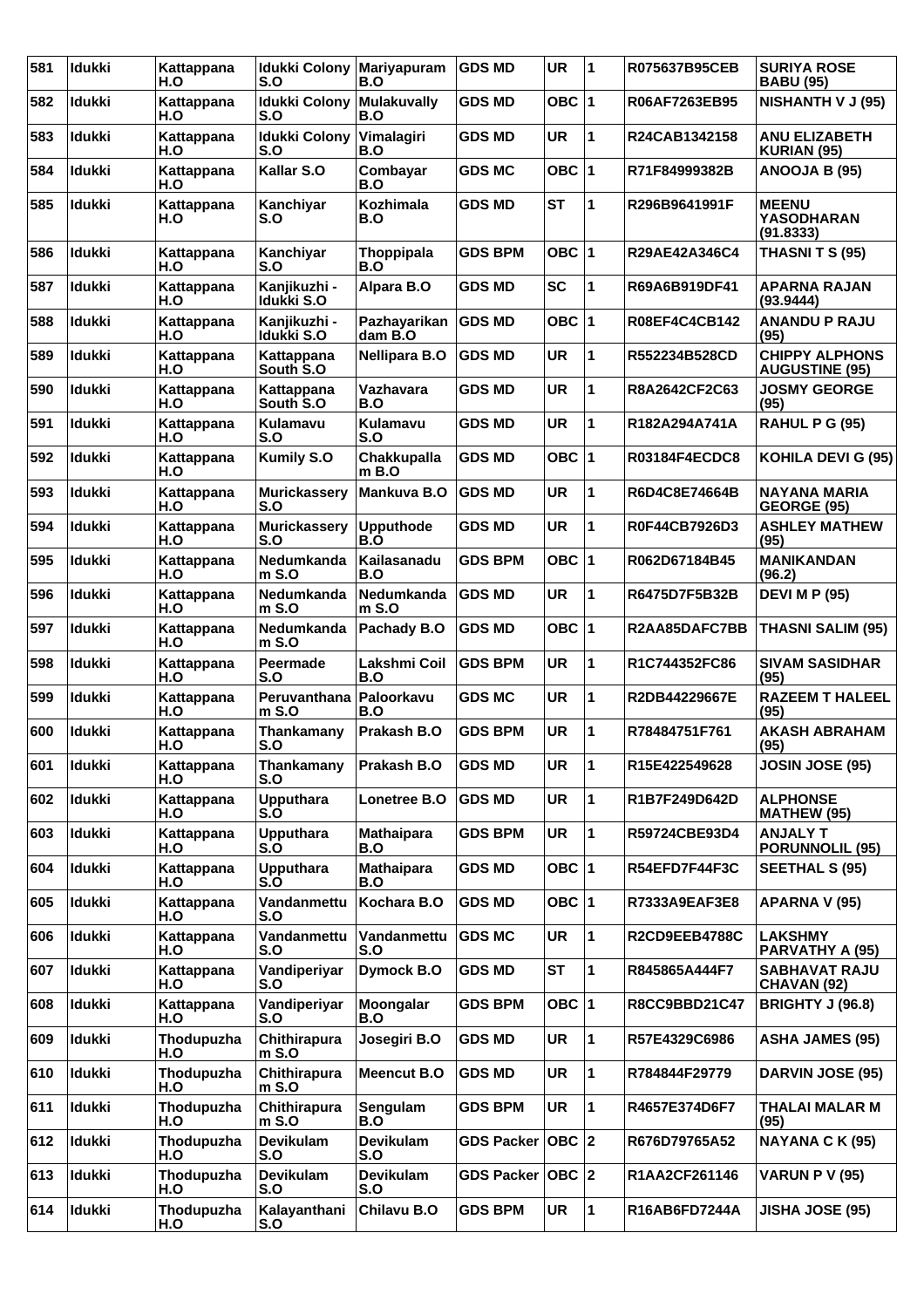| 581 | Idukki | Kattappana H.O | Idukki Colony S.O | Mariyapuram B.O | GDS MD | UR | 1 | R075637B95CEB | SURIYA ROSE BABU (95) |
|---|---|---|---|---|---|---|---|---|---|
| 582 | Idukki | Kattappana H.O | Idukki Colony S.O | Mulakuvally B.O | GDS MD | OBC | 1 | R06AF7263EB95 | NISHANTH V J (95) |
| 583 | Idukki | Kattappana H.O | Idukki Colony S.O | Vimalagiri B.O | GDS MD | UR | 1 | R24CAB1342158 | ANU ELIZABETH KURIAN (95) |
| 584 | Idukki | Kattappana H.O | Kallar S.O | Combayar B.O | GDS MC | OBC | 1 | R71F84999382B | ANOOJA B (95) |
| 585 | Idukki | Kattappana H.O | Kanchiyar S.O | Kozhimala B.O | GDS MD | ST | 1 | R296B9641991F | MEENU YASODHARAN (91.8333) |
| 586 | Idukki | Kattappana H.O | Kanchiyar S.O | Thoppipala B.O | GDS BPM | OBC | 1 | R29AE42A346C4 | THASNI T S (95) |
| 587 | Idukki | Kattappana H.O | Kanjikuzhi - Idukki S.O | Alpara B.O | GDS MD | SC | 1 | R69A6B919DF41 | APARNA RAJAN (93.9444) |
| 588 | Idukki | Kattappana H.O | Kanjikuzhi - Idukki S.O | Pazhayarikan dam B.O | GDS MD | OBC | 1 | R08EF4C4CB142 | ANANDU P RAJU (95) |
| 589 | Idukki | Kattappana H.O | Kattappana South S.O | Nellipara B.O | GDS MD | UR | 1 | R552234B528CD | CHIPPY ALPHONS AUGUSTINE (95) |
| 590 | Idukki | Kattappana H.O | Kattappana South S.O | Vazhavara B.O | GDS MD | UR | 1 | R8A2642CF2C63 | JOSMY GEORGE (95) |
| 591 | Idukki | Kattappana H.O | Kulamavu S.O | Kulamavu S.O | GDS MD | UR | 1 | R182A294A741A | RAHUL P G (95) |
| 592 | Idukki | Kattappana H.O | Kumily S.O | Chakkupalla m B.O | GDS MD | OBC | 1 | R03184F4ECDC8 | KOHILA DEVI G (95) |
| 593 | Idukki | Kattappana H.O | Murickassery S.O | Mankuva B.O | GDS MD | UR | 1 | R6D4C8E74664B | NAYANA MARIA GEORGE (95) |
| 594 | Idukki | Kattappana H.O | Murickassery S.O | Upputhode B.O | GDS MD | UR | 1 | R0F44CB7926D3 | ASHLEY MATHEW (95) |
| 595 | Idukki | Kattappana H.O | Nedumkanda m S.O | Kailasanadu B.O | GDS BPM | OBC | 1 | R062D67184B45 | MANIKANDAN (96.2) |
| 596 | Idukki | Kattappana H.O | Nedumkanda m S.O | Nedumkanda m S.O | GDS MD | UR | 1 | R6475D7F5B32B | DEVI M P (95) |
| 597 | Idukki | Kattappana H.O | Nedumkanda m S.O | Pachady B.O | GDS MD | OBC | 1 | R2AA85DAFC7BB | THASNI SALIM (95) |
| 598 | Idukki | Kattappana H.O | Peermade S.O | Lakshmi Coil B.O | GDS BPM | UR | 1 | R1C744352FC86 | SIVAM SASIDHAR (95) |
| 599 | Idukki | Kattappana H.O | Peruvanthana m S.O | Paloorkavu B.O | GDS MC | UR | 1 | R2DB44229667E | RAZEEM T HALEEL (95) |
| 600 | Idukki | Kattappana H.O | Thankamany S.O | Prakash B.O | GDS BPM | UR | 1 | R78484751F761 | AKASH ABRAHAM (95) |
| 601 | Idukki | Kattappana H.O | Thankamany S.O | Prakash B.O | GDS MD | UR | 1 | R15E422549628 | JOSIN JOSE (95) |
| 602 | Idukki | Kattappana H.O | Upputhara S.O | Lonetree B.O | GDS MD | UR | 1 | R1B7F249D642D | ALPHONSE MATHEW (95) |
| 603 | Idukki | Kattappana H.O | Upputhara S.O | Mathaipara B.O | GDS BPM | UR | 1 | R59724CBE93D4 | ANJALY T PORUNNOLIL (95) |
| 604 | Idukki | Kattappana H.O | Upputhara S.O | Mathaipara B.O | GDS MD | OBC | 1 | R54EFD7F44F3C | SEETHAL S (95) |
| 605 | Idukki | Kattappana H.O | Vandanmettu S.O | Kochara B.O | GDS MD | OBC | 1 | R7333A9EAF3E8 | APARNA V (95) |
| 606 | Idukki | Kattappana H.O | Vandanmettu S.O | Vandanmettu S.O | GDS MC | UR | 1 | R2CD9EEB4788C | LAKSHMY PARVATHY A (95) |
| 607 | Idukki | Kattappana H.O | Vandiperiyar S.O | Dymock B.O | GDS MD | ST | 1 | R845865A444F7 | SABHAVAT RAJU CHAVAN (92) |
| 608 | Idukki | Kattappana H.O | Vandiperiyar S.O | Moongalar B.O | GDS BPM | OBC | 1 | R8CC9BBD21C47 | BRIGHTY J (96.8) |
| 609 | Idukki | Thodupuzha H.O | Chithirapura m S.O | Josegiri B.O | GDS MD | UR | 1 | R57E4329C6986 | ASHA JAMES (95) |
| 610 | Idukki | Thodupuzha H.O | Chithirapura m S.O | Meencut B.O | GDS MD | UR | 1 | R784844F29779 | DARVIN JOSE (95) |
| 611 | Idukki | Thodupuzha H.O | Chithirapura m S.O | Sengulam B.O | GDS BPM | UR | 1 | R4657E374D6F7 | THALAI MALAR M (95) |
| 612 | Idukki | Thodupuzha H.O | Devikulam S.O | Devikulam S.O | GDS Packer | OBC | 2 | R676D79765A52 | NAYANA C K (95) |
| 613 | Idukki | Thodupuzha H.O | Devikulam S.O | Devikulam S.O | GDS Packer | OBC | 2 | R1AA2CF261146 | VARUN P V (95) |
| 614 | Idukki | Thodupuzha H.O | Kalayanthani S.O | Chilavu B.O | GDS BPM | UR | 1 | R16AB6FD7244A | JISHA JOSE (95) |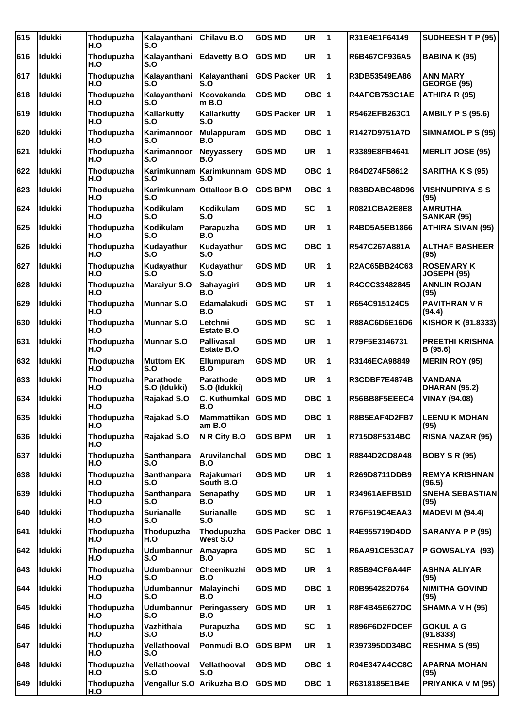| 615 | Idukki | Thodupuzha H.O | Kalayanthani S.O | Chilavu B.O | GDS MD | UR | 1 | R31E4E1F64149 | SUDHEESH T P (95) |
|---|---|---|---|---|---|---|---|---|---|
| 616 | Idukki | Thodupuzha H.O | Kalayanthani S.O | Edavetty B.O | GDS MD | UR | 1 | R6B467CF936A5 | BABINA K (95) |
| 617 | Idukki | Thodupuzha H.O | Kalayanthani S.O | Kalayanthani S.O | GDS Packer | UR | 1 | R3DB53549EA86 | ANN MARY GEORGE (95) |
| 618 | Idukki | Thodupuzha H.O | Kalayanthani S.O | Koovakandam B.O | GDS MD | OBC | 1 | R4AFCB753C1AE | ATHIRA R (95) |
| 619 | Idukki | Thodupuzha H.O | Kallarkutty S.O | Kallarkutty S.O | GDS Packer | UR | 1 | R5462EFB263C1 | AMBILY P S (95.6) |
| 620 | Idukki | Thodupuzha H.O | Karimannoor S.O | Mulappuram B.O | GDS MD | OBC | 1 | R1427D9751A7D | SIMNAMOL P S (95) |
| 621 | Idukki | Thodupuzha H.O | Karimannoor S.O | Neyyassery B.O | GDS MD | UR | 1 | R3389E8FB4641 | MERLIT JOSE (95) |
| 622 | Idukki | Thodupuzha H.O | Karimkunnam S.O | Karimkunnam S.O | GDS MD | OBC | 1 | R64D274F58612 | SARITHA K S (95) |
| 623 | Idukki | Thodupuzha H.O | Karimkunnam S.O | Ottalloor B.O | GDS BPM | OBC | 1 | R83BDABC48D96 | VISHNUPRIYA S S (95) |
| 624 | Idukki | Thodupuzha H.O | Kodikulam S.O | Kodikulam S.O | GDS MD | SC | 1 | R0821CBA2E8E8 | AMRUTHA SANKAR (95) |
| 625 | Idukki | Thodupuzha H.O | Kodikulam S.O | Parapuzha B.O | GDS MD | UR | 1 | R4BD5A5EB1866 | ATHIRA SIVAN (95) |
| 626 | Idukki | Thodupuzha H.O | Kudayathur S.O | Kudayathur S.O | GDS MC | OBC | 1 | R547C267A881A | ALTHAF BASHEER (95) |
| 627 | Idukki | Thodupuzha H.O | Kudayathur S.O | Kudayathur S.O | GDS MD | UR | 1 | R2AC65BB24C63 | ROSEMARY K JOSEPH (95) |
| 628 | Idukki | Thodupuzha H.O | Maraiyur S.O | Sahayagiri B.O | GDS MD | UR | 1 | R4CCC33482845 | ANNLIN ROJAN (95) |
| 629 | Idukki | Thodupuzha H.O | Munnar S.O | Edamalakudi B.O | GDS MC | ST | 1 | R654C915124C5 | PAVITHRAN V R (94.4) |
| 630 | Idukki | Thodupuzha H.O | Munnar S.O | Letchmi Estate B.O | GDS MD | SC | 1 | R88AC6D6E16D6 | KISHOR K (91.8333) |
| 631 | Idukki | Thodupuzha H.O | Munnar S.O | Pallivasal Estate B.O | GDS MD | UR | 1 | R79F5E3146731 | PREETHI KRISHNA B (95.6) |
| 632 | Idukki | Thodupuzha H.O | Muttom EK S.O | Ellumpuram B.O | GDS MD | UR | 1 | R3146ECA98849 | MERIN ROY (95) |
| 633 | Idukki | Thodupuzha H.O | Parathode S.O (Idukki) | Parathode S.O (Idukki) | GDS MD | UR | 1 | R3CDBF7E4874B | VANDANA DHARAN (95.2) |
| 634 | Idukki | Thodupuzha H.O | Rajakad S.O | C. Kuthumkal B.O | GDS MD | OBC | 1 | R56BB8F5EEEC4 | VINAY (94.08) |
| 635 | Idukki | Thodupuzha H.O | Rajakad S.O | Mammattikanam B.O | GDS MD | OBC | 1 | R8B5EAF4D2FB7 | LEENU K MOHAN (95) |
| 636 | Idukki | Thodupuzha H.O | Rajakad S.O | N R City B.O | GDS BPM | UR | 1 | R715D8F5314BC | RISNA NAZAR (95) |
| 637 | Idukki | Thodupuzha H.O | Santhanpara S.O | Aruvilanchal B.O | GDS MD | OBC | 1 | R8844D2CD8A48 | BOBY S R (95) |
| 638 | Idukki | Thodupuzha H.O | Santhanpara S.O | Rajakumari South B.O | GDS MD | UR | 1 | R269D8711DDB9 | REMYA KRISHNAN (96.5) |
| 639 | Idukki | Thodupuzha H.O | Santhanpara S.O | Senapathy B.O | GDS MD | UR | 1 | R34961AEFB51D | SNEHA SEBASTIAN (95) |
| 640 | Idukki | Thodupuzha H.O | Surianalle S.O | Surianalle S.O | GDS MD | SC | 1 | R76F519C4EAA3 | MADEVI M (94.4) |
| 641 | Idukki | Thodupuzha H.O | Thodupuzha H.O | Thodupuzha West S.O | GDS Packer | OBC | 1 | R4E955719D4DD | SARANYA P P (95) |
| 642 | Idukki | Thodupuzha H.O | Udumbannur S.O | Amayapra B.O | GDS MD | SC | 1 | R6AA91CE53CA7 | P GOWSALYA (93) |
| 643 | Idukki | Thodupuzha H.O | Udumbannur S.O | Cheenikuzhi B.O | GDS MD | UR | 1 | R85B94CF6A44F | ASHNA ALIYAR (95) |
| 644 | Idukki | Thodupuzha H.O | Udumbannur S.O | Malayinchi B.O | GDS MD | OBC | 1 | R0B954282D764 | NIMITHA GOVIND (95) |
| 645 | Idukki | Thodupuzha H.O | Udumbannur S.O | Peringassery B.O | GDS MD | UR | 1 | R8F4B45E627DC | SHAMNA V H (95) |
| 646 | Idukki | Thodupuzha H.O | Vazhithala S.O | Purapuzha B.O | GDS MD | SC | 1 | R896F6D2FDCEF | GOKUL A G (91.8333) |
| 647 | Idukki | Thodupuzha H.O | Vellathooval S.O | Ponmudi B.O | GDS BPM | UR | 1 | R397395DD34BC | RESHMA S (95) |
| 648 | Idukki | Thodupuzha H.O | Vellathooval S.O | Vellathooval S.O | GDS MD | OBC | 1 | R04E347A4CC8C | APARNA MOHAN (95) |
| 649 | Idukki | Thodupuzha H.O | Vengallur S.O | Arikuzha B.O | GDS MD | OBC | 1 | R6318185E1B4E | PRIYANKA V M (95) |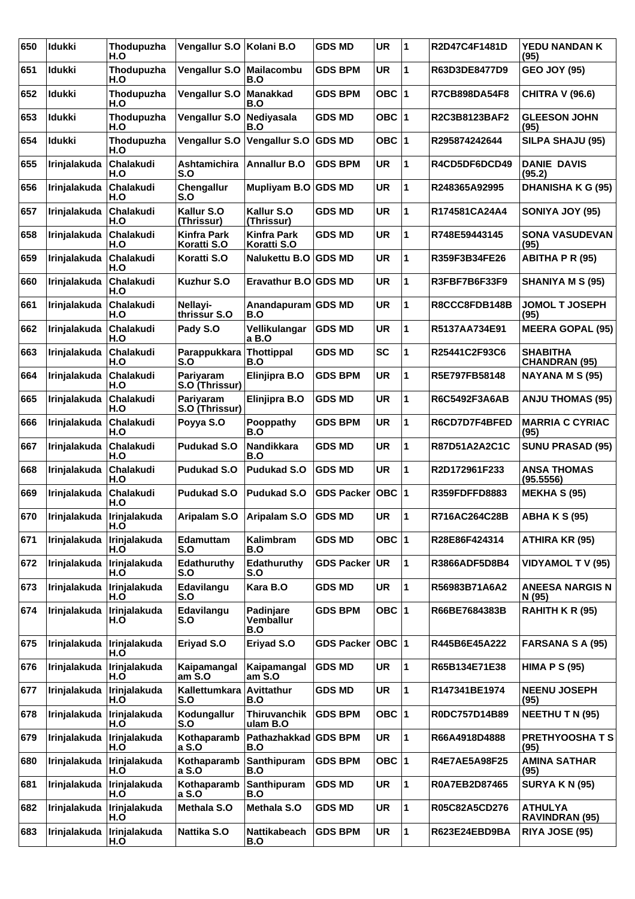| 650 | Idukki | Thodupuzha H.O | Vengallur S.O | Kolani B.O | GDS MD | UR | 1 | R2D47C4F1481D | YEDU NANDAN K (95) |
|---|---|---|---|---|---|---|---|---|---|
| 651 | Idukki | Thodupuzha H.O | Vengallur S.O | Mailacombu B.O | GDS BPM | UR | 1 | R63D3DE8477D9 | GEO JOY (95) |
| 652 | Idukki | Thodupuzha H.O | Vengallur S.O | Manakkad B.O | GDS BPM | OBC | 1 | R7CB898DA54F8 | CHITRA V (96.6) |
| 653 | Idukki | Thodupuzha H.O | Vengallur S.O | Nediyasala B.O | GDS MD | OBC | 1 | R2C3B8123BAF2 | GLEESON JOHN (95) |
| 654 | Idukki | Thodupuzha H.O | Vengallur S.O | Vengallur S.O | GDS MD | OBC | 1 | R295874242644 | SILPA SHAJU (95) |
| 655 | Irinjalakuda | Chalakudi H.O | Ashtamichira S.O | Annallur B.O | GDS BPM | UR | 1 | R4CD5DF6DCD49 | DANIE DAVIS (95.2) |
| 656 | Irinjalakuda | Chalakudi H.O | Chengallur S.O | Mupliyam B.O | GDS MD | UR | 1 | R248365A92995 | DHANISHA K G (95) |
| 657 | Irinjalakuda | Chalakudi H.O | Kallur S.O (Thrissur) | Kallur S.O (Thrissur) | GDS MD | UR | 1 | R174581CA24A4 | SONIYA JOY (95) |
| 658 | Irinjalakuda | Chalakudi H.O | Kinfra Park Koratti S.O | Kinfra Park Koratti S.O | GDS MD | UR | 1 | R748E59443145 | SONA VASUDEVAN (95) |
| 659 | Irinjalakuda | Chalakudi H.O | Koratti S.O | Nalukettu B.O | GDS MD | UR | 1 | R359F3B34FE26 | ABITHA P R (95) |
| 660 | Irinjalakuda | Chalakudi H.O | Kuzhur S.O | Eravathur B.O | GDS MD | UR | 1 | R3FBF7B6F33F9 | SHANIYA M S (95) |
| 661 | Irinjalakuda | Chalakudi H.O | Nellayi-thrissur S.O | Anandapuram B.O | GDS MD | UR | 1 | R8CCC8FDB148B | JOMOL T JOSEPH (95) |
| 662 | Irinjalakuda | Chalakudi H.O | Pady S.O | Vellikulangara B.O | GDS MD | UR | 1 | R5137AA734E91 | MEERA GOPAL (95) |
| 663 | Irinjalakuda | Chalakudi H.O | Parappukkara S.O | Thottippal B.O | GDS MD | SC | 1 | R25441C2F93C6 | SHABITHA CHANDRAN (95) |
| 664 | Irinjalakuda | Chalakudi H.O | Pariyaram S.O (Thrissur) | Elinjipra B.O | GDS BPM | UR | 1 | R5E797FB58148 | NAYANA M S (95) |
| 665 | Irinjalakuda | Chalakudi H.O | Pariyaram S.O (Thrissur) | Elinjipra B.O | GDS MD | UR | 1 | R6C5492F3A6AB | ANJU THOMAS (95) |
| 666 | Irinjalakuda | Chalakudi H.O | Poyya S.O | Pooppathy B.O | GDS BPM | UR | 1 | R6CD7D7F4BFED | MARRIA C CYRIAC (95) |
| 667 | Irinjalakuda | Chalakudi H.O | Pudukad S.O | Nandikkara B.O | GDS MD | UR | 1 | R87D51A2A2C1C | SUNU PRASAD (95) |
| 668 | Irinjalakuda | Chalakudi H.O | Pudukad S.O | Pudukad S.O | GDS MD | UR | 1 | R2D172961F233 | ANSA THOMAS (95.5556) |
| 669 | Irinjalakuda | Chalakudi H.O | Pudukad S.O | Pudukad S.O | GDS Packer | OBC | 1 | R359FDFFD8883 | MEKHA S (95) |
| 670 | Irinjalakuda | Irinjalakuda H.O | Aripalam S.O | Aripalam S.O | GDS MD | UR | 1 | R716AC264C28B | ABHA K S (95) |
| 671 | Irinjalakuda | Irinjalakuda H.O | Edamuttam S.O | Kalimbram B.O | GDS MD | OBC | 1 | R28E86F424314 | ATHIRA KR (95) |
| 672 | Irinjalakuda | Irinjalakuda H.O | Edathuruthy S.O | Edathuruthy S.O | GDS Packer | UR | 1 | R3866ADF5D8B4 | VIDYAMOL T V (95) |
| 673 | Irinjalakuda | Irinjalakuda H.O | Edavilangu S.O | Kara B.O | GDS MD | UR | 1 | R56983B71A6A2 | ANEESA NARGIS N N (95) |
| 674 | Irinjalakuda | Irinjalakuda H.O | Edavilangu S.O | Padinjare Vemballur B.O | GDS BPM | OBC | 1 | R66BE7684383B | RAHITH K R (95) |
| 675 | Irinjalakuda | Irinjalakuda H.O | Eriyad S.O | Eriyad S.O | GDS Packer | OBC | 1 | R445B6E45A222 | FARSANA S A (95) |
| 676 | Irinjalakuda | Irinjalakuda H.O | Kaipamangalam S.O | Kaipamangalam S.O | GDS MD | UR | 1 | R65B134E71E38 | HIMA P S (95) |
| 677 | Irinjalakuda | Irinjalakuda H.O | Kallettumkara S.O | Avittathur B.O | GDS MD | UR | 1 | R147341BE1974 | NEENU JOSEPH (95) |
| 678 | Irinjalakuda | Irinjalakuda H.O | Kodungallur S.O | Thiruvanchikulam B.O | GDS BPM | OBC | 1 | R0DC757D14B89 | NEETHU T N (95) |
| 679 | Irinjalakuda | Irinjalakuda H.O | Kothaparamba S.O | Pathazhakkad B.O | GDS BPM | UR | 1 | R66A4918D4888 | PRETHYOOSHA T S (95) |
| 680 | Irinjalakuda | Irinjalakuda H.O | Kothaparamba S.O | Santhipuram B.O | GDS BPM | OBC | 1 | R4E7AE5A98F25 | AMINA SATHAR (95) |
| 681 | Irinjalakuda | Irinjalakuda H.O | Kothaparamba S.O | Santhipuram B.O | GDS MD | UR | 1 | R0A7EB2D87465 | SURYA K N (95) |
| 682 | Irinjalakuda | Irinjalakuda H.O | Methala S.O | Methala S.O | GDS MD | UR | 1 | R05C82A5CD276 | ATHULYA RAVINDRAN (95) |
| 683 | Irinjalakuda | Irinjalakuda H.O | Nattika S.O | Nattikabeach B.O | GDS BPM | UR | 1 | R623E24EBD9BA | RIYA JOSE (95) |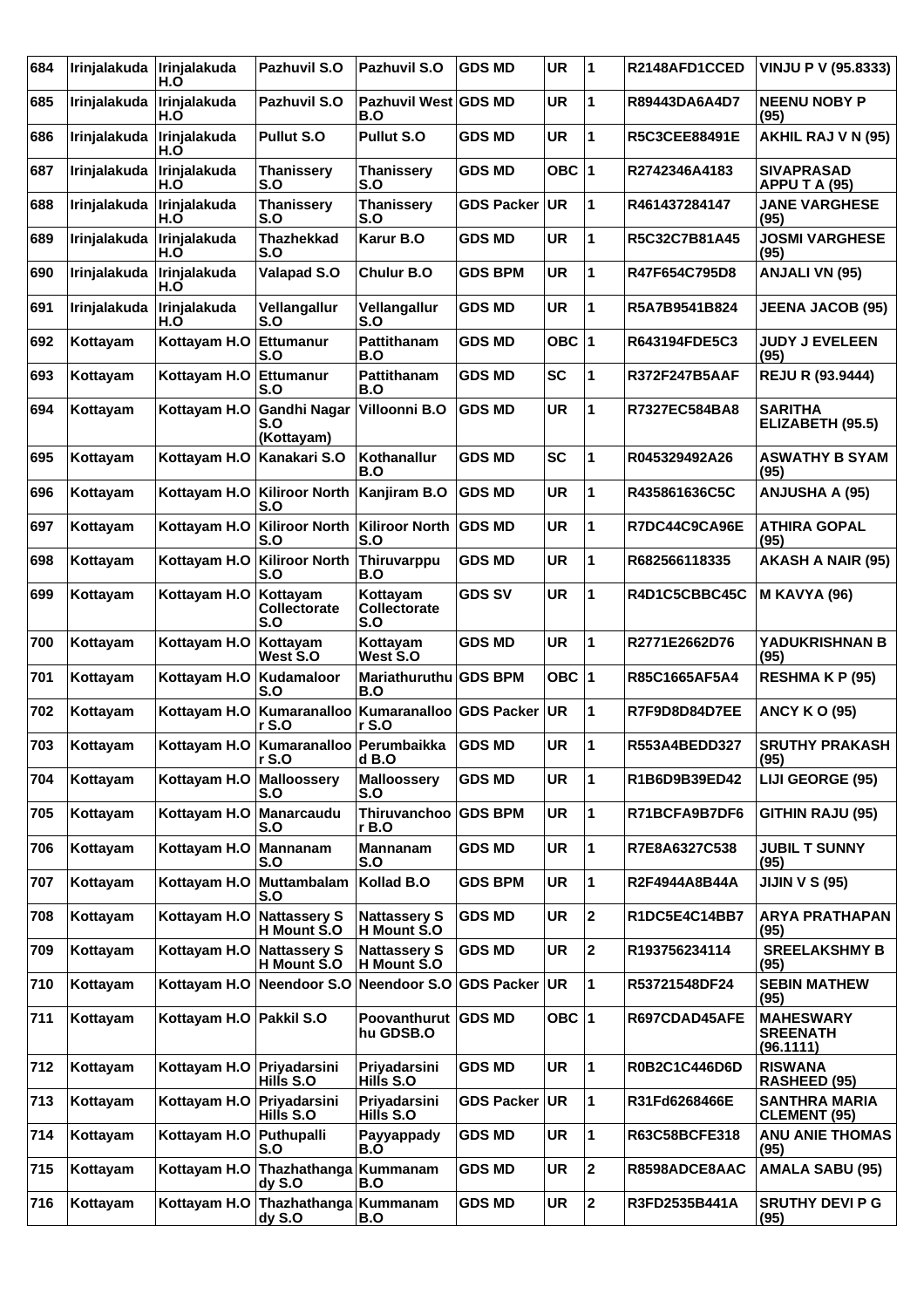| 684 | Irinjalakuda | Irinjalakuda H.O | Pazhuvil S.O | Pazhuvil S.O | GDS MD | UR | 1 | R2148AFD1CCED | VINJU P V (95.8333) |
|---|---|---|---|---|---|---|---|---|---|
| 685 | Irinjalakuda | Irinjalakuda H.O | Pazhuvil S.O | Pazhuvil West B.O | GDS MD | UR | 1 | R89443DA6A4D7 | NEENU NOBY P (95) |
| 686 | Irinjalakuda | Irinjalakuda H.O | Pullut S.O | Pullut S.O | GDS MD | UR | 1 | R5C3CEE88491E | AKHIL RAJ V N (95) |
| 687 | Irinjalakuda | Irinjalakuda H.O | Thanissery S.O | Thanissery S.O | GDS MD | OBC | 1 | R2742346A4183 | SIVAPRASAD APPU T A (95) |
| 688 | Irinjalakuda | Irinjalakuda H.O | Thanissery S.O | Thanissery S.O | GDS Packer | UR | 1 | R461437284147 | JANE VARGHESE (95) |
| 689 | Irinjalakuda | Irinjalakuda H.O | Thazhekkad S.O | Karur B.O | GDS MD | UR | 1 | R5C32C7B81A45 | JOSMI VARGHESE (95) |
| 690 | Irinjalakuda | Irinjalakuda H.O | Valapad S.O | Chulur B.O | GDS BPM | UR | 1 | R47F654C795D8 | ANJALI VN (95) |
| 691 | Irinjalakuda | Irinjalakuda H.O | Vellangallur S.O | Vellangallur S.O | GDS MD | UR | 1 | R5A7B9541B824 | JEENA JACOB (95) |
| 692 | Kottayam | Kottayam H.O | Ettumanur S.O | Pattithanam B.O | GDS MD | OBC | 1 | R643194FDE5C3 | JUDY J EVELEEN (95) |
| 693 | Kottayam | Kottayam H.O | Ettumanur S.O | Pattithanam B.O | GDS MD | SC | 1 | R372F247B5AAF | REJU R (93.9444) |
| 694 | Kottayam | Kottayam H.O | Gandhi Nagar S.O (Kottayam) | Villoonni B.O | GDS MD | UR | 1 | R7327EC584BA8 | SARITHA ELIZABETH (95.5) |
| 695 | Kottayam | Kottayam H.O | Kanakari S.O | Kothanallur B.O | GDS MD | SC | 1 | R045329492A26 | ASWATHY B SYAM (95) |
| 696 | Kottayam | Kottayam H.O | Kiliroor North S.O | Kanjiram B.O | GDS MD | UR | 1 | R435861636C5C | ANJUSHA A (95) |
| 697 | Kottayam | Kottayam H.O | Kiliroor North S.O | Kiliroor North S.O | GDS MD | UR | 1 | R7DC44C9CA96E | ATHIRA GOPAL (95) |
| 698 | Kottayam | Kottayam H.O | Kiliroor North S.O | Thiruvarppu B.O | GDS MD | UR | 1 | R682566118335 | AKASH A NAIR (95) |
| 699 | Kottayam | Kottayam H.O | Kottayam Collectorate S.O | Kottayam Collectorate S.O | GDS SV | UR | 1 | R4D1C5CBBC45C | M KAVYA (96) |
| 700 | Kottayam | Kottayam H.O | Kottayam West S.O | Kottayam West S.O | GDS MD | UR | 1 | R2771E2662D76 | YADUKRISHNAN B (95) |
| 701 | Kottayam | Kottayam H.O | Kudamaloor S.O | Mariathuruthu B.O | GDS BPM | OBC | 1 | R85C1665AF5A4 | RESHMA K P (95) |
| 702 | Kottayam | Kottayam H.O | Kumaranalloor S.O | Kumaranalloor S.O | GDS Packer | UR | 1 | R7F9D8D84D7EE | ANCY K O (95) |
| 703 | Kottayam | Kottayam H.O | Kumaranalloor S.O | Perumbaikkad B.O | GDS MD | UR | 1 | R553A4BEDD327 | SRUTHY PRAKASH (95) |
| 704 | Kottayam | Kottayam H.O | Malloossery S.O | Malloossery S.O | GDS MD | UR | 1 | R1B6D9B39ED42 | LIJI GEORGE (95) |
| 705 | Kottayam | Kottayam H.O | Manarcaudu S.O | Thiruvanchoor B.O | GDS BPM | UR | 1 | R71BCFA9B7DF6 | GITHIN RAJU (95) |
| 706 | Kottayam | Kottayam H.O | Mannanam S.O | Mannanam S.O | GDS MD | UR | 1 | R7E8A6327C538 | JUBIL T SUNNY (95) |
| 707 | Kottayam | Kottayam H.O | Muttambalam S.O | Kollad B.O | GDS BPM | UR | 1 | R2F4944A8B44A | JIJIN V S (95) |
| 708 | Kottayam | Kottayam H.O | Nattassery S H Mount S.O | Nattassery S H Mount S.O | GDS MD | UR | 2 | R1DC5E4C14BB7 | ARYA PRATHAPAN (95) |
| 709 | Kottayam | Kottayam H.O | Nattassery S H Mount S.O | Nattassery S H Mount S.O | GDS MD | UR | 2 | R193756234114 | SREELAKSHMY B (95) |
| 710 | Kottayam | Kottayam H.O | Neendoor S.O | Neendoor S.O | GDS Packer | UR | 1 | R53721548DF24 | SEBIN MATHEW (95) |
| 711 | Kottayam | Kottayam H.O | Pakkil S.O | Poovanthuruthu GDSB.O | GDS MD | OBC | 1 | R697CDAD45AFE | MAHESWARY SREENATH (96.1111) |
| 712 | Kottayam | Kottayam H.O | Priyadarsini Hills S.O | Priyadarsini Hills S.O | GDS MD | UR | 1 | R0B2C1C446D6D | RISWANA RASHEED (95) |
| 713 | Kottayam | Kottayam H.O | Priyadarsini Hills S.O | Priyadarsini Hills S.O | GDS Packer | UR | 1 | R31Fd6268466E | SANTHRA MARIA CLEMENT (95) |
| 714 | Kottayam | Kottayam H.O | Puthupalli S.O | Payyappady B.O | GDS MD | UR | 1 | R63C58BCFE318 | ANU ANIE THOMAS (95) |
| 715 | Kottayam | Kottayam H.O | Thazhathangady S.O | Kummanam B.O | GDS MD | UR | 2 | R8598ADCE8AAC | AMALA SABU (95) |
| 716 | Kottayam | Kottayam H.O | Thazhathangady S.O | Kummanam B.O | GDS MD | UR | 2 | R3FD2535B441A | SRUTHY DEVI P G (95) |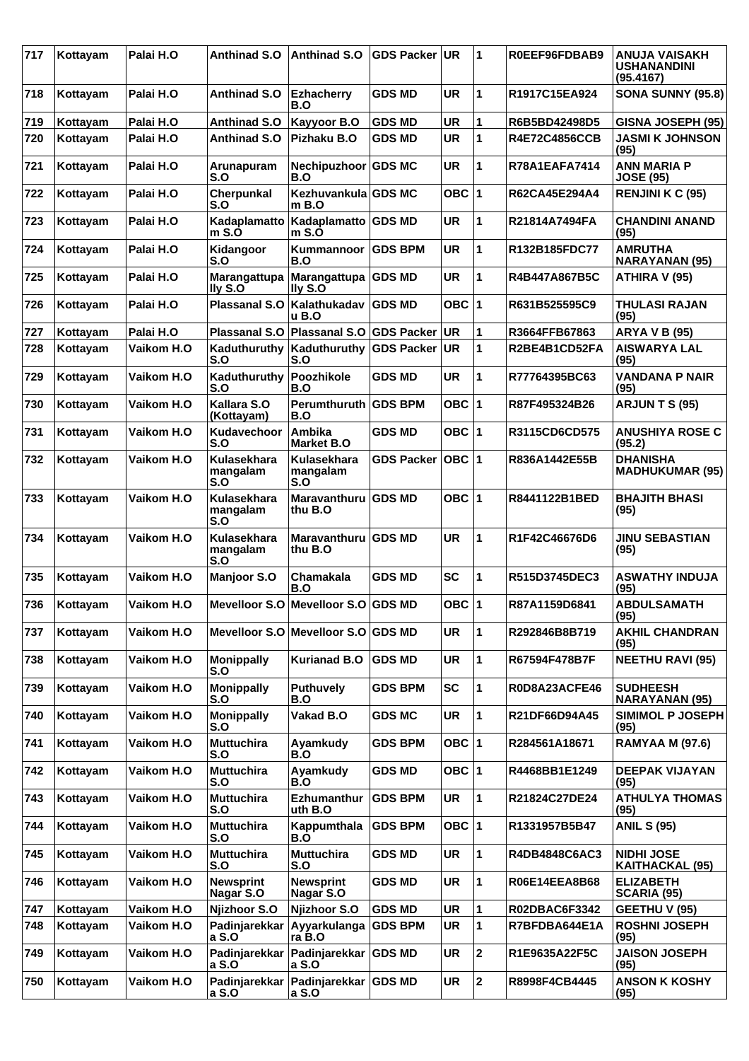| 717 | Kottayam | Palai H.O | Anthinad S.O | Anthinad S.O | GDS Packer | UR | 1 | R0EEF96FDBAB9 | ANUJA VAISAKH USHANANDINI (95.4167) |
|---|---|---|---|---|---|---|---|---|---|
| 718 | Kottayam | Palai H.O | Anthinad S.O | Ezhacherry B.O | GDS MD | UR | 1 | R1917C15EA924 | SONA SUNNY (95.8) |
| 719 | Kottayam | Palai H.O | Anthinad S.O | Kayyoor B.O | GDS MD | UR | 1 | R6B5BD42498D5 | GISNA JOSEPH (95) |
| 720 | Kottayam | Palai H.O | Anthinad S.O | Pizhaku B.O | GDS MD | UR | 1 | R4E72C4856CCB | JASMI K JOHNSON (95) |
| 721 | Kottayam | Palai H.O | Arunapuram S.O | Nechipuzhoor B.O | GDS MC | UR | 1 | R78A1EAFA7414 | ANN MARIA P JOSE (95) |
| 722 | Kottayam | Palai H.O | Cherpunkal S.O | Kezhuvankulam B.O | GDS MC | OBC | 1 | R62CA45E294A4 | RENJINI K C (95) |
| 723 | Kottayam | Palai H.O | Kadaplamattom S.O | Kadaplamattom S.O | GDS MD | UR | 1 | R21814A7494FA | CHANDINI ANAND (95) |
| 724 | Kottayam | Palai H.O | Kidangoor S.O | Kummannoor B.O | GDS BPM | UR | 1 | R132B185FDC77 | AMRUTHA NARAYANAN (95) |
| 725 | Kottayam | Palai H.O | Marangattupally S.O | Marangattupally S.O | GDS MD | UR | 1 | R4B447A867B5C | ATHIRA V (95) |
| 726 | Kottayam | Palai H.O | Plassanal S.O | Kalathukadavu B.O | GDS MD | OBC | 1 | R631B525595C9 | THULASI RAJAN (95) |
| 727 | Kottayam | Palai H.O | Plassanal S.O | Plassanal S.O | GDS Packer | UR | 1 | R3664FFB67863 | ARYA V B (95) |
| 728 | Kottayam | Vaikom H.O | Kaduthuruthy S.O | Kaduthuruthy S.O | GDS Packer | UR | 1 | R2BE4B1CD52FA | AISWARYA LAL (95) |
| 729 | Kottayam | Vaikom H.O | Kaduthuruthy S.O | Poozhikole B.O | GDS MD | UR | 1 | R77764395BC63 | VANDANA P NAIR (95) |
| 730 | Kottayam | Vaikom H.O | Kallara S.O (Kottayam) | Perumthuruth B.O | GDS BPM | OBC | 1 | R87F495324B26 | ARJUN T S (95) |
| 731 | Kottayam | Vaikom H.O | Kudavechoor S.O | Ambika Market B.O | GDS MD | OBC | 1 | R3115CD6CD575 | ANUSHIYA ROSE C (95.2) |
| 732 | Kottayam | Vaikom H.O | Kulasekhara mangalam S.O | Kulasekhara mangalam S.O | GDS Packer | OBC | 1 | R836A1442E55B | DHANISHA MADHUKUMAR (95) |
| 733 | Kottayam | Vaikom H.O | Kulasekhara mangalam S.O | Maravanthuruthu B.O | GDS MD | OBC | 1 | R8441122B1BED | BHAJITH BHASI (95) |
| 734 | Kottayam | Vaikom H.O | Kulasekhara mangalam S.O | Maravanthuruthu B.O | GDS MD | UR | 1 | R1F42C46676D6 | JINU SEBASTIAN (95) |
| 735 | Kottayam | Vaikom H.O | Manjoor S.O | Chamakala B.O | GDS MD | SC | 1 | R515D3745DEC3 | ASWATHY INDUJA (95) |
| 736 | Kottayam | Vaikom H.O | Mevelloor S.O | Mevelloor S.O | GDS MD | OBC | 1 | R87A1159D6841 | ABDULSAMATH (95) |
| 737 | Kottayam | Vaikom H.O | Mevelloor S.O | Mevelloor S.O | GDS MD | UR | 1 | R292846B8B719 | AKHIL CHANDRAN (95) |
| 738 | Kottayam | Vaikom H.O | Monippally S.O | Kurianad B.O | GDS MD | UR | 1 | R67594F478B7F | NEETHU RAVI (95) |
| 739 | Kottayam | Vaikom H.O | Monippally S.O | Puthuvely B.O | GDS BPM | SC | 1 | R0D8A23ACFE46 | SUDHEESH NARAYANAN (95) |
| 740 | Kottayam | Vaikom H.O | Monippally S.O | Vakad B.O | GDS MC | UR | 1 | R21DF66D94A45 | SIMIMOL P JOSEPH (95) |
| 741 | Kottayam | Vaikom H.O | Muttuchira S.O | Ayamkudy B.O | GDS BPM | OBC | 1 | R284561A18671 | RAMYAA M (97.6) |
| 742 | Kottayam | Vaikom H.O | Muttuchira S.O | Ayamkudy B.O | GDS MD | OBC | 1 | R4468BB1E1249 | DEEPAK VIJAYAN (95) |
| 743 | Kottayam | Vaikom H.O | Muttuchira S.O | Ezhumanthuruth B.O | GDS BPM | UR | 1 | R21824C27DE24 | ATHULYA THOMAS (95) |
| 744 | Kottayam | Vaikom H.O | Muttuchira S.O | Kappumthala B.O | GDS BPM | OBC | 1 | R1331957B5B47 | ANIL S (95) |
| 745 | Kottayam | Vaikom H.O | Muttuchira S.O | Muttuchira S.O | GDS MD | UR | 1 | R4DB4848C6AC3 | NIDHI JOSE KAITHACKAL (95) |
| 746 | Kottayam | Vaikom H.O | Newsprint Nagar S.O | Newsprint Nagar S.O | GDS MD | UR | 1 | R06E14EEA8B68 | ELIZABETH SCARIA (95) |
| 747 | Kottayam | Vaikom H.O | Njizhoor S.O | Njizhoor S.O | GDS MD | UR | 1 | R02DBAC6F3342 | GEETHU V (95) |
| 748 | Kottayam | Vaikom H.O | Padinjarekkara S.O | Ayyarkulangara B.O | GDS BPM | UR | 1 | R7BFDBA644E1A | ROSHNI JOSEPH (95) |
| 749 | Kottayam | Vaikom H.O | Padinjarekkara S.O | Padinjarekkara S.O | GDS MD | UR | 2 | R1E9635A22F5C | JAISON JOSEPH (95) |
| 750 | Kottayam | Vaikom H.O | Padinjarekkara S.O | Padinjarekkara S.O | GDS MD | UR | 2 | R8998F4CB4445 | ANSON K KOSHY (95) |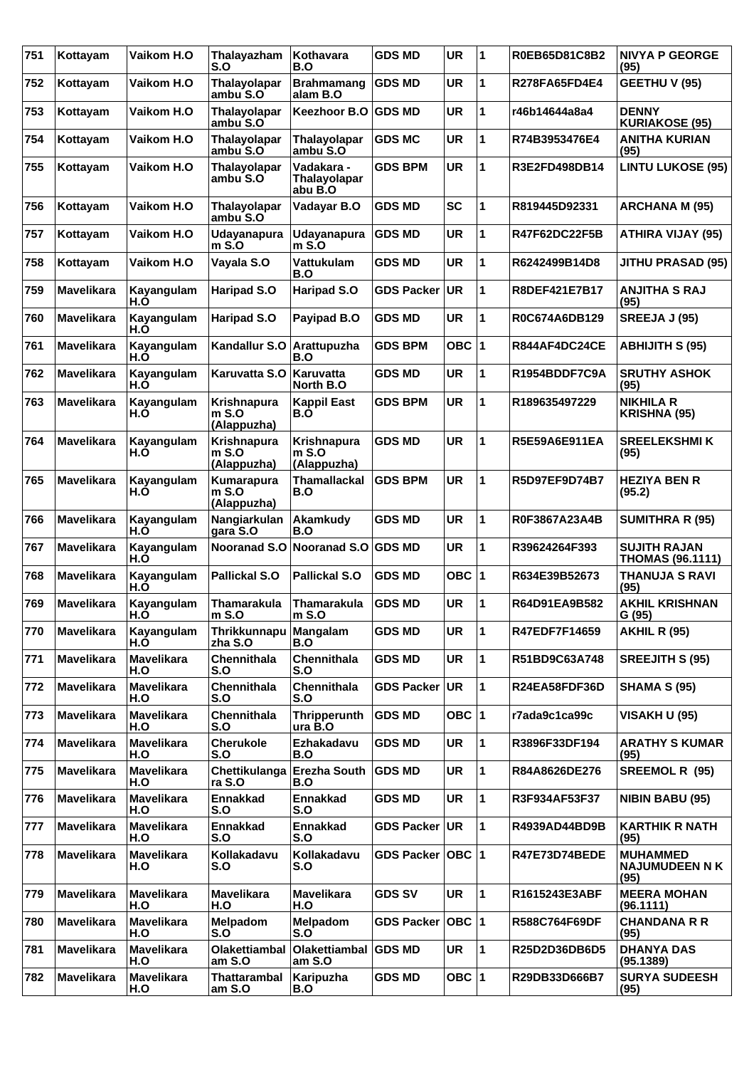| 751 | Kottayam | Vaikom H.O | Thalayazham S.O | Kothavara B.O | GDS MD | UR | 1 | R0EB65D81C8B2 | NIVYA P GEORGE (95) |
|---|---|---|---|---|---|---|---|---|---|
| 752 | Kottayam | Vaikom H.O | Thalayolaparambu S.O | Brahmamangalam B.O | GDS MD | UR | 1 | R278FA65FD4E4 | GEETHU V (95) |
| 753 | Kottayam | Vaikom H.O | Thalayolaparambu S.O | Keezhoor B.O | GDS MD | UR | 1 | r46b14644a8a4 | DENNY KURIAKOSE (95) |
| 754 | Kottayam | Vaikom H.O | Thalayolaparambu S.O | Thalayolaparambu S.O | GDS MC | UR | 1 | R74B3953476E4 | ANITHA KURIAN (95) |
| 755 | Kottayam | Vaikom H.O | Thalayolaparambu S.O | Vadakara - Thalayolaparabu B.O | GDS BPM | UR | 1 | R3E2FD498DB14 | LINTU LUKOSE (95) |
| 756 | Kottayam | Vaikom H.O | Thalayolaparambu S.O | Vadayar B.O | GDS MD | SC | 1 | R819445D92331 | ARCHANA M (95) |
| 757 | Kottayam | Vaikom H.O | Udayanapuram S.O | Udayanapuram S.O | GDS MD | UR | 1 | R47F62DC22F5B | ATHIRA VIJAY (95) |
| 758 | Kottayam | Vaikom H.O | Vayala S.O | Vattukulam B.O | GDS MD | UR | 1 | R6242499B14D8 | JITHU PRASAD (95) |
| 759 | Mavelikara | Kayangulam H.O | Haripad S.O | Haripad S.O | GDS Packer | UR | 1 | R8DEF421E7B17 | ANJITHA S RAJ (95) |
| 760 | Mavelikara | Kayangulam H.O | Haripad S.O | Payipad B.O | GDS MD | UR | 1 | R0C674A6DB129 | SREEJA J (95) |
| 761 | Mavelikara | Kayangulam H.O | Kandallur S.O | Arattupuzha B.O | GDS BPM | OBC | 1 | R844AF4DC24CE | ABHIJITH S (95) |
| 762 | Mavelikara | Kayangulam H.O | Karuvatta S.O | Karuvatta North B.O | GDS MD | UR | 1 | R1954BDDF7C9A | SRUTHY ASHOK (95) |
| 763 | Mavelikara | Kayangulam H.O | Krishnapuram S.O (Alappuzha) | Kappil East B.O | GDS BPM | UR | 1 | R189635497229 | NIKHILA R KRISHNA (95) |
| 764 | Mavelikara | Kayangulam H.O | Krishnapuram S.O (Alappuzha) | Krishnapuram S.O (Alappuzha) | GDS MD | UR | 1 | R5E59A6E911EA | SREELEKSHMI K (95) |
| 765 | Mavelikara | Kayangulam H.O | Kumarapuram S.O (Alappuzha) | Thamallackal B.O | GDS BPM | UR | 1 | R5D97EF9D74B7 | HEZIYA BEN R (95.2) |
| 766 | Mavelikara | Kayangulam H.O | Nangiarkulangara S.O | Akamkudy B.O | GDS MD | UR | 1 | R0F3867A23A4B | SUMITHRA R (95) |
| 767 | Mavelikara | Kayangulam H.O | Nooranad S.O | Nooranad S.O | GDS MD | UR | 1 | R39624264F393 | SUJITH RAJAN THOMAS (96.1111) |
| 768 | Mavelikara | Kayangulam H.O | Pallickal S.O | Pallickal S.O | GDS MD | OBC | 1 | R634E39B52673 | THANUJA S RAVI (95) |
| 769 | Mavelikara | Kayangulam H.O | Thamarakulam S.O | Thamarakulam S.O | GDS MD | UR | 1 | R64D91EA9B582 | AKHIL KRISHNAN G (95) |
| 770 | Mavelikara | Kayangulam H.O | Thrikkunnapuzha S.O | Mangalam B.O | GDS MD | UR | 1 | R47EDF7F14659 | AKHIL R (95) |
| 771 | Mavelikara | Mavelikara H.O | Chennithala S.O | Chennithala S.O | GDS MD | UR | 1 | R51BD9C63A748 | SREEJITH S (95) |
| 772 | Mavelikara | Mavelikara H.O | Chennithala S.O | Chennithala S.O | GDS Packer | UR | 1 | R24EA58FDF36D | SHAMA S (95) |
| 773 | Mavelikara | Mavelikara H.O | Chennithala S.O | Thripperunthura B.O | GDS MD | OBC | 1 | r7ada9c1ca99c | VISAKH U (95) |
| 774 | Mavelikara | Mavelikara H.O | Cherukole S.O | Ezhakadavu B.O | GDS MD | UR | 1 | R3896F33DF194 | ARATHY S KUMAR (95) |
| 775 | Mavelikara | Mavelikara H.O | Chettikulangara S.O | Erezha South B.O | GDS MD | UR | 1 | R84A8626DE276 | SREEMOL R (95) |
| 776 | Mavelikara | Mavelikara H.O | Ennakkad S.O | Ennakkad S.O | GDS MD | UR | 1 | R3F934AF53F37 | NIBIN BABU (95) |
| 777 | Mavelikara | Mavelikara H.O | Ennakkad S.O | Ennakkad S.O | GDS Packer | UR | 1 | R4939AD44BD9B | KARTHIK R NATH (95) |
| 778 | Mavelikara | Mavelikara H.O | Kollakadavu S.O | Kollakadavu S.O | GDS Packer | OBC | 1 | R47E73D74BEDE | MUHAMMED NAJUMUDEEN N K (95) |
| 779 | Mavelikara | Mavelikara H.O | Mavelikara H.O | Mavelikara H.O | GDS SV | UR | 1 | R1615243E3ABF | MEERA MOHAN (96.1111) |
| 780 | Mavelikara | Mavelikara H.O | Melpadom S.O | Melpadom S.O | GDS Packer | OBC | 1 | R588C764F69DF | CHANDANA R R (95) |
| 781 | Mavelikara | Mavelikara H.O | Olakettiambalam S.O | Olakettiambalam S.O | GDS MD | UR | 1 | R25D2D36DB6D5 | DHANYA DAS (95.1389) |
| 782 | Mavelikara | Mavelikara H.O | Thattarambalam S.O | Karipuzha B.O | GDS MD | OBC | 1 | R29DB33D666B7 | SURYA SUDEESH (95) |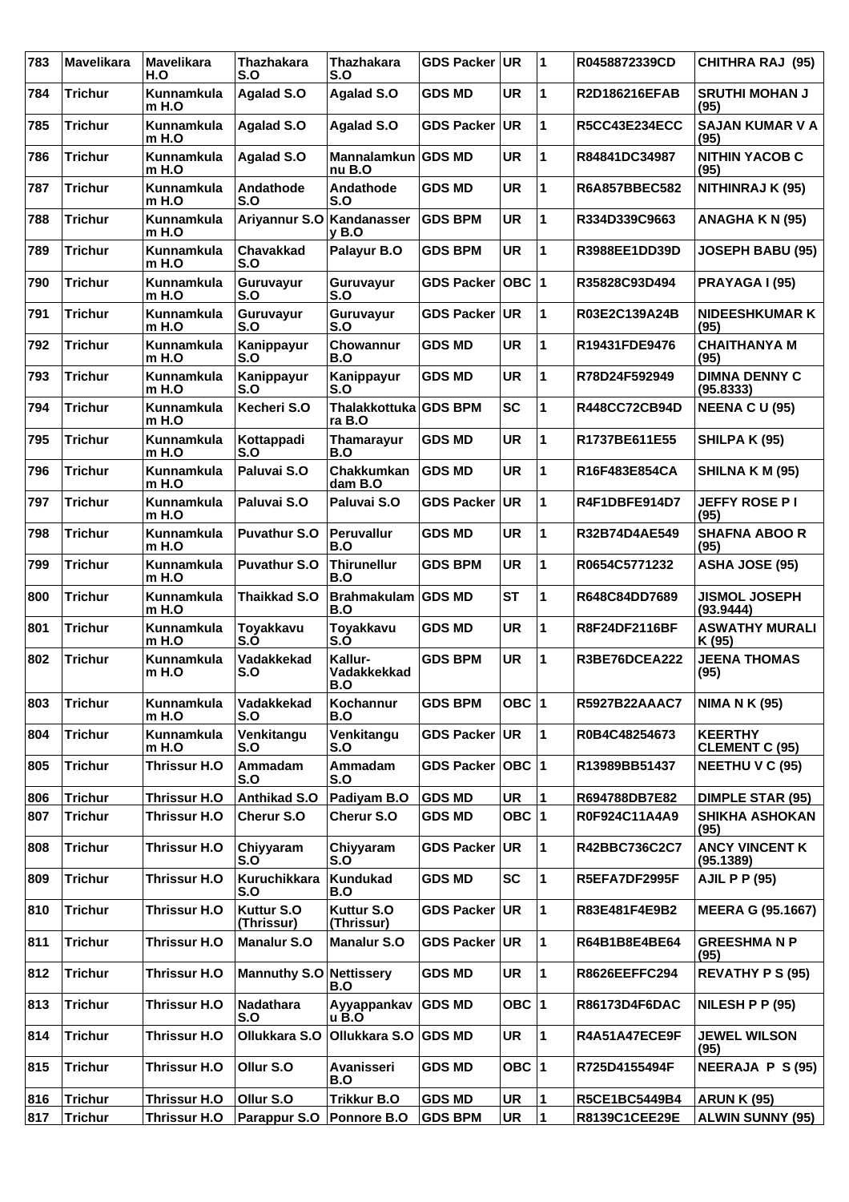| 783 | Mavelikara | Mavelikara H.O | Thazhakara S.O | Thazhakara S.O | GDS Packer | UR | 1 | R0458872339CD | CHITHRA RAJ (95) |
|---|---|---|---|---|---|---|---|---|---|
| 784 | Trichur | Kunnamkulam H.O | Agalad S.O | Agalad S.O | GDS MD | UR | 1 | R2D186216EFAB | SRUTHI MOHAN J (95) |
| 785 | Trichur | Kunnamkulam H.O | Agalad S.O | Agalad S.O | GDS Packer | UR | 1 | R5CC43E234ECC | SAJAN KUMAR V A (95) |
| 786 | Trichur | Kunnamkulam H.O | Agalad S.O | Mannalamkunnu B.O | GDS MD | UR | 1 | R84841DC34987 | NITHIN YACOB C (95) |
| 787 | Trichur | Kunnamkulam H.O | Andathode S.O | Andathode S.O | GDS MD | UR | 1 | R6A857BBEC582 | NITHINRAJ K (95) |
| 788 | Trichur | Kunnamkulam H.O | Ariyannur S.O | Kandanassery B.O | GDS BPM | UR | 1 | R334D339C9663 | ANAGHA K N (95) |
| 789 | Trichur | Kunnamkulam H.O | Chavakkad S.O | Palayur B.O | GDS BPM | UR | 1 | R3988EE1DD39D | JOSEPH BABU (95) |
| 790 | Trichur | Kunnamkulam H.O | Guruvayur S.O | Guruvayur S.O | GDS Packer | OBC | 1 | R35828C93D494 | PRAYAGA I (95) |
| 791 | Trichur | Kunnamkulam H.O | Guruvayur S.O | Guruvayur S.O | GDS Packer | UR | 1 | R03E2C139A24B | NIDEESHKUMAR K (95) |
| 792 | Trichur | Kunnamkulam H.O | Kanippayur S.O | Chowannur B.O | GDS MD | UR | 1 | R19431FDE9476 | CHAITHANYA M (95) |
| 793 | Trichur | Kunnamkulam H.O | Kanippayur S.O | Kanippayur S.O | GDS MD | UR | 1 | R78D24F592949 | DIMNA DENNY C (95.8333) |
| 794 | Trichur | Kunnamkulam H.O | Kecheri S.O | Thalakkottukara B.O | GDS BPM | SC | 1 | R448CC72CB94D | NEENA C U (95) |
| 795 | Trichur | Kunnamkulam H.O | Kottappadi S.O | Thamarayur B.O | GDS MD | UR | 1 | R1737BE611E55 | SHILPA K (95) |
| 796 | Trichur | Kunnamkulam H.O | Paluvai S.O | Chakkumkandam B.O | GDS MD | UR | 1 | R16F483E854CA | SHILNA K M (95) |
| 797 | Trichur | Kunnamkulam H.O | Paluvai S.O | Paluvai S.O | GDS Packer | UR | 1 | R4F1DBFE914D7 | JEFFY ROSE P I (95) |
| 798 | Trichur | Kunnamkulam H.O | Puvathur S.O | Peruvallur B.O | GDS MD | UR | 1 | R32B74D4AE549 | SHAFNA ABOO R (95) |
| 799 | Trichur | Kunnamkulam H.O | Puvathur S.O | Thirunellur B.O | GDS BPM | UR | 1 | R0654C5771232 | ASHA JOSE (95) |
| 800 | Trichur | Kunnamkulam H.O | Thaikkad S.O | Brahmakulam B.O | GDS MD | ST | 1 | R648C84DD7689 | JISMOL JOSEPH (93.9444) |
| 801 | Trichur | Kunnamkulam H.O | Toyakkavu S.O | Toyakkavu S.O | GDS MD | UR | 1 | R8F24DF2116BF | ASWATHY MURALI K (95) |
| 802 | Trichur | Kunnamkulam H.O | Vadakkekad S.O | Kallur-Vadakkekkad B.O | GDS BPM | UR | 1 | R3BE76DCEA222 | JEENA THOMAS (95) |
| 803 | Trichur | Kunnamkulam H.O | Vadakkekad S.O | Kochannur B.O | GDS BPM | OBC | 1 | R5927B22AAAC7 | NIMA N K (95) |
| 804 | Trichur | Kunnamkulam H.O | Venkitangu S.O | Venkitangu S.O | GDS Packer | UR | 1 | R0B4C48254673 | KEERTHY CLEMENT C (95) |
| 805 | Trichur | Thrissur H.O | Ammadam S.O | Ammadam S.O | GDS Packer | OBC | 1 | R13989BB51437 | NEETHU V C (95) |
| 806 | Trichur | Thrissur H.O | Anthikad S.O | Padiyam B.O | GDS MD | UR | 1 | R694788DB7E82 | DIMPLE STAR (95) |
| 807 | Trichur | Thrissur H.O | Cherur S.O | Cherur S.O | GDS MD | OBC | 1 | R0F924C11A4A9 | SHIKHA ASHOKAN (95) |
| 808 | Trichur | Thrissur H.O | Chiyyaram S.O | Chiyyaram S.O | GDS Packer | UR | 1 | R42BBC736C2C7 | ANCY VINCENT K (95.1389) |
| 809 | Trichur | Thrissur H.O | Kuruchikkara S.O | Kundukad B.O | GDS MD | SC | 1 | R5EFA7DF2995F | AJIL P P (95) |
| 810 | Trichur | Thrissur H.O | Kuttur S.O (Thrissur) | Kuttur S.O (Thrissur) | GDS Packer | UR | 1 | R83E481F4E9B2 | MEERA G (95.1667) |
| 811 | Trichur | Thrissur H.O | Manalur S.O | Manalur S.O | GDS Packer | UR | 1 | R64B1B8E4BE64 | GREESHMA N P (95) |
| 812 | Trichur | Thrissur H.O | Mannuthy S.O | Nettissery B.O | GDS MD | UR | 1 | R8626EEFFC294 | REVATHY P S (95) |
| 813 | Trichur | Thrissur H.O | Nadathara S.O | Ayyappankavu B.O | GDS MD | OBC | 1 | R86173D4F6DAC | NILESH P P (95) |
| 814 | Trichur | Thrissur H.O | Ollukkara S.O | Ollukkara S.O | GDS MD | UR | 1 | R4A51A47ECE9F | JEWEL WILSON (95) |
| 815 | Trichur | Thrissur H.O | Ollur S.O | Avanisseri B.O | GDS MD | OBC | 1 | R725D4155494F | NEERAJA P S (95) |
| 816 | Trichur | Thrissur H.O | Ollur S.O | Trikkur B.O | GDS MD | UR | 1 | R5CE1BC5449B4 | ARUN K (95) |
| 817 | Trichur | Thrissur H.O | Parappur S.O | Ponnore B.O | GDS BPM | UR | 1 | R8139C1CEE29E | ALWIN SUNNY (95) |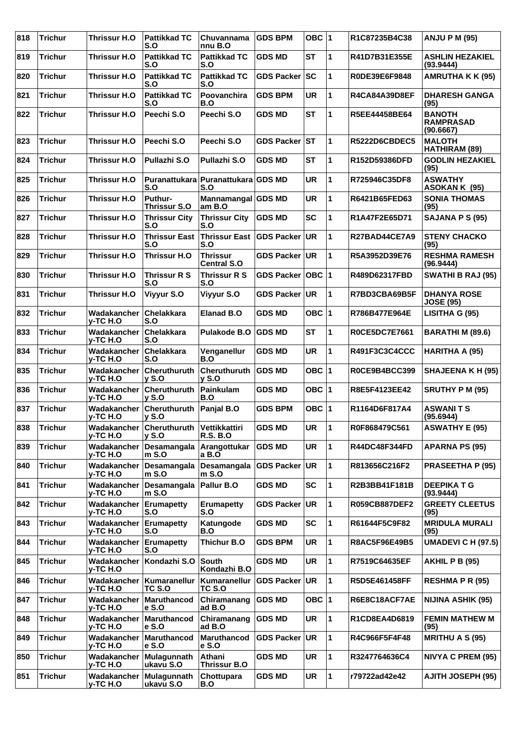| 818 | Trichur | Thrissur H.O | Pattikkad TC S.O | Chuvannamannu B.O | GDS BPM | OBC | 1 | R1C87235B4C38 | ANJU P M (95) |
|---|---|---|---|---|---|---|---|---|---|
| 819 | Trichur | Thrissur H.O | Pattikkad TC S.O | Pattikkad TC S.O | GDS MD | ST | 1 | R41D7B31E355E | ASHLIN HEZAKIEL (93.9444) |
| 820 | Trichur | Thrissur H.O | Pattikkad TC S.O | Pattikkad TC S.O | GDS Packer | SC | 1 | R0DE39E6F9848 | AMRUTHA K K (95) |
| 821 | Trichur | Thrissur H.O | Pattikkad TC S.O | Poovanchira B.O | GDS BPM | UR | 1 | R4CA84A39D8EF | DHARESH GANGA (95) |
| 822 | Trichur | Thrissur H.O | Peechi S.O | Peechi S.O | GDS MD | ST | 1 | R5EE44458BE64 | BANOTH RAMPRASAD (90.6667) |
| 823 | Trichur | Thrissur H.O | Peechi S.O | Peechi S.O | GDS Packer | ST | 1 | R5222D6CBDEC5 | MALOTH HATHIRAM (89) |
| 824 | Trichur | Thrissur H.O | Pullazhi S.O | Pullazhi S.O | GDS MD | ST | 1 | R152D59386DFD | GODLIN HEZAKIEL (95) |
| 825 | Trichur | Thrissur H.O | Puranattukara S.O | Puranattukara S.O | GDS MD | UR | 1 | R725946C35DF8 | ASWATHY ASOKAN K (95) |
| 826 | Trichur | Thrissur H.O | Puthur-Thrissur S.O | Mannamangalam B.O | GDS MD | UR | 1 | R6421B65FED63 | SONIA THOMAS (95) |
| 827 | Trichur | Thrissur H.O | Thrissur City S.O | Thrissur City S.O | GDS MD | SC | 1 | R1A47F2E65D71 | SAJANA P S (95) |
| 828 | Trichur | Thrissur H.O | Thrissur East S.O | Thrissur East S.O | GDS Packer | UR | 1 | R27BAD44CE7A9 | STENY CHACKO (95) |
| 829 | Trichur | Thrissur H.O | Thrissur H.O | Thrissur Central S.O | GDS Packer | UR | 1 | R5A3952D39E76 | RESHMA RAMESH (96.9444) |
| 830 | Trichur | Thrissur H.O | Thrissur R S S.O | Thrissur R S S.O | GDS Packer | OBC | 1 | R489D62317FBD | SWATHI B RAJ (95) |
| 831 | Trichur | Thrissur H.O | Viyyur S.O | Viyyur S.O | GDS Packer | UR | 1 | R7BD3CBA69B5F | DHANYA ROSE JOSE (95) |
| 832 | Trichur | Wadakanchery-TC H.O | Chelakkara S.O | Elanad B.O | GDS MD | OBC | 1 | R786B477E964E | LISITHA G (95) |
| 833 | Trichur | Wadakanchery-TC H.O | Chelakkara S.O | Pulakode B.O | GDS MD | ST | 1 | R0CE5DC7E7661 | BARATHI M (89.6) |
| 834 | Trichur | Wadakanchery-TC H.O | Chelakkara S.O | Venganellur B.O | GDS MD | UR | 1 | R491F3C3C4CCC | HARITHA A (95) |
| 835 | Trichur | Wadakanchery-TC H.O | Cheruthuruthy S.O | Cheruthuruthy S.O | GDS MD | OBC | 1 | R0CE9B4BCC399 | SHAJEENA K H (95) |
| 836 | Trichur | Wadakanchery-TC H.O | Cheruthuruthy S.O | Painkulam B.O | GDS MD | OBC | 1 | R8E5F4123EE42 | SRUTHY P M (95) |
| 837 | Trichur | Wadakanchery-TC H.O | Cheruthuruthy S.O | Panjal B.O | GDS BPM | OBC | 1 | R1164D6F817A4 | ASWANI T S (95.6944) |
| 838 | Trichur | Wadakanchery-TC H.O | Cheruthuruthy S.O | Vettikkattiri R.S. B.O | GDS MD | UR | 1 | R0F868479C561 | ASWATHY E (95) |
| 839 | Trichur | Wadakanchery-TC H.O | Desamangalam S.O | Arangottukara B.O | GDS MD | UR | 1 | R44DC48F344FD | APARNA PS (95) |
| 840 | Trichur | Wadakanchery-TC H.O | Desamangalam S.O | Desamangalam S.O | GDS Packer | UR | 1 | R813656C216F2 | PRASEETHA P (95) |
| 841 | Trichur | Wadakanchery-TC H.O | Desamangalam S.O | Pallur B.O | GDS MD | SC | 1 | R2B3BB41F181B | DEEPIKA T G (93.9444) |
| 842 | Trichur | Wadakanchery-TC H.O | Erumapetty S.O | Erumapetty S.O | GDS Packer | UR | 1 | R059CB887DEF2 | GREETY CLEETUS (95) |
| 843 | Trichur | Wadakanchery-TC H.O | Erumapetty S.O | Katungode B.O | GDS MD | SC | 1 | R61644F5C9F82 | MRIDULA MURALI (95) |
| 844 | Trichur | Wadakanchery-TC H.O | Erumapetty S.O | Thichur B.O | GDS BPM | UR | 1 | R8AC5F96E49B5 | UMADEVI C H (97.5) |
| 845 | Trichur | Wadakanchery-TC H.O | Kondazhi S.O | South Kondazhi B.O | GDS MD | UR | 1 | R7519C64635EF | AKHIL P B (95) |
| 846 | Trichur | Wadakanchery-TC H.O | Kumaranellur TC S.O | Kumaranellur TC S.O | GDS Packer | UR | 1 | R5D5E461458FF | RESHMA P R (95) |
| 847 | Trichur | Wadakanchery-TC H.O | Maruthancode S.O | Chiramanangad B.O | GDS MD | OBC | 1 | R6E8C18ACF7AE | NIJINA ASHIK (95) |
| 848 | Trichur | Wadakanchery-TC H.O | Maruthancode S.O | Chiramanangad B.O | GDS MD | UR | 1 | R1CD8EA4D6819 | FEMIN MATHEW M (95) |
| 849 | Trichur | Wadakanchery-TC H.O | Maruthancode S.O | Maruthancode S.O | GDS Packer | UR | 1 | R4C966F5F4F48 | MRITHU A S (95) |
| 850 | Trichur | Wadakanchery-TC H.O | Mulagunnathukavu S.O | Athani Thrissur B.O | GDS MD | UR | 1 | R3247764636C4 | NIVYA C PREM (95) |
| 851 | Trichur | Wadakanchery-TC H.O | Mulagunnathukavu S.O | Chottupara B.O | GDS MD | UR | 1 | r79722ad42e42 | AJITH JOSEPH (95) |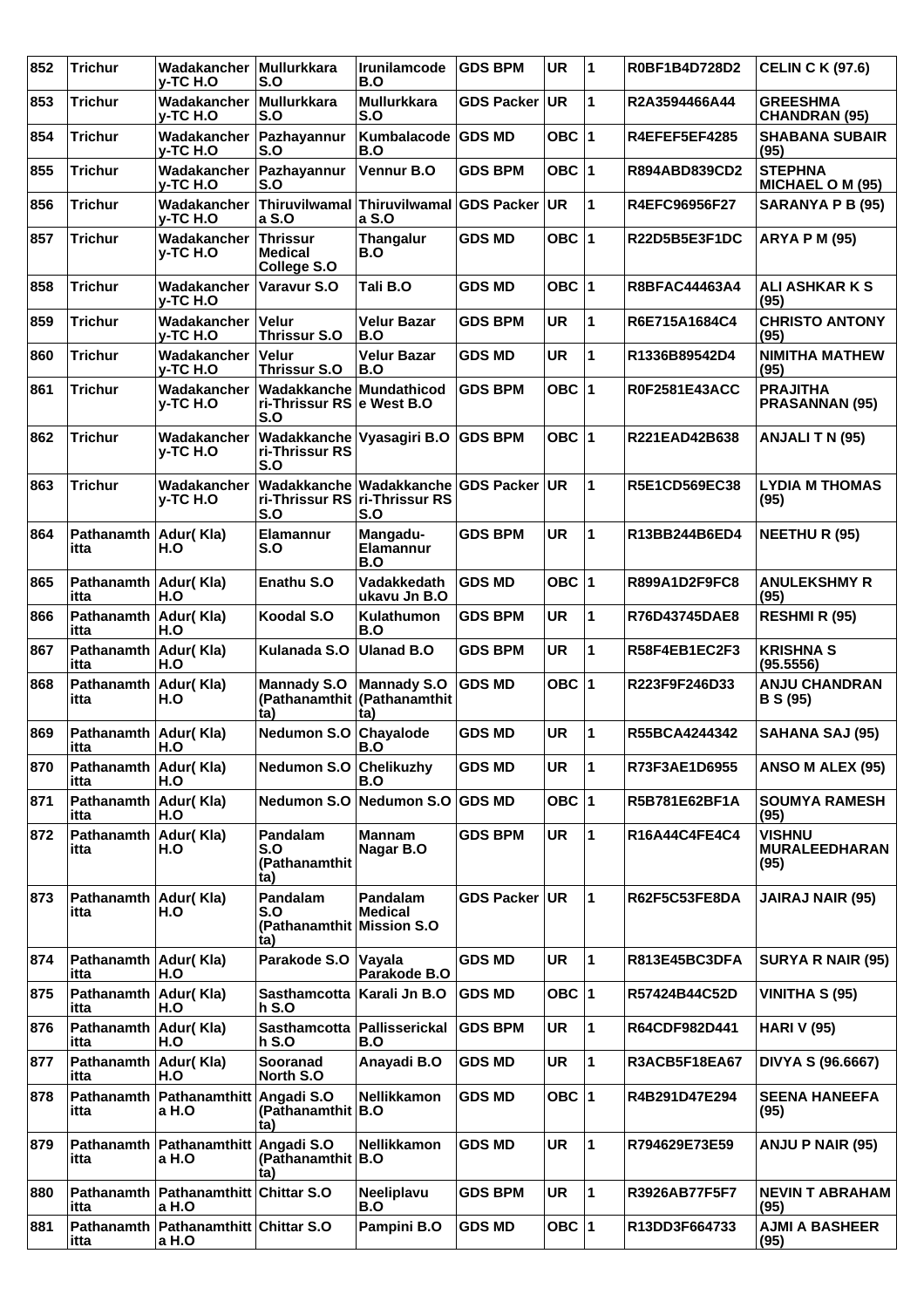| 852 | Trichur | Wadakanchery-TC H.O | Mullurkkara S.O | Irunilamcode B.O | GDS BPM | UR | 1 | R0BF1B4D728D2 | CELIN C K (97.6) |
|---|---|---|---|---|---|---|---|---|---|
| 853 | Trichur | Wadakanchery-TC H.O | Mullurkkara S.O | Mullurkkara S.O | GDS Packer | UR | 1 | R2A3594466A44 | GREESHMA CHANDRAN (95) |
| 854 | Trichur | Wadakanchery-TC H.O | Pazhayannur S.O | Kumbalacode B.O | GDS MD | OBC | 1 | R4EFEF5EF4285 | SHABANA SUBAIR (95) |
| 855 | Trichur | Wadakanchery-TC H.O | Pazhayannur S.O | Vennur B.O | GDS BPM | OBC | 1 | R894ABD839CD2 | STEPHNA MICHAEL O M (95) |
| 856 | Trichur | Wadakanchery-TC H.O | Thiruvilwamala S.O | Thiruvilwamala S.O | GDS Packer | UR | 1 | R4EFC96956F27 | SARANYA P B (95) |
| 857 | Trichur | Wadakanchery-TC H.O | Thrissur Medical College S.O | Thangalur B.O | GDS MD | OBC | 1 | R22D5B5E3F1DC | ARYA P M (95) |
| 858 | Trichur | Wadakanchery-TC H.O | Varavur S.O | Tali B.O | GDS MD | OBC | 1 | R8BFAC44463A4 | ALI ASHKAR K S (95) |
| 859 | Trichur | Wadakanchery-TC H.O | Velur Thrissur S.O | Velur Bazar B.O | GDS BPM | UR | 1 | R6E715A1684C4 | CHRISTO ANTONY (95) |
| 860 | Trichur | Wadakanchery-TC H.O | Velur Thrissur S.O | Velur Bazar B.O | GDS MD | UR | 1 | R1336B89542D4 | NIMITHA MATHEW (95) |
| 861 | Trichur | Wadakanchery-TC H.O | Wadakkancheri-Thrissur RS S.O | Mundathicode West B.O | GDS BPM | OBC | 1 | R0F2581E43ACC | PRAJITHA PRASANNAN (95) |
| 862 | Trichur | Wadakanchery-TC H.O | Wadakkancheri-Thrissur RS S.O | Vyasagiri B.O | GDS BPM | OBC | 1 | R221EAD42B638 | ANJALI T N (95) |
| 863 | Trichur | Wadakanchery-TC H.O | Wadakkancheri-Thrissur RS S.O | Wadakkancheri-Thrissur RS S.O | GDS Packer | UR | 1 | R5E1CD569EC38 | LYDIA M THOMAS (95) |
| 864 | Pathanamthitta | Adur( Kla) H.O | Elamannur S.O | Mangadu-Elamannur B.O | GDS BPM | UR | 1 | R13BB244B6ED4 | NEETHU R (95) |
| 865 | Pathanamthitta | Adur( Kla) H.O | Enathu S.O | Vadakkedathukavu Jn B.O | GDS MD | OBC | 1 | R899A1D2F9FC8 | ANULEKSHMY R (95) |
| 866 | Pathanamthitta | Adur( Kla) H.O | Koodal S.O | Kulathumon B.O | GDS BPM | UR | 1 | R76D43745DAE8 | RESHMI R (95) |
| 867 | Pathanamthitta | Adur( Kla) H.O | Kulanada S.O | Ulanad B.O | GDS BPM | UR | 1 | R58F4EB1EC2F3 | KRISHNA S (95.5556) |
| 868 | Pathanamthitta | Adur( Kla) H.O | Mannady S.O (Pathanamthitta) | Mannady S.O (Pathanamthitta) | GDS MD | OBC | 1 | R223F9F246D33 | ANJU CHANDRAN B S (95) |
| 869 | Pathanamthitta | Adur( Kla) H.O | Nedumon S.O | Chayalode B.O | GDS MD | UR | 1 | R55BCA4244342 | SAHANA SAJ (95) |
| 870 | Pathanamthitta | Adur( Kla) H.O | Nedumon S.O | Chelikuzhy B.O | GDS MD | UR | 1 | R73F3AE1D6955 | ANSO M ALEX (95) |
| 871 | Pathanamthitta | Adur( Kla) H.O | Nedumon S.O | Nedumon S.O | GDS MD | OBC | 1 | R5B781E62BF1A | SOUMYA RAMESH (95) |
| 872 | Pathanamthitta | Adur( Kla) H.O | Pandalam S.O (Pathanamthitta) | Mannam Nagar B.O | GDS BPM | UR | 1 | R16A44C4FE4C4 | VISHNU MURALEEDHARAN (95) |
| 873 | Pathanamthitta | Adur( Kla) H.O | Pandalam S.O (Pathanamthitta) | Pandalam Medical Mission S.O | GDS Packer | UR | 1 | R62F5C53FE8DA | JAIRAJ NAIR (95) |
| 874 | Pathanamthitta | Adur( Kla) H.O | Parakode S.O | Vayala Parakode B.O | GDS MD | UR | 1 | R813E45BC3DFA | SURYA R NAIR (95) |
| 875 | Pathanamthitta | Adur( Kla) H.O | Sasthamcottah S.O | Karali Jn B.O | GDS MD | OBC | 1 | R57424B44C52D | VINITHA S (95) |
| 876 | Pathanamthitta | Adur( Kla) H.O | Sasthamcottah S.O | Pallisserickal B.O | GDS BPM | UR | 1 | R64CDF982D441 | HARI V (95) |
| 877 | Pathanamthitta | Adur( Kla) H.O | Sooranad North S.O | Anayadi B.O | GDS MD | UR | 1 | R3ACB5F18EA67 | DIVYA S (96.6667) |
| 878 | Pathanamthitta | Pathanamthitta H.O | Angadi S.O (Pathanamthitta) | Nellikkamon B.O | GDS MD | OBC | 1 | R4B291D47E294 | SEENA HANEEFA (95) |
| 879 | Pathanamthitta | Pathanamthitta H.O | Angadi S.O (Pathanamthitta) | Nellikkamon B.O | GDS MD | UR | 1 | R794629E73E59 | ANJU P NAIR (95) |
| 880 | Pathanamthitta | Pathanamthitta H.O | Chittar S.O | Neeliplavu B.O | GDS BPM | UR | 1 | R3926AB77F5F7 | NEVIN T ABRAHAM (95) |
| 881 | Pathanamthitta | Pathanamthitta H.O | Chittar S.O | Pampini B.O | GDS MD | OBC | 1 | R13DD3F664733 | AJMI A BASHEER (95) |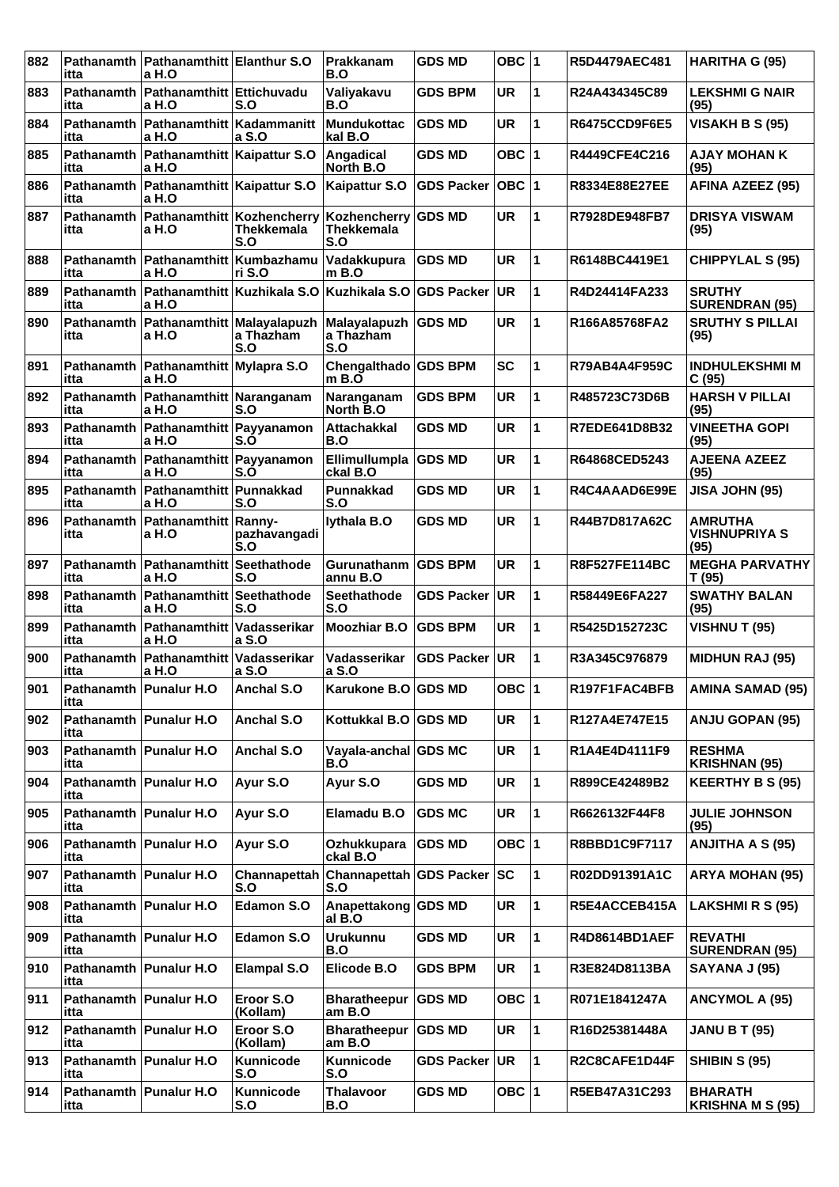| 882 | Pathanamthitta | Pathanamthitta H.O | Elanthur S.O | Prakkanam B.O | GDS MD | OBC | 1 | R5D4479AEC481 | HARITHA G (95) |
|---|---|---|---|---|---|---|---|---|---|
| 883 | Pathanamthitta | Pathanamthitta H.O | Ettichuvadu S.O | Valiyakavu B.O | GDS BPM | UR | 1 | R24A434345C89 | LEKSHMI G NAIR (95) |
| 884 | Pathanamthitta | Pathanamthitta H.O | Kadammanitta S.O | Mundukottackal B.O | GDS MD | UR | 1 | R6475CCD9F6E5 | VISAKH B S (95) |
| 885 | Pathanamthitta | Pathanamthitta H.O | Kaipattur S.O | Angadical North B.O | GDS MD | OBC | 1 | R4449CFE4C216 | AJAY MOHAN K (95) |
| 886 | Pathanamthitta | Pathanamthitta H.O | Kaipattur S.O | Kaipattur S.O | GDS Packer | OBC | 1 | R8334E88E27EE | AFINA AZEEZ (95) |
| 887 | Pathanamthitta | Pathanamthitta H.O | Kozhencherry Thekkemala S.O | Kozhencherry Thekkemala S.O | GDS MD | UR | 1 | R7928DE948FB7 | DRISYA VISWAM (95) |
| 888 | Pathanamthitta | Pathanamthitta H.O | Kumbazhamuri S.O | Vadakkupuram B.O | GDS MD | UR | 1 | R6148BC4419E1 | CHIPPYLAL S (95) |
| 889 | Pathanamthitta | Pathanamthitta H.O | Kuzhikala S.O | Kuzhikala S.O | GDS Packer | UR | 1 | R4D24414FA233 | SRUTHY SURENDRAN (95) |
| 890 | Pathanamthitta | Pathanamthitta H.O | Malayalapuzha Thazham S.O | Malayalapuzha Thazham S.O | GDS MD | UR | 1 | R166A85768FA2 | SRUTHY S PILLAI (95) |
| 891 | Pathanamthitta | Pathanamthitta H.O | Mylapra S.O | Chengalthadom B.O | GDS BPM | SC | 1 | R79AB4A4F959C | INDHULEKSHMI M C (95) |
| 892 | Pathanamthitta | Pathanamthitta H.O | Naranganam S.O | Naranganam North B.O | GDS BPM | UR | 1 | R485723C73D6B | HARSH V PILLAI (95) |
| 893 | Pathanamthitta | Pathanamthitta H.O | Payyanamon S.O | Attachakkal B.O | GDS MD | UR | 1 | R7EDE641D8B32 | VINEETHA GOPI (95) |
| 894 | Pathanamthitta | Pathanamthitta H.O | Payyanamon S.O | Ellimullumplackal B.O | GDS MD | UR | 1 | R64868CED5243 | AJEENA AZEEZ (95) |
| 895 | Pathanamthitta | Pathanamthitta H.O | Punnakkad S.O | Punnakkad S.O | GDS MD | UR | 1 | R4C4AAAD6E99E | JISA JOHN (95) |
| 896 | Pathanamthitta | Pathanamthitta H.O | Ranny-pazhavangadi S.O | Iythala B.O | GDS MD | UR | 1 | R44B7D817A62C | AMRUTHA VISHNUPRIYA S (95) |
| 897 | Pathanamthitta | Pathanamthitta H.O | Seethathode S.O | Gurunathanmannu B.O | GDS BPM | UR | 1 | R8F527FE114BC | MEGHA PARVATHY T (95) |
| 898 | Pathanamthitta | Pathanamthitta H.O | Seethathode S.O | Seethathode S.O | GDS Packer | UR | 1 | R58449E6FA227 | SWATHY BALAN (95) |
| 899 | Pathanamthitta | Pathanamthitta H.O | Vadasserikara S.O | Moozhiar B.O | GDS BPM | UR | 1 | R5425D152723C | VISHNU T (95) |
| 900 | Pathanamthitta | Pathanamthitta H.O | Vadasserikara S.O | Vadasserikara S.O | GDS Packer | UR | 1 | R3A345C976879 | MIDHUN RAJ (95) |
| 901 | Pathanamthitta | Punalur H.O | Anchal S.O | Karukone B.O | GDS MD | OBC | 1 | R197F1FAC4BFB | AMINA SAMAD (95) |
| 902 | Pathanamthitta | Punalur H.O | Anchal S.O | Kottukkal B.O | GDS MD | UR | 1 | R127A4E747E15 | ANJU GOPAN (95) |
| 903 | Pathanamthitta | Punalur H.O | Anchal S.O | Vayala-anchal B.O | GDS MC | UR | 1 | R1A4E4D4111F9 | RESHMA KRISHNAN (95) |
| 904 | Pathanamthitta | Punalur H.O | Ayur S.O | Ayur S.O | GDS MD | UR | 1 | R899CE42489B2 | KEERTHY B S (95) |
| 905 | Pathanamthitta | Punalur H.O | Ayur S.O | Elamadu B.O | GDS MC | UR | 1 | R6626132F44F8 | JULIE JOHNSON (95) |
| 906 | Pathanamthitta | Punalur H.O | Ayur S.O | Ozhukkuparackal B.O | GDS MD | OBC | 1 | R8BBD1C9F7117 | ANJITHA A S (95) |
| 907 | Pathanamthitta | Punalur H.O | Channapettah S.O | Channapettah S.O | GDS Packer | SC | 1 | R02DD91391A1C | ARYA MOHAN (95) |
| 908 | Pathanamthitta | Punalur H.O | Edamon S.O | Anapettakongal B.O | GDS MD | UR | 1 | R5E4ACCEB415A | LAKSHMI R S (95) |
| 909 | Pathanamthitta | Punalur H.O | Edamon S.O | Urukunnu B.O | GDS MD | UR | 1 | R4D8614BD1AEF | REVATHI SURENDRAN (95) |
| 910 | Pathanamthitta | Punalur H.O | Elampal S.O | Elicode B.O | GDS BPM | UR | 1 | R3E824D8113BA | SAYANA J (95) |
| 911 | Pathanamthitta | Punalur H.O | Eroor S.O (Kollam) | Bharatheepuram B.O | GDS MD | OBC | 1 | R071E1841247A | ANCYMOL A (95) |
| 912 | Pathanamthitta | Punalur H.O | Eroor S.O (Kollam) | Bharatheepuram B.O | GDS MD | UR | 1 | R16D25381448A | JANU B T (95) |
| 913 | Pathanamthitta | Punalur H.O | Kunnicode S.O | Kunnicode S.O | GDS Packer | UR | 1 | R2C8CAFE1D44F | SHIBIN S (95) |
| 914 | Pathanamthitta | Punalur H.O | Kunnicode S.O | Thalavoor B.O | GDS MD | OBC | 1 | R5EB47A31C293 | BHARATH KRISHNA M S (95) |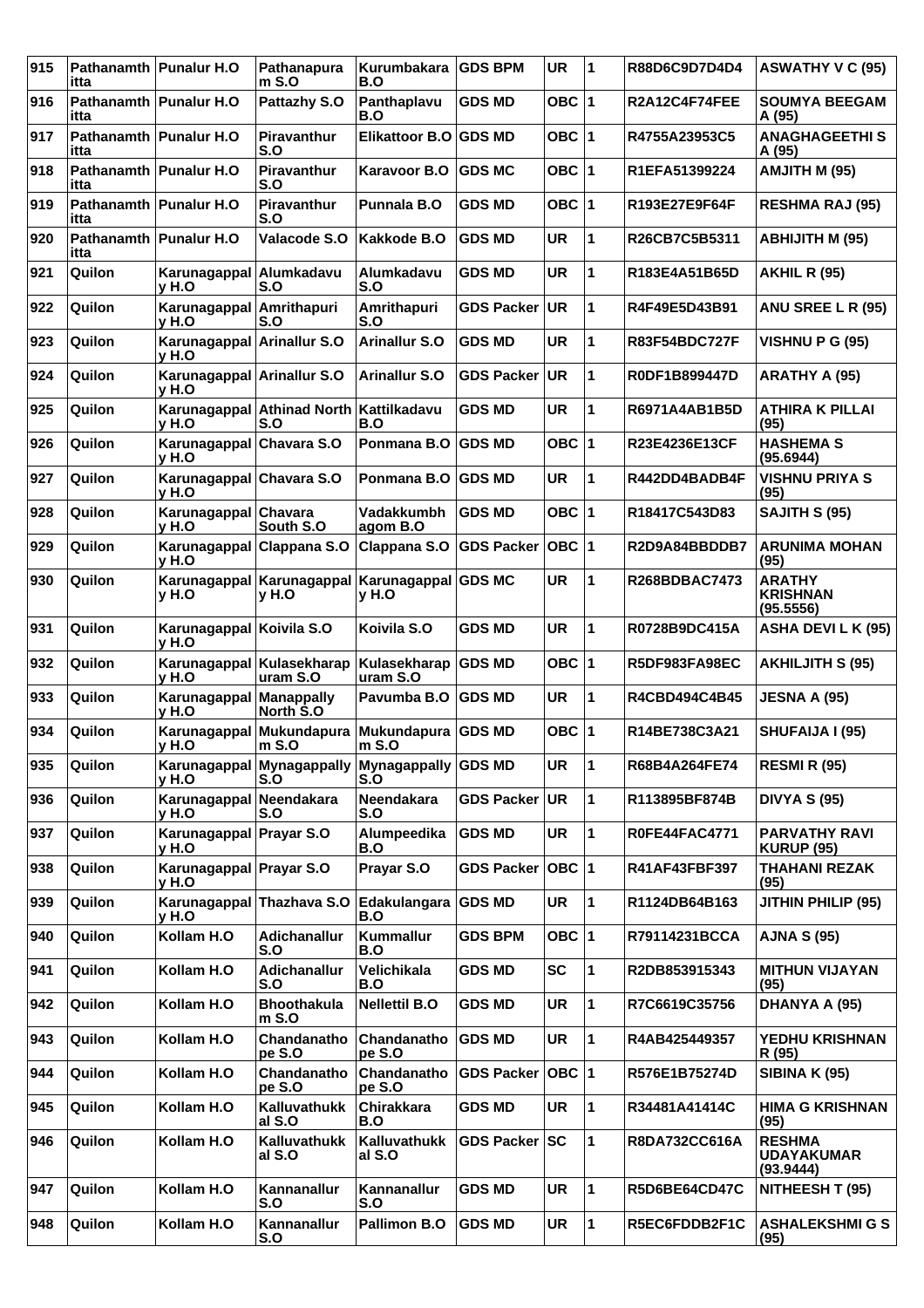| 915 | Pathanamthitta | Punalur H.O | Pathanapuram S.O | Kurumbakara B.O | GDS BPM | UR | 1 | R88D6C9D7D4D4 | ASWATHY V C (95) |
|---|---|---|---|---|---|---|---|---|---|
| 916 | Pathanamthitta | Punalur H.O | Pattazhy S.O | Panthaplavu B.O | GDS MD | OBC | 1 | R2A12C4F74FEE | SOUMYA BEEGAM A (95) |
| 917 | Pathanamthitta | Punalur H.O | Piravanthur S.O | Elikattoor B.O | GDS MD | OBC | 1 | R4755A23953C5 | ANAGHAGEETHI S A (95) |
| 918 | Pathanamthitta | Punalur H.O | Piravanthur S.O | Karavoor B.O | GDS MC | OBC | 1 | R1EFA51399224 | AMJITH M (95) |
| 919 | Pathanamthitta | Punalur H.O | Piravanthur S.O | Punnala B.O | GDS MD | OBC | 1 | R193E27E9F64F | RESHMA RAJ (95) |
| 920 | Pathanamthitta | Punalur H.O | Valacode S.O | Kakkode B.O | GDS MD | UR | 1 | R26CB7C5B5311 | ABHIJITH M (95) |
| 921 | Quilon | Karunagappally H.O | Alumkadavu S.O | Alumkadavu S.O | GDS MD | UR | 1 | R183E4A51B65D | AKHIL R (95) |
| 922 | Quilon | Karunagappally H.O | Amrithapuri S.O | Amrithapuri S.O | GDS Packer | UR | 1 | R4F49E5D43B91 | ANU SREE L R (95) |
| 923 | Quilon | Karunagappally H.O | Arinallur S.O | Arinallur S.O | GDS MD | UR | 1 | R83F54BDC727F | VISHNU P G (95) |
| 924 | Quilon | Karunagappally H.O | Arinallur S.O | Arinallur S.O | GDS Packer | UR | 1 | R0DF1B899447D | ARATHY A (95) |
| 925 | Quilon | Karunagappally H.O | Athinad North S.O | Kattilkadavu B.O | GDS MD | UR | 1 | R6971A4AB1B5D | ATHIRA K PILLAI (95) |
| 926 | Quilon | Karunagappally H.O | Chavara S.O | Ponmana B.O | GDS MD | OBC | 1 | R23E4236E13CF | HASHEMA S (95.6944) |
| 927 | Quilon | Karunagappally H.O | Chavara S.O | Ponmana B.O | GDS MD | UR | 1 | R442DD4BADB4F | VISHNU PRIYA S (95) |
| 928 | Quilon | Karunagappally H.O | Chavara South S.O | Vadakkumbhagom B.O | GDS MD | OBC | 1 | R18417C543D83 | SAJITH S (95) |
| 929 | Quilon | Karunagappally H.O | Clappana S.O | Clappana S.O | GDS Packer | OBC | 1 | R2D9A84BBDDB7 | ARUNIMA MOHAN (95) |
| 930 | Quilon | Karunagappally H.O | Karunagappally H.O | Karunagappally H.O | GDS MC | UR | 1 | R268BDBAC7473 | ARATHY KRISHNAN (95.5556) |
| 931 | Quilon | Karunagappally H.O | Koivila S.O | Koivila S.O | GDS MD | UR | 1 | R0728B9DC415A | ASHA DEVI L K (95) |
| 932 | Quilon | Karunagappally H.O | Kulasekharapuram S.O | Kulasekharapuram S.O | GDS MD | OBC | 1 | R5DF983FA98EC | AKHILJITH S (95) |
| 933 | Quilon | Karunagappally H.O | Manappally North S.O | Pavumba B.O | GDS MD | UR | 1 | R4CBD494C4B45 | JESNA A (95) |
| 934 | Quilon | Karunagappally H.O | Mukundapuram S.O | Mukundapuram S.O | GDS MD | OBC | 1 | R14BE738C3A21 | SHUFAIJA I (95) |
| 935 | Quilon | Karunagappally H.O | Mynagappally S.O | Mynagappally S.O | GDS MD | UR | 1 | R68B4A264FE74 | RESMI R (95) |
| 936 | Quilon | Karunagappally H.O | Neendakara S.O | Neendakara S.O | GDS Packer | UR | 1 | R113895BF874B | DIVYA S (95) |
| 937 | Quilon | Karunagappally H.O | Prayar S.O | Alumpeedika B.O | GDS MD | UR | 1 | R0FE44FAC4771 | PARVATHY RAVI KURUP (95) |
| 938 | Quilon | Karunagappally H.O | Prayar S.O | Prayar S.O | GDS Packer | OBC | 1 | R41AF43FBF397 | THAHANI REZAK (95) |
| 939 | Quilon | Karunagappally H.O | Thazhava S.O | Edakulangara B.O | GDS MD | UR | 1 | R1124DB64B163 | JITHIN PHILIP (95) |
| 940 | Quilon | Kollam H.O | Adichanallur S.O | Kummallur B.O | GDS BPM | OBC | 1 | R79114231BCCA | AJNA S (95) |
| 941 | Quilon | Kollam H.O | Adichanallur S.O | Velichikala B.O | GDS MD | SC | 1 | R2DB853915343 | MITHUN VIJAYAN (95) |
| 942 | Quilon | Kollam H.O | Bhoothakulam S.O | Nellettil B.O | GDS MD | UR | 1 | R7C6619C35756 | DHANYA A (95) |
| 943 | Quilon | Kollam H.O | Chandanathope S.O | Chandanathope S.O | GDS MD | UR | 1 | R4AB425449357 | YEDHU KRISHNAN R (95) |
| 944 | Quilon | Kollam H.O | Chandanathope S.O | Chandanathope S.O | GDS Packer | OBC | 1 | R576E1B75274D | SIBINA K (95) |
| 945 | Quilon | Kollam H.O | Kalluvathukkal S.O | Chirakkara B.O | GDS MD | UR | 1 | R34481A41414C | HIMA G KRISHNAN (95) |
| 946 | Quilon | Kollam H.O | Kalluvathukkal S.O | Kalluvathukkal S.O | GDS Packer | SC | 1 | R8DA732CC616A | RESHMA UDAYAKUMAR (93.9444) |
| 947 | Quilon | Kollam H.O | Kannanallur S.O | Kannanallur S.O | GDS MD | UR | 1 | R5D6BE64CD47C | NITHEESH T (95) |
| 948 | Quilon | Kollam H.O | Kannanallur S.O | Pallimon B.O | GDS MD | UR | 1 | R5EC6FDDB2F1C | ASHALEKSHMI G S (95) |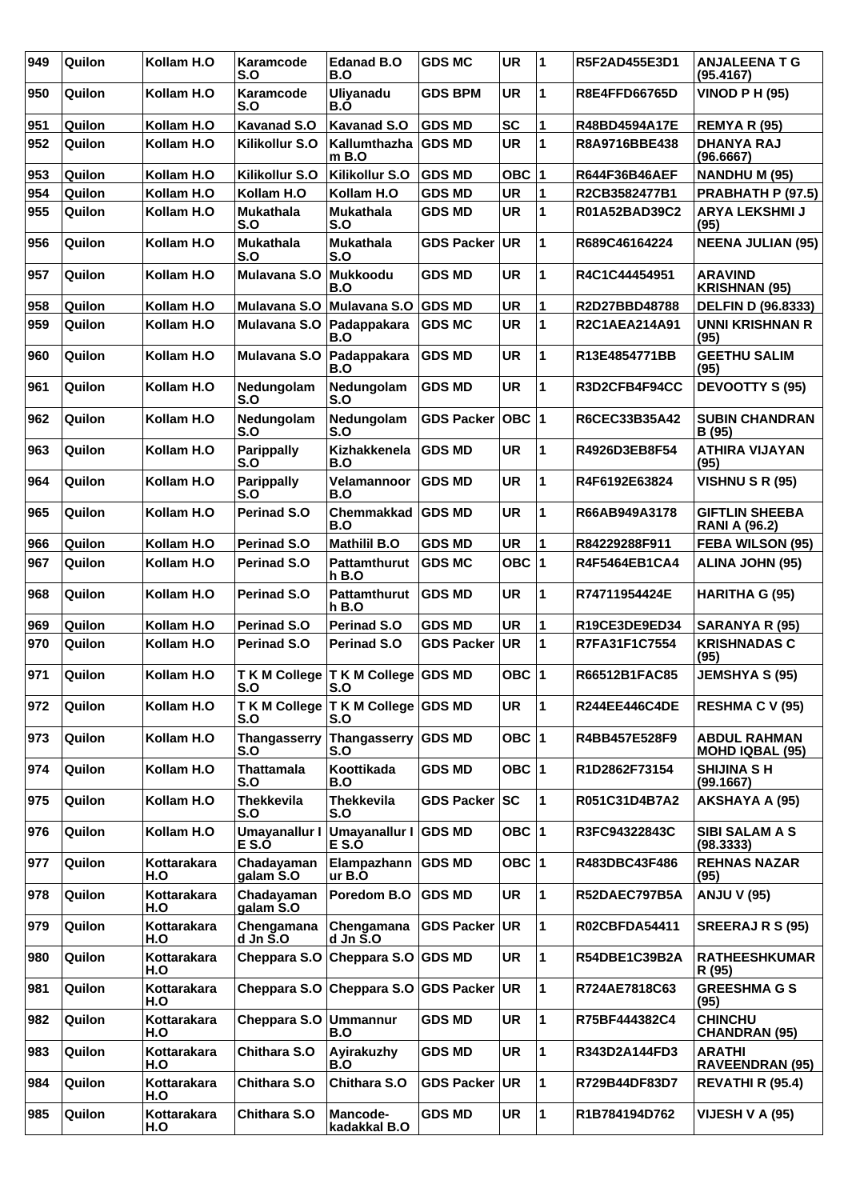| 949 | Quilon | Kollam H.O | Karamcode S.O | Edanad B.O | GDS MC | UR | 1 | R5F2AD455E3D1 | ANJALEENA T G (95.4167) |
|---|---|---|---|---|---|---|---|---|---|
| 950 | Quilon | Kollam H.O | Karamcode S.O | Uliyanadu B.O | GDS BPM | UR | 1 | R8E4FFD66765D | VINOD P H (95) |
| 951 | Quilon | Kollam H.O | Kavanad S.O | Kavanad S.O | GDS MD | SC | 1 | R48BD4594A17E | REMYA R (95) |
| 952 | Quilon | Kollam H.O | Kilikollur S.O | Kallumthazham B.O | GDS MD | UR | 1 | R8A9716BBE438 | DHANYA RAJ (96.6667) |
| 953 | Quilon | Kollam H.O | Kilikollur S.O | Kilikollur S.O | GDS MD | OBC | 1 | R644F36B46AEF | NANDHU M (95) |
| 954 | Quilon | Kollam H.O | Kollam H.O | Kollam H.O | GDS MD | UR | 1 | R2CB3582477B1 | PRABHATH P (97.5) |
| 955 | Quilon | Kollam H.O | Mukathala S.O | Mukathala S.O | GDS MD | UR | 1 | R01A52BAD39C2 | ARYA LEKSHMI J (95) |
| 956 | Quilon | Kollam H.O | Mukathala S.O | Mukathala S.O | GDS Packer | UR | 1 | R689C46164224 | NEENA JULIAN (95) |
| 957 | Quilon | Kollam H.O | Mulavana S.O | Mukkoodu B.O | GDS MD | UR | 1 | R4C1C44454951 | ARAVIND KRISHNAN (95) |
| 958 | Quilon | Kollam H.O | Mulavana S.O | Mulavana S.O | GDS MD | UR | 1 | R2D27BBD48788 | DELFIN D (96.8333) |
| 959 | Quilon | Kollam H.O | Mulavana S.O | Padappakara B.O | GDS MC | UR | 1 | R2C1AEA214A91 | UNNI KRISHNAN R (95) |
| 960 | Quilon | Kollam H.O | Mulavana S.O | Padappakara B.O | GDS MD | UR | 1 | R13E4854771BB | GEETHU SALIM (95) |
| 961 | Quilon | Kollam H.O | Nedungolam S.O | Nedungolam S.O | GDS MD | UR | 1 | R3D2CFB4F94CC | DEVOOTTY S (95) |
| 962 | Quilon | Kollam H.O | Nedungolam S.O | Nedungolam S.O | GDS Packer | OBC | 1 | R6CEC33B35A42 | SUBIN CHANDRAN B (95) |
| 963 | Quilon | Kollam H.O | Parippally S.O | Kizhakkenela B.O | GDS MD | UR | 1 | R4926D3EB8F54 | ATHIRA VIJAYAN (95) |
| 964 | Quilon | Kollam H.O | Parippally S.O | Velamannoor B.O | GDS MD | UR | 1 | R4F6192E63824 | VISHNU S R (95) |
| 965 | Quilon | Kollam H.O | Perinad S.O | Chemmakkad B.O | GDS MD | UR | 1 | R66AB949A3178 | GIFTLIN SHEEBA RANI A (96.2) |
| 966 | Quilon | Kollam H.O | Perinad S.O | Mathilil B.O | GDS MD | UR | 1 | R84229288F911 | FEBA WILSON (95) |
| 967 | Quilon | Kollam H.O | Perinad S.O | Pattamthuruth B.O | GDS MC | OBC | 1 | R4F5464EB1CA4 | ALINA JOHN (95) |
| 968 | Quilon | Kollam H.O | Perinad S.O | Pattamthuruth B.O | GDS MD | UR | 1 | R74711954424E | HARITHA G (95) |
| 969 | Quilon | Kollam H.O | Perinad S.O | Perinad S.O | GDS MD | UR | 1 | R19CE3DE9ED34 | SARANYA R (95) |
| 970 | Quilon | Kollam H.O | Perinad S.O | Perinad S.O | GDS Packer | UR | 1 | R7FA31F1C7554 | KRISHNADAS C (95) |
| 971 | Quilon | Kollam H.O | T K M College S.O | T K M College S.O | GDS MD | OBC | 1 | R66512B1FAC85 | JEMSHYA S (95) |
| 972 | Quilon | Kollam H.O | T K M College S.O | T K M College S.O | GDS MD | UR | 1 | R244EE446C4DE | RESHMA C V (95) |
| 973 | Quilon | Kollam H.O | Thangasserry S.O | Thangasserry S.O | GDS MD | OBC | 1 | R4BB457E528F9 | ABDUL RAHMAN MOHD IQBAL (95) |
| 974 | Quilon | Kollam H.O | Thattamala S.O | Koottikada B.O | GDS MD | OBC | 1 | R1D2862F73154 | SHIJINA S H (99.1667) |
| 975 | Quilon | Kollam H.O | Thekkevila S.O | Thekkevila S.O | GDS Packer | SC | 1 | R051C31D4B7A2 | AKSHAYA A (95) |
| 976 | Quilon | Kollam H.O | Umayanallur I E S.O | Umayanallur I E S.O | GDS MD | OBC | 1 | R3FC94322843C | SIBI SALAM A S (98.3333) |
| 977 | Quilon | Kottarakara H.O | Chadayamangalam S.O | Elampazhannur B.O | GDS MD | OBC | 1 | R483DBC43F486 | REHNAS NAZAR (95) |
| 978 | Quilon | Kottarakara H.O | Chadayamangalam S.O | Poredom B.O | GDS MD | UR | 1 | R52DAEC797B5A | ANJU V (95) |
| 979 | Quilon | Kottarakara H.O | Chengamanad Jn S.O | Chengamanad Jn S.O | GDS Packer | UR | 1 | R02CBFDA54411 | SREERAJ R S (95) |
| 980 | Quilon | Kottarakara H.O | Cheppara S.O | Cheppara S.O | GDS MD | UR | 1 | R54DBE1C39B2A | RATHEESHKUMAR R (95) |
| 981 | Quilon | Kottarakara H.O | Cheppara S.O | Cheppara S.O | GDS Packer | UR | 1 | R724AE7818C63 | GREESHMA G S (95) |
| 982 | Quilon | Kottarakara H.O | Cheppara S.O | Ummannur B.O | GDS MD | UR | 1 | R75BF444382C4 | CHINCHU CHANDRAN (95) |
| 983 | Quilon | Kottarakara H.O | Chithara S.O | Ayirakuzhy B.O | GDS MD | UR | 1 | R343D2A144FD3 | ARATHI RAVEENDRAN (95) |
| 984 | Quilon | Kottarakara H.O | Chithara S.O | Chithara S.O | GDS Packer | UR | 1 | R729B44DF83D7 | REVATHI R (95.4) |
| 985 | Quilon | Kottarakara H.O | Chithara S.O | Mancode-kadakkal B.O | GDS MD | UR | 1 | R1B784194D762 | VIJESH V A (95) |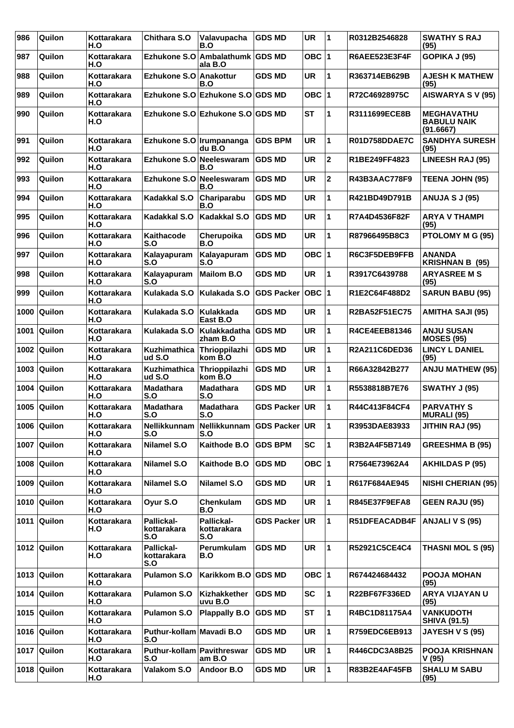| 986 | Quilon | Kottarakara H.O | Chithara S.O | Valavupacha B.O | GDS MD | UR | 1 | R0312B2546828 | SWATHY S RAJ (95) |
|---|---|---|---|---|---|---|---|---|---|
| 987 | Quilon | Kottarakara H.O | Ezhukone S.O | Ambalathumkala B.O | GDS MD | OBC | 1 | R6AEE523E3F4F | GOPIKA J (95) |
| 988 | Quilon | Kottarakara H.O | Ezhukone S.O | Anakottur B.O | GDS MD | UR | 1 | R363714EB629B | AJESH K MATHEW (95) |
| 989 | Quilon | Kottarakara H.O | Ezhukone S.O | Ezhukone S.O | GDS MD | OBC | 1 | R72C46928975C | AISWARYA S V (95) |
| 990 | Quilon | Kottarakara H.O | Ezhukone S.O | Ezhukone S.O | GDS MD | ST | 1 | R3111699ECE8B | MEGHAVATHU BABULU NAIK (91.6667) |
| 991 | Quilon | Kottarakara H.O | Ezhukone S.O | Irumpananganadu B.O | GDS BPM | UR | 1 | R01D758DDAE7C | SANDHYA SURESH (95) |
| 992 | Quilon | Kottarakara H.O | Ezhukone S.O | Neeleswaram B.O | GDS MD | UR | 2 | R1BE249FF4823 | LINEESH RAJ (95) |
| 993 | Quilon | Kottarakara H.O | Ezhukone S.O | Neeleswaram B.O | GDS MD | UR | 2 | R43B3AAC778F9 | TEENA JOHN (95) |
| 994 | Quilon | Kottarakara H.O | Kadakkal S.O | Chariparabu B.O | GDS MD | UR | 1 | R421BD49D791B | ANUJA S J (95) |
| 995 | Quilon | Kottarakara H.O | Kadakkal S.O | Kadakkal S.O | GDS MD | UR | 1 | R7A4D4536F82F | ARYA V THAMPI (95) |
| 996 | Quilon | Kottarakara H.O | Kaithacode S.O | Cherupoika B.O | GDS MD | UR | 1 | R87966495B8C3 | PTOLOMY M G (95) |
| 997 | Quilon | Kottarakara H.O | Kalayapuram S.O | Kalayapuram S.O | GDS MD | OBC | 1 | R6C3F5DEB9FFB | ANANDA KRISHNAN B (95) |
| 998 | Quilon | Kottarakara H.O | Kalayapuram S.O | Mailom B.O | GDS MD | UR | 1 | R3917C6439788 | ARYASREE M S (95) |
| 999 | Quilon | Kottarakara H.O | Kulakada S.O | Kulakada S.O | GDS Packer | OBC | 1 | R1E2C64F488D2 | SARUN BABU (95) |
| 1000 | Quilon | Kottarakara H.O | Kulakada S.O | Kulakkada East B.O | GDS MD | UR | 1 | R2BA52F51EC75 | AMITHA SAJI (95) |
| 1001 | Quilon | Kottarakara H.O | Kulakada S.O | Kulakkadathazham B.O | GDS MD | UR | 1 | R4CE4EEB81346 | ANJU SUSAN MOSES (95) |
| 1002 | Quilon | Kottarakara H.O | Kuzhimathicaud S.O | Thrioppilazhikom B.O | GDS MD | UR | 1 | R2A211C6DED36 | LINCY L DANIEL (95) |
| 1003 | Quilon | Kottarakara H.O | Kuzhimathicaud S.O | Thrioppilazhikom B.O | GDS MD | UR | 1 | R66A32842B277 | ANJU MATHEW (95) |
| 1004 | Quilon | Kottarakara H.O | Madathara S.O | Madathara S.O | GDS MD | UR | 1 | R5538818B7E76 | SWATHY J (95) |
| 1005 | Quilon | Kottarakara H.O | Madathara S.O | Madathara S.O | GDS Packer | UR | 1 | R44C413F84CF4 | PARVATHY S MURALI (95) |
| 1006 | Quilon | Kottarakara H.O | Nellikkunnam S.O | Nellikkunnam S.O | GDS Packer | UR | 1 | R3953DAE83933 | JITHIN RAJ (95) |
| 1007 | Quilon | Kottarakara H.O | Nilamel S.O | Kaithode B.O | GDS BPM | SC | 1 | R3B2A4F5B7149 | GREESHMA B (95) |
| 1008 | Quilon | Kottarakara H.O | Nilamel S.O | Kaithode B.O | GDS MD | OBC | 1 | R7564E73962A4 | AKHILDAS P (95) |
| 1009 | Quilon | Kottarakara H.O | Nilamel S.O | Nilamel S.O | GDS MD | UR | 1 | R617F684AE945 | NISHI CHERIAN (95) |
| 1010 | Quilon | Kottarakara H.O | Oyur S.O | Chenkulam B.O | GDS MD | UR | 1 | R845E37F9EFA8 | GEEN RAJU (95) |
| 1011 | Quilon | Kottarakara H.O | Pallickal-kottarakara S.O | Pallickal-kottarakara S.O | GDS Packer | UR | 1 | R51DFEACADB4F | ANJALI V S (95) |
| 1012 | Quilon | Kottarakara H.O | Pallickal-kottarakara S.O | Perumkulam B.O | GDS MD | UR | 1 | R52921C5CE4C4 | THASNI MOL S (95) |
| 1013 | Quilon | Kottarakara H.O | Pulamon S.O | Karikkom B.O | GDS MD | OBC | 1 | R674424684432 | POOJA MOHAN (95) |
| 1014 | Quilon | Kottarakara H.O | Pulamon S.O | Kizhakkethéruvu B.O | GDS MD | SC | 1 | R22BF67F336ED | ARYA VIJAYAN U (95) |
| 1015 | Quilon | Kottarakara H.O | Pulamon S.O | Plappally B.O | GDS MD | ST | 1 | R4BC1D81175A4 | VANKUDOTH SHIVA (91.5) |
| 1016 | Quilon | Kottarakara H.O | Puthur-kollam S.O | Mavadi B.O | GDS MD | UR | 1 | R759EDC6EB913 | JAYESH V S (95) |
| 1017 | Quilon | Kottarakara H.O | Puthur-kollam S.O | Pavithreswaram B.O | GDS MD | UR | 1 | R446CDC3A8B25 | POOJA KRISHNAN V (95) |
| 1018 | Quilon | Kottarakara H.O | Valakom S.O | Andoor B.O | GDS MD | UR | 1 | R83B2E4AF45FB | SHALU M SABU (95) |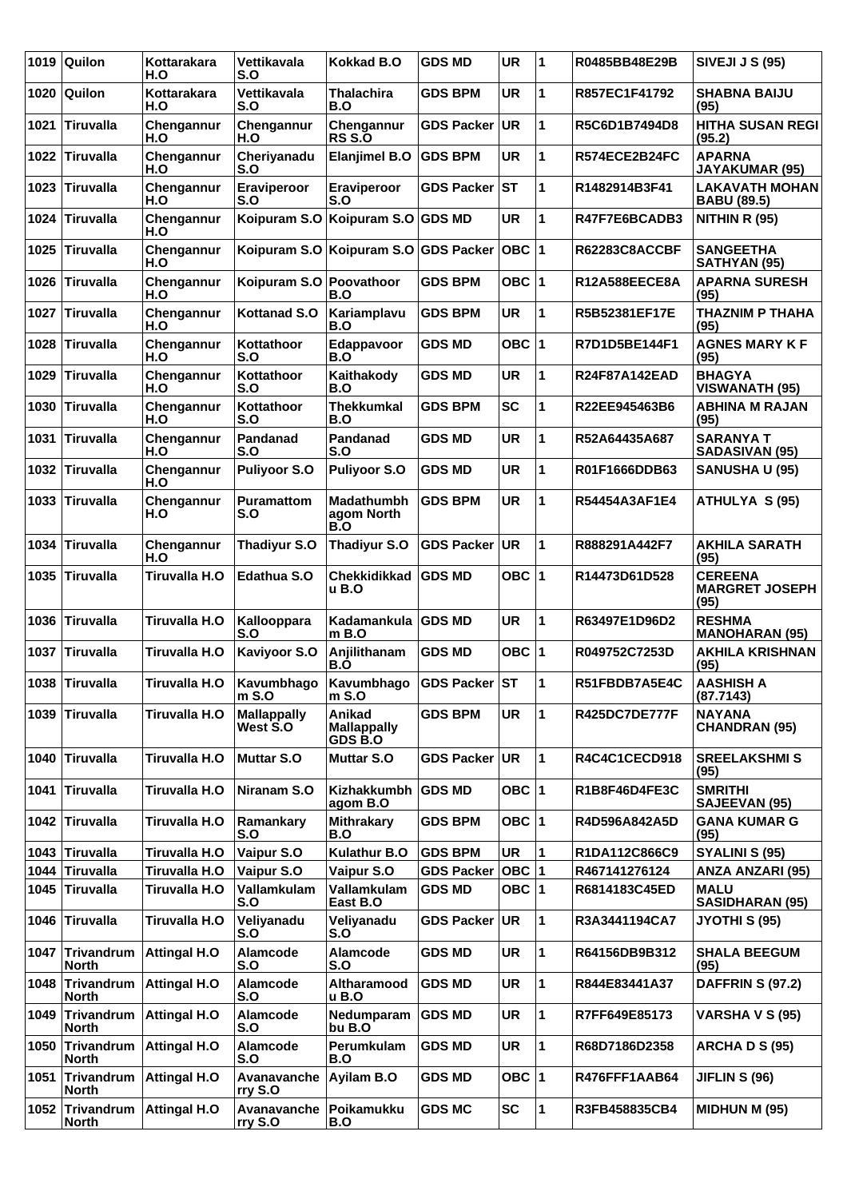| 1019 | Quilon | Kottarakara H.O | Vettikavala S.O | Kokkad B.O | GDS MD | UR | 1 | R0485BB48E29B | SIVEJI J S (95) |
|---|---|---|---|---|---|---|---|---|---|
| 1020 | Quilon | Kottarakara H.O | Vettikavala S.O | Thalachira B.O | GDS BPM | UR | 1 | R857EC1F41792 | SHABNA BAIJU (95) |
| 1021 | Tiruvalla | Chengannur H.O | Chengannur H.O | Chengannur RS S.O | GDS Packer | UR | 1 | R5C6D1B7494D8 | HITHA SUSAN REGI (95.2) |
| 1022 | Tiruvalla | Chengannur H.O | Cheriyanadu S.O | Elanjimel B.O | GDS BPM | UR | 1 | R574ECE2B24FC | APARNA JAYAKUMAR (95) |
| 1023 | Tiruvalla | Chengannur H.O | Eraviperoor S.O | Eraviperoor S.O | GDS Packer | ST | 1 | R1482914B3F41 | LAKAVATH MOHAN BABU (89.5) |
| 1024 | Tiruvalla | Chengannur H.O | Koipuram S.O | Koipuram S.O | GDS MD | UR | 1 | R47F7E6BCADB3 | NITHIN R (95) |
| 1025 | Tiruvalla | Chengannur H.O | Koipuram S.O | Koipuram S.O | GDS Packer | OBC | 1 | R62283C8ACCBF | SANGEETHA SATHYAN (95) |
| 1026 | Tiruvalla | Chengannur H.O | Koipuram S.O | Poovathoor B.O | GDS BPM | OBC | 1 | R12A588EECE8A | APARNA SURESH (95) |
| 1027 | Tiruvalla | Chengannur H.O | Kottanad S.O | Kariamplavu B.O | GDS BPM | UR | 1 | R5B52381EF17E | THAZNIM P THAHA (95) |
| 1028 | Tiruvalla | Chengannur H.O | Kottathoor S.O | Edappavoor B.O | GDS MD | OBC | 1 | R7D1D5BE144F1 | AGNES MARY K F (95) |
| 1029 | Tiruvalla | Chengannur H.O | Kottathoor S.O | Kaithakody B.O | GDS MD | UR | 1 | R24F87A142EAD | BHAGYA VISWANATH (95) |
| 1030 | Tiruvalla | Chengannur H.O | Kottathoor S.O | Thekkumkal B.O | GDS BPM | SC | 1 | R22EE945463B6 | ABHINA M RAJAN (95) |
| 1031 | Tiruvalla | Chengannur H.O | Pandanad S.O | Pandanad S.O | GDS MD | UR | 1 | R52A64435A687 | SARANYA T SADASIVAN (95) |
| 1032 | Tiruvalla | Chengannur H.O | Puliyoor S.O | Puliyoor S.O | GDS MD | UR | 1 | R01F1666DDB63 | SANUSHA U (95) |
| 1033 | Tiruvalla | Chengannur H.O | Puramattom S.O | Madathumbhagom North B.O | GDS BPM | UR | 1 | R54454A3AF1E4 | ATHULYA S (95) |
| 1034 | Tiruvalla | Chengannur H.O | Thadiyur S.O | Thadiyur S.O | GDS Packer | UR | 1 | R888291A442F7 | AKHILA SARATH (95) |
| 1035 | Tiruvalla | Tiruvalla H.O | Edathua S.O | Chekkidikkadu B.O | GDS MD | OBC | 1 | R14473D61D528 | CEREENA MARGRET JOSEPH (95) |
| 1036 | Tiruvalla | Tiruvalla H.O | Kallooppara S.O | Kadamankulam B.O | GDS MD | UR | 1 | R63497E1D96D2 | RESHMA MANOHARAN (95) |
| 1037 | Tiruvalla | Tiruvalla H.O | Kaviyoor S.O | Anjilithanam B.O | GDS MD | OBC | 1 | R049752C7253D | AKHILA KRISHNAN (95) |
| 1038 | Tiruvalla | Tiruvalla H.O | Kavumbhagom S.O | Kavumbhagom S.O | GDS Packer | ST | 1 | R51FBDB7A5E4C | AASHISH A (87.7143) |
| 1039 | Tiruvalla | Tiruvalla H.O | Mallappally West S.O | Anikad Mallappally GDS B.O | GDS BPM | UR | 1 | R425DC7DE777F | NAYANA CHANDRAN (95) |
| 1040 | Tiruvalla | Tiruvalla H.O | Muttar S.O | Muttar S.O | GDS Packer | UR | 1 | R4C4C1CECD918 | SREELAKSHMI S (95) |
| 1041 | Tiruvalla | Tiruvalla H.O | Niranam S.O | Kizhakkumbhagom B.O | GDS MD | OBC | 1 | R1B8F46D4FE3C | SMRITHI SAJEEVAN (95) |
| 1042 | Tiruvalla | Tiruvalla H.O | Ramankary S.O | Mithrakary B.O | GDS BPM | OBC | 1 | R4D596A842A5D | GANA KUMAR G (95) |
| 1043 | Tiruvalla | Tiruvalla H.O | Vaipur S.O | Kulathur B.O | GDS BPM | UR | 1 | R1DA112C866C9 | SYALINI S (95) |
| 1044 | Tiruvalla | Tiruvalla H.O | Vaipur S.O | Vaipur S.O | GDS Packer | OBC | 1 | R467141276124 | ANZA ANZARI (95) |
| 1045 | Tiruvalla | Tiruvalla H.O | Vallamkulam S.O | Vallamkulam East B.O | GDS MD | OBC | 1 | R6814183C45ED | MALU SASIDHARAN (95) |
| 1046 | Tiruvalla | Tiruvalla H.O | Veliyanadu S.O | Veliyanadu S.O | GDS Packer | UR | 1 | R3A3441194CA7 | JYOTHI S (95) |
| 1047 | Trivandrum North | Attingal H.O | Alamcode S.O | Alamcode S.O | GDS MD | UR | 1 | R64156DB9B312 | SHALA BEEGUM (95) |
| 1048 | Trivandrum North | Attingal H.O | Alamcode S.O | Altharamoodu B.O | GDS MD | UR | 1 | R844E83441A37 | DAFFRIN S (97.2) |
| 1049 | Trivandrum North | Attingal H.O | Alamcode S.O | Nedumparambu B.O | GDS MD | UR | 1 | R7FF649E85173 | VARSHA V S (95) |
| 1050 | Trivandrum North | Attingal H.O | Alamcode S.O | Perumkulam B.O | GDS MD | UR | 1 | R68D7186D2358 | ARCHA D S (95) |
| 1051 | Trivandrum North | Attingal H.O | Avanavancherry S.O | Ayilam B.O | GDS MD | OBC | 1 | R476FFF1AAB64 | JIFLIN S (96) |
| 1052 | Trivandrum North | Attingal H.O | Avanavancherry S.O | Poikamukku B.O | GDS MC | SC | 1 | R3FB458835CB4 | MIDHUN M (95) |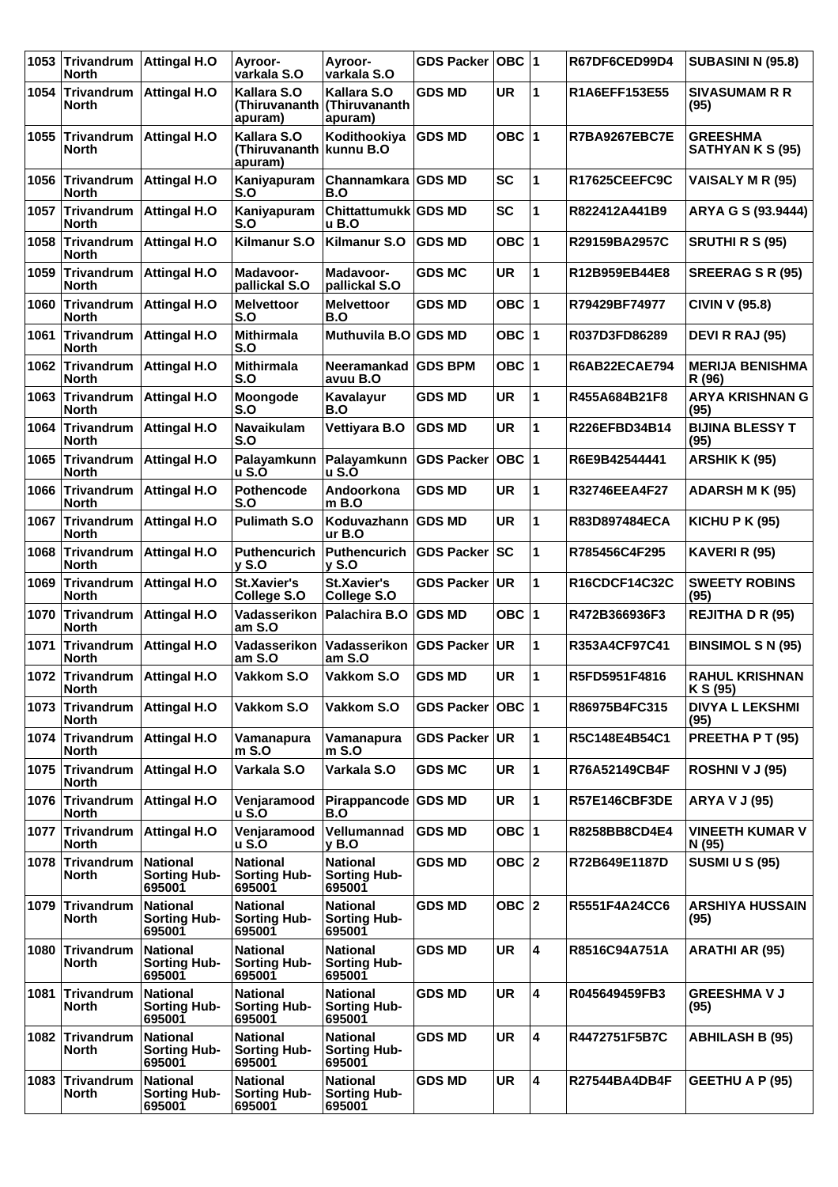| 1053 | Trivandrum North | Attingal H.O | Ayroor-varkala S.O | Ayroor-varkala S.O | GDS Packer | OBC | 1 | R67DF6CED99D4 | SUBASINI N (95.8) |
|---|---|---|---|---|---|---|---|---|---|
| 1054 | Trivandrum North | Attingal H.O | Kallara S.O (Thiruvananthapuram) | Kallara S.O (Thiruvananthapuram) | GDS MD | UR | 1 | R1A6EFF153E55 | SIVASUMAM R R (95) |
| 1055 | Trivandrum North | Attingal H.O | Kallara S.O (Thiruvananthapuram) | Kodithookiyakunnu B.O | GDS MD | OBC | 1 | R7BA9267EBC7E | GREESHMA SATHYAN K S (95) |
| 1056 | Trivandrum North | Attingal H.O | Kaniyapuram S.O | Channamkara B.O | GDS MD | SC | 1 | R17625CEEFC9C | VAISALY M R (95) |
| 1057 | Trivandrum North | Attingal H.O | Kaniyapuram S.O | Chittattumukku B.O | GDS MD | SC | 1 | R822412A441B9 | ARYA G S (93.9444) |
| 1058 | Trivandrum North | Attingal H.O | Kilmanur S.O | Kilmanur S.O | GDS MD | OBC | 1 | R29159BA2957C | SRUTHI R S (95) |
| 1059 | Trivandrum North | Attingal H.O | Madavoor-pallickal S.O | Madavoor-pallickal S.O | GDS MC | UR | 1 | R12B959EB44E8 | SREERAG S R (95) |
| 1060 | Trivandrum North | Attingal H.O | Melvettoor S.O | Melvettoor B.O | GDS MD | OBC | 1 | R79429BF74977 | CIVIN V (95.8) |
| 1061 | Trivandrum North | Attingal H.O | Mithirmala S.O | Muthuvila B.O | GDS MD | OBC | 1 | R037D3FD86289 | DEVI R RAJ (95) |
| 1062 | Trivandrum North | Attingal H.O | Mithirmala S.O | Neeramankadavuu B.O | GDS BPM | OBC | 1 | R6AB22ECAE794 | MERIJA BENISHMA R (96) |
| 1063 | Trivandrum North | Attingal H.O | Moongode S.O | Kavalayur B.O | GDS MD | UR | 1 | R455A684B21F8 | ARYA KRISHNAN G (95) |
| 1064 | Trivandrum North | Attingal H.O | Navaikulam S.O | Vettiyara B.O | GDS MD | UR | 1 | R226EFBD34B14 | BIJINA BLESSY T (95) |
| 1065 | Trivandrum North | Attingal H.O | Palayamkunnu S.O | Palayamkunnu S.O | GDS Packer | OBC | 1 | R6E9B42544441 | ARSHIK K (95) |
| 1066 | Trivandrum North | Attingal H.O | Pothencode S.O | Andoorkonam B.O | GDS MD | UR | 1 | R32746EEA4F27 | ADARSH M K (95) |
| 1067 | Trivandrum North | Attingal H.O | Pulimath S.O | Koduvazhannur B.O | GDS MD | UR | 1 | R83D897484ECA | KICHU P K (95) |
| 1068 | Trivandrum North | Attingal H.O | Puthencurichy S.O | Puthencurichy S.O | GDS Packer | SC | 1 | R785456C4F295 | KAVERI R (95) |
| 1069 | Trivandrum North | Attingal H.O | St.Xavier's College S.O | St.Xavier's College S.O | GDS Packer | UR | 1 | R16CDCF14C32C | SWEETY ROBINS (95) |
| 1070 | Trivandrum North | Attingal H.O | Vadasserikonam S.O | Palachira B.O | GDS MD | OBC | 1 | R472B366936F3 | REJITHA D R (95) |
| 1071 | Trivandrum North | Attingal H.O | Vadasserikonam S.O | Vadasserikonam S.O | GDS Packer | UR | 1 | R353A4CF97C41 | BINSIMOL S N (95) |
| 1072 | Trivandrum North | Attingal H.O | Vakkom S.O | Vakkom S.O | GDS MD | UR | 1 | R5FD5951F4816 | RAHUL KRISHNAN K S (95) |
| 1073 | Trivandrum North | Attingal H.O | Vakkom S.O | Vakkom S.O | GDS Packer | OBC | 1 | R86975B4FC315 | DIVYA L LEKSHMI (95) |
| 1074 | Trivandrum North | Attingal H.O | Vamanapuram S.O | Vamanapuram S.O | GDS Packer | UR | 1 | R5C148E4B54C1 | PREETHA P T (95) |
| 1075 | Trivandrum North | Attingal H.O | Varkala S.O | Varkala S.O | GDS MC | UR | 1 | R76A52149CB4F | ROSHNI V J (95) |
| 1076 | Trivandrum North | Attingal H.O | Venjaramoodu S.O | Pirappancode B.O | GDS MD | UR | 1 | R57E146CBF3DE | ARYA V J (95) |
| 1077 | Trivandrum North | Attingal H.O | Venjaramoodu S.O | Vellumannady B.O | GDS MD | OBC | 1 | R8258BB8CD4E4 | VINEETH KUMAR V N (95) |
| 1078 | Trivandrum North | National Sorting Hub-695001 | National Sorting Hub-695001 | National Sorting Hub-695001 | GDS MD | OBC | 2 | R72B649E1187D | SUSMI U S (95) |
| 1079 | Trivandrum North | National Sorting Hub-695001 | National Sorting Hub-695001 | National Sorting Hub-695001 | GDS MD | OBC | 2 | R5551F4A24CC6 | ARSHIYA HUSSAIN (95) |
| 1080 | Trivandrum North | National Sorting Hub-695001 | National Sorting Hub-695001 | National Sorting Hub-695001 | GDS MD | UR | 4 | R8516C94A751A | ARATHI AR (95) |
| 1081 | Trivandrum North | National Sorting Hub-695001 | National Sorting Hub-695001 | National Sorting Hub-695001 | GDS MD | UR | 4 | R045649459FB3 | GREESHMA V J (95) |
| 1082 | Trivandrum North | National Sorting Hub-695001 | National Sorting Hub-695001 | National Sorting Hub-695001 | GDS MD | UR | 4 | R4472751F5B7C | ABHILASH B (95) |
| 1083 | Trivandrum North | National Sorting Hub-695001 | National Sorting Hub-695001 | National Sorting Hub-695001 | GDS MD | UR | 4 | R27544BA4DB4F | GEETHU A P (95) |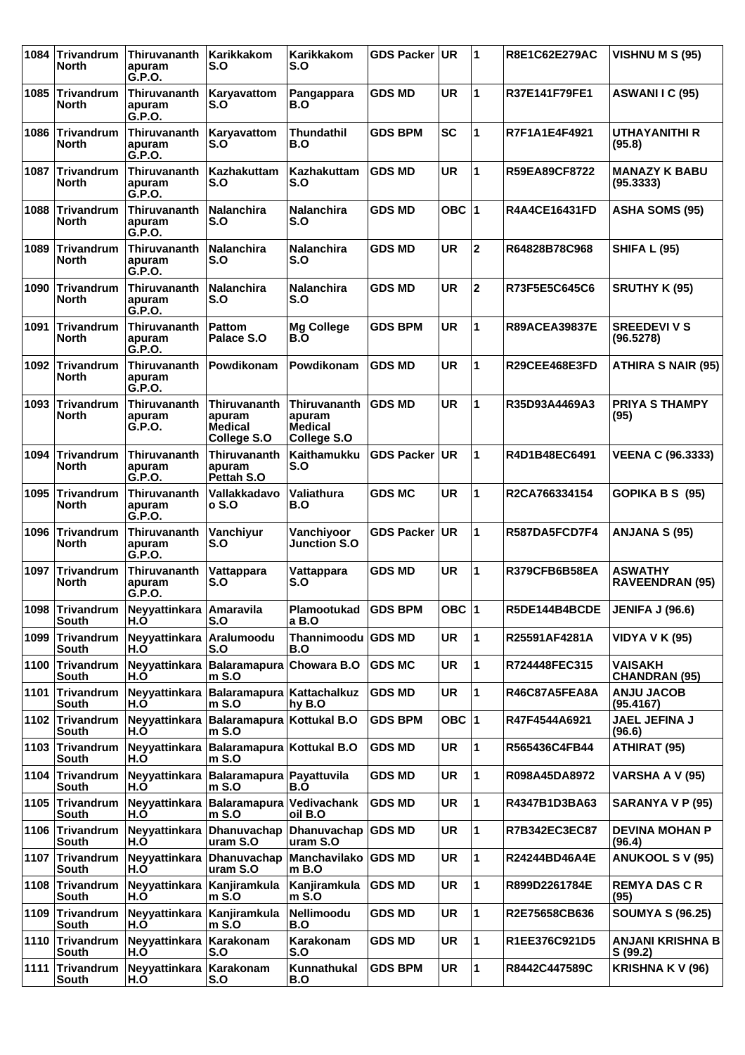| 1084 | Trivandrum North | Thiruvananthapuram G.P.O. | Karikkakom S.O | Karikkakom S.O | GDS Packer | UR | 1 | R8E1C62E279AC | VISHNU M S (95) |
|---|---|---|---|---|---|---|---|---|---|
| 1085 | Trivandrum North | Thiruvananthapuram G.P.O. | Karyavattom S.O | Pangappara B.O | GDS MD | UR | 1 | R37E141F79FE1 | ASWANI I C (95) |
| 1086 | Trivandrum North | Thiruvananthapuram G.P.O. | Karyavattom S.O | Thundathil B.O | GDS BPM | SC | 1 | R7F1A1E4F4921 | UTHAYANITHI R (95.8) |
| 1087 | Trivandrum North | Thiruvananthapuram G.P.O. | Kazhakuttam S.O | Kazhakuttam S.O | GDS MD | UR | 1 | R59EA89CF8722 | MANAZY K BABU (95.3333) |
| 1088 | Trivandrum North | Thiruvananthapuram G.P.O. | Nalanchira S.O | Nalanchira S.O | GDS MD | OBC | 1 | R4A4CE16431FD | ASHA SOMS (95) |
| 1089 | Trivandrum North | Thiruvananthapuram G.P.O. | Nalanchira S.O | Nalanchira S.O | GDS MD | UR | 2 | R64828B78C968 | SHIFA L (95) |
| 1090 | Trivandrum North | Thiruvananthapuram G.P.O. | Nalanchira S.O | Nalanchira S.O | GDS MD | UR | 2 | R73F5E5C645C6 | SRUTHY K (95) |
| 1091 | Trivandrum North | Thiruvananthapuram G.P.O. | Pattom Palace S.O | Mg College B.O | GDS BPM | UR | 1 | R89ACEA39837E | SREEDEVI V S (96.5278) |
| 1092 | Trivandrum North | Thiruvananthapuram G.P.O. | Powdikonam | Powdikonam | GDS MD | UR | 1 | R29CEE468E3FD | ATHIRA S NAIR (95) |
| 1093 | Trivandrum North | Thiruvananthapuram G.P.O. | Thiruvananthapuram Medical College S.O | Thiruvananthapuram Medical College S.O | GDS MD | UR | 1 | R35D93A4469A3 | PRIYA S THAMPY (95) |
| 1094 | Trivandrum North | Thiruvananthapuram G.P.O. | Thiruvananthapuram Pettah S.O | Kaithamukku S.O | GDS Packer | UR | 1 | R4D1B48EC6491 | VEENA C (96.3333) |
| 1095 | Trivandrum North | Thiruvananthapuram G.P.O. | Vallakkadavo o S.O | Valiathura B.O | GDS MC | UR | 1 | R2CA766334154 | GOPIKA B S (95) |
| 1096 | Trivandrum North | Thiruvananthapuram G.P.O. | Vanchiyur S.O | Vanchiyoor Junction S.O | GDS Packer | UR | 1 | R587DA5FCD7F4 | ANJANA S (95) |
| 1097 | Trivandrum North | Thiruvananthapuram G.P.O. | Vattappara S.O | Vattappara S.O | GDS MD | UR | 1 | R379CFB6B58EA | ASWATHY RAVEENDRAN (95) |
| 1098 | Trivandrum South | Neyyattinkara H.O | Amaravila S.O | Plamootukada B.O | GDS BPM | OBC | 1 | R5DE144B4BCDE | JENIFA J (96.6) |
| 1099 | Trivandrum South | Neyyattinkara H.O | Aralumoodu S.O | Thannimoodu B.O | GDS MD | UR | 1 | R25591AF4281A | VIDYA V K (95) |
| 1100 | Trivandrum South | Neyyattinkara H.O | Balaramapuram S.O | Chowara B.O | GDS MC | UR | 1 | R724448FEC315 | VAISAKH CHANDRAN (95) |
| 1101 | Trivandrum South | Neyyattinkara H.O | Balaramapuram S.O | Kattachalkuzhy B.O | GDS MD | UR | 1 | R46C87A5FEA8A | ANJU JACOB (95.4167) |
| 1102 | Trivandrum South | Neyyattinkara H.O | Balaramapuram S.O | Kottukal B.O | GDS BPM | OBC | 1 | R47F4544A6921 | JAEL JEFINA J (96.6) |
| 1103 | Trivandrum South | Neyyattinkara H.O | Balaramapuram S.O | Kottukal B.O | GDS MD | UR | 1 | R565436C4FB44 | ATHIRAT (95) |
| 1104 | Trivandrum South | Neyyattinkara H.O | Balaramapuram S.O | Payattuvila B.O | GDS MD | UR | 1 | R098A45DA8972 | VARSHA A V (95) |
| 1105 | Trivandrum South | Neyyattinkara H.O | Balaramapuram S.O | Vedivachankoil B.O | GDS MD | UR | 1 | R4347B1D3BA63 | SARANYA V P (95) |
| 1106 | Trivandrum South | Neyyattinkara H.O | Dhanuvachapuram S.O | Dhanuvachapuram S.O | GDS MD | UR | 1 | R7B342EC3EC87 | DEVINA MOHAN P (96.4) |
| 1107 | Trivandrum South | Neyyattinkara H.O | Dhanuvachapuram S.O | Manchavilakom B.O | GDS MD | UR | 1 | R24244BD46A4E | ANUKOOL S V (95) |
| 1108 | Trivandrum South | Neyyattinkara H.O | Kanjiramkulam S.O | Kanjiramkulam S.O | GDS MD | UR | 1 | R899D2261784E | REMYA DAS C R (95) |
| 1109 | Trivandrum South | Neyyattinkara H.O | Kanjiramkulam S.O | Nellimoodu B.O | GDS MD | UR | 1 | R2E75658CB636 | SOUMYA S (96.25) |
| 1110 | Trivandrum South | Neyyattinkara H.O | Karakonam S.O | Karakonam S.O | GDS MD | UR | 1 | R1EE376C921D5 | ANJANI KRISHNA B S (99.2) |
| 1111 | Trivandrum South | Neyyattinkara H.O | Karakonam S.O | Kunnathukal B.O | GDS BPM | UR | 1 | R8442C447589C | KRISHNA K V (96) |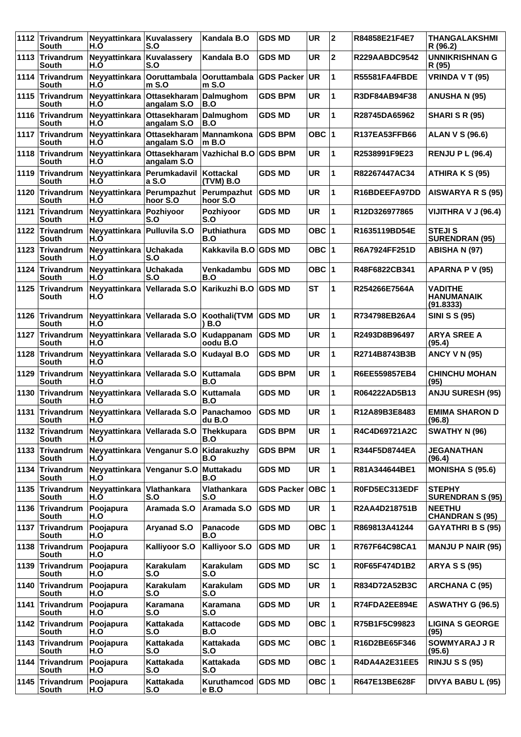| 1112 | Trivandrum South | Neyyattinkara H.O | Kuvalassery S.O | Kandala B.O | GDS MD | UR | 2 | R84858E21F4E7 | THANGALAKSHMI R (96.2) |
|---|---|---|---|---|---|---|---|---|---|
| 1113 | Trivandrum South | Neyyattinkara H.O | Kuvalassery S.O | Kandala B.O | GDS MD | UR | 2 | R229AABDC9542 | UNNIKRISHNAN G R (95) |
| 1114 | Trivandrum South | Neyyattinkara H.O | Ooruttambala m S.O | Ooruttambala m S.O | GDS Packer | UR | 1 | R55581FA4FBDE | VRINDA V T (95) |
| 1115 | Trivandrum South | Neyyattinkara H.O | Ottasekharam angalam S.O | Dalmughom B.O | GDS BPM | UR | 1 | R3DF84AB94F38 | ANUSHA N (95) |
| 1116 | Trivandrum South | Neyyattinkara H.O | Ottasekharam angalam S.O | Dalmughom B.O | GDS MD | UR | 1 | R28745DA65962 | SHARI S R (95) |
| 1117 | Trivandrum South | Neyyattinkara H.O | Ottasekharam angalam S.O | Mannamkona m B.O | GDS BPM | OBC | 1 | R137EA53FFB66 | ALAN V S (96.6) |
| 1118 | Trivandrum South | Neyyattinkara H.O | Ottasekharam angalam S.O | Vazhichal B.O | GDS BPM | UR | 1 | R2538991F9E23 | RENJU P L (96.4) |
| 1119 | Trivandrum South | Neyyattinkara H.O | Perumkadavil a S.O | Kottackal (TVM) B.O | GDS MD | UR | 1 | R82267447AC34 | ATHIRA K S (95) |
| 1120 | Trivandrum South | Neyyattinkara H.O | Perumpazhut hoor S.O | Perumpazhut hoor S.O | GDS MD | UR | 1 | R16BDEEFA97DD | AISWARYA R S (95) |
| 1121 | Trivandrum South | Neyyattinkara H.O | Pozhiyoor S.O | Pozhiyoor S.O | GDS MD | UR | 1 | R12D326977865 | VIJITHRA V J (96.4) |
| 1122 | Trivandrum South | Neyyattinkara H.O | Pulluvila S.O | Puthiathura B.O | GDS MD | OBC | 1 | R1635119BD54E | STEJI S SURENDRAN (95) |
| 1123 | Trivandrum South | Neyyattinkara H.O | Uchakada S.O | Kakkavila B.O | GDS MD | OBC | 1 | R6A7924FF251D | ABISHA N (97) |
| 1124 | Trivandrum South | Neyyattinkara H.O | Uchakada S.O | Venkadambu B.O | GDS MD | OBC | 1 | R48F6822CB341 | APARNA P V (95) |
| 1125 | Trivandrum South | Neyyattinkara H.O | Vellarada S.O | Karikuzhi B.O | GDS MD | ST | 1 | R254266E7564A | VADITHE HANUMANAIK (91.8333) |
| 1126 | Trivandrum South | Neyyattinkara H.O | Vellarada S.O | Koothali(TVM ) B.O | GDS MD | UR | 1 | R734798EB26A4 | SINI S S (95) |
| 1127 | Trivandrum South | Neyyattinkara H.O | Vellarada S.O | Kudappanam oodu B.O | GDS MD | UR | 1 | R2493D8B96497 | ARYA SREE A (95.4) |
| 1128 | Trivandrum South | Neyyattinkara H.O | Vellarada S.O | Kudayal B.O | GDS MD | UR | 1 | R2714B8743B3B | ANCY V N (95) |
| 1129 | Trivandrum South | Neyyattinkara H.O | Vellarada S.O | Kuttamala B.O | GDS BPM | UR | 1 | R6EE559857EB4 | CHINCHU MOHAN (95) |
| 1130 | Trivandrum South | Neyyattinkara H.O | Vellarada S.O | Kuttamala B.O | GDS MD | UR | 1 | R064222AD5B13 | ANJU SURESH (95) |
| 1131 | Trivandrum South | Neyyattinkara H.O | Vellarada S.O | Panachamoo du B.O | GDS MD | UR | 1 | R12A89B3E8483 | EMIMA SHARON D (96.8) |
| 1132 | Trivandrum South | Neyyattinkara H.O | Vellarada S.O | Thekkupara B.O | GDS BPM | UR | 1 | R4C4D69721A2C | SWATHY N (96) |
| 1133 | Trivandrum South | Neyyattinkara H.O | Venganur S.O | Kidarakuzhy B.O | GDS BPM | UR | 1 | R344F5D8744EA | JEGANATHAN (96.4) |
| 1134 | Trivandrum South | Neyyattinkara H.O | Venganur S.O | Muttakadu B.O | GDS MD | UR | 1 | R81A344644BE1 | MONISHA S (95.6) |
| 1135 | Trivandrum South | Neyyattinkara H.O | Vlathankara S.O | Vlathankara S.O | GDS Packer | OBC | 1 | R0FD5EC313EDF | STEPHY SURENDRAN S (95) |
| 1136 | Trivandrum South | Poojapura H.O | Aramada S.O | Aramada S.O | GDS MD | UR | 1 | R2AA4D218751B | NEETHU CHANDRAN S (95) |
| 1137 | Trivandrum South | Poojapura H.O | Aryanad S.O | Panacode B.O | GDS MD | OBC | 1 | R869813A41244 | GAYATHRI B S (95) |
| 1138 | Trivandrum South | Poojapura H.O | Kalliyoor S.O | Kalliyoor S.O | GDS MD | UR | 1 | R767F64C98CA1 | MANJU P NAIR (95) |
| 1139 | Trivandrum South | Poojapura H.O | Karakulam S.O | Karakulam S.O | GDS MD | SC | 1 | R0F65F474D1B2 | ARYA S S (95) |
| 1140 | Trivandrum South | Poojapura H.O | Karakulam S.O | Karakulam S.O | GDS MD | UR | 1 | R834D72A52B3C | ARCHANA C (95) |
| 1141 | Trivandrum South | Poojapura H.O | Karamana S.O | Karamana S.O | GDS MD | UR | 1 | R74FDA2EE894E | ASWATHY G (96.5) |
| 1142 | Trivandrum South | Poojapura H.O | Kattakada S.O | Kattacode B.O | GDS MD | OBC | 1 | R75B1F5C99823 | LIGINA S GEORGE (95) |
| 1143 | Trivandrum South | Poojapura H.O | Kattakada S.O | Kattakada S.O | GDS MC | OBC | 1 | R16D2BE65F346 | SOWMYARAJ J R (95.6) |
| 1144 | Trivandrum South | Poojapura H.O | Kattakada S.O | Kattakada S.O | GDS MD | OBC | 1 | R4DA4A2E31EE5 | RINJU S S (95) |
| 1145 | Trivandrum South | Poojapura H.O | Kattakada S.O | Kuruthamcod e B.O | GDS MD | OBC | 1 | R647E13BE628F | DIVYA BABU L (95) |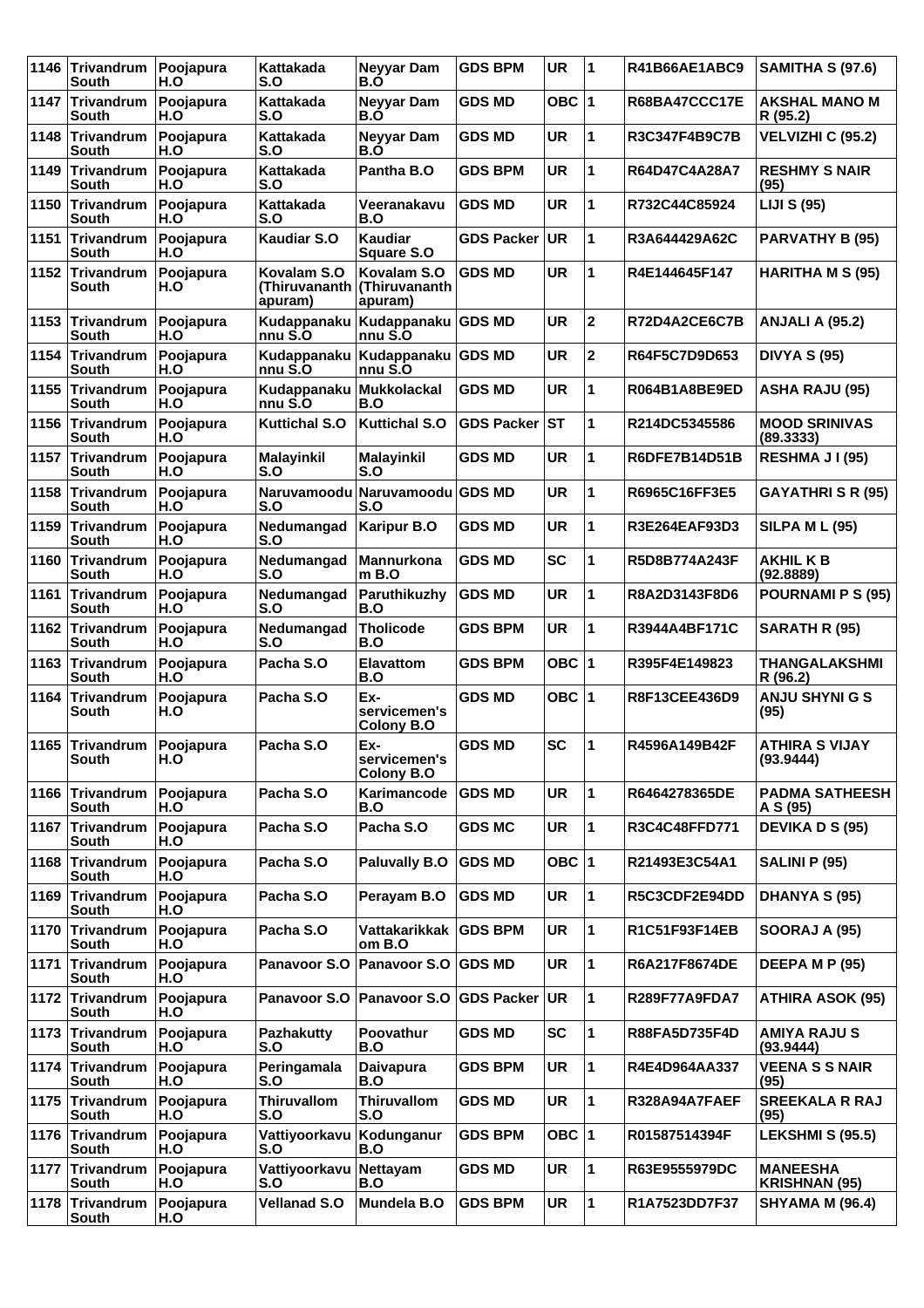| 1146 | Trivandrum South | Poojapura H.O | Kattakada S.O | Neyyar Dam B.O | GDS BPM | UR | 1 | R41B66AE1ABC9 | SAMITHA S (97.6) |
|---|---|---|---|---|---|---|---|---|---|
| 1147 | Trivandrum South | Poojapura H.O | Kattakada S.O | Neyyar Dam B.O | GDS MD | OBC | 1 | R68BA47CCC17E | AKSHAL MANO M R (95.2) |
| 1148 | Trivandrum South | Poojapura H.O | Kattakada S.O | Neyyar Dam B.O | GDS MD | UR | 1 | R3C347F4B9C7B | VELVIZHI C (95.2) |
| 1149 | Trivandrum South | Poojapura H.O | Kattakada S.O | Pantha B.O | GDS BPM | UR | 1 | R64D47C4A28A7 | RESHMY S NAIR (95) |
| 1150 | Trivandrum South | Poojapura H.O | Kattakada S.O | Veeranakavu B.O | GDS MD | UR | 1 | R732C44C85924 | LIJI S (95) |
| 1151 | Trivandrum South | Poojapura H.O | Kaudiar S.O | Kaudiar Square S.O | GDS Packer | UR | 1 | R3A644429A62C | PARVATHY B (95) |
| 1152 | Trivandrum South | Poojapura H.O | Kovalam S.O (Thiruvananthapuram) | Kovalam S.O (Thiruvananthapuram) | GDS MD | UR | 1 | R4E144645F147 | HARITHA M S (95) |
| 1153 | Trivandrum South | Poojapura H.O | Kudappanakunnu S.O | Kudappanakunnu S.O | GDS MD | UR | 2 | R72D4A2CE6C7B | ANJALI A (95.2) |
| 1154 | Trivandrum South | Poojapura H.O | Kudappanakunnu S.O | Kudappanakunnu S.O | GDS MD | UR | 2 | R64F5C7D9D653 | DIVYA S (95) |
| 1155 | Trivandrum South | Poojapura H.O | Kudappanakunnu S.O | Mukkolackal B.O | GDS MD | UR | 1 | R064B1A8BE9ED | ASHA RAJU (95) |
| 1156 | Trivandrum South | Poojapura H.O | Kuttichal S.O | Kuttichal S.O | GDS Packer | ST | 1 | R214DC5345586 | MOOD SRINIVAS (89.3333) |
| 1157 | Trivandrum South | Poojapura H.O | Malayinkil S.O | Malayinkil S.O | GDS MD | UR | 1 | R6DFE7B14D51B | RESHMA J I (95) |
| 1158 | Trivandrum South | Poojapura H.O | Naruvamoodu S.O | Naruvamoodu S.O | GDS MD | UR | 1 | R6965C16FF3E5 | GAYATHRI S R (95) |
| 1159 | Trivandrum South | Poojapura H.O | Nedumangad S.O | Karipur B.O | GDS MD | UR | 1 | R3E264EAF93D3 | SILPA M L (95) |
| 1160 | Trivandrum South | Poojapura H.O | Nedumangad S.O | Mannurkonam B.O | GDS MD | SC | 1 | R5D8B774A243F | AKHIL K B (92.8889) |
| 1161 | Trivandrum South | Poojapura H.O | Nedumangad S.O | Paruthikuzhy B.O | GDS MD | UR | 1 | R8A2D3143F8D6 | POURNAMI P S (95) |
| 1162 | Trivandrum South | Poojapura H.O | Nedumangad S.O | Tholicode B.O | GDS BPM | UR | 1 | R3944A4BF171C | SARATH R (95) |
| 1163 | Trivandrum South | Poojapura H.O | Pacha S.O | Elavattom B.O | GDS BPM | OBC | 1 | R395F4E149823 | THANGALAKSHMI R (96.2) |
| 1164 | Trivandrum South | Poojapura H.O | Pacha S.O | Ex-servicemen's Colony B.O | GDS MD | OBC | 1 | R8F13CEE436D9 | ANJU SHYNI G S (95) |
| 1165 | Trivandrum South | Poojapura H.O | Pacha S.O | Ex-servicemen's Colony B.O | GDS MD | SC | 1 | R4596A149B42F | ATHIRA S VIJAY (93.9444) |
| 1166 | Trivandrum South | Poojapura H.O | Pacha S.O | Karimancode B.O | GDS MD | UR | 1 | R6464278365DE | PADMA SATHEESH A S (95) |
| 1167 | Trivandrum South | Poojapura H.O | Pacha S.O | Pacha S.O | GDS MC | UR | 1 | R3C4C48FFD771 | DEVIKA D S (95) |
| 1168 | Trivandrum South | Poojapura H.O | Pacha S.O | Paluvally B.O | GDS MD | OBC | 1 | R21493E3C54A1 | SALINI P (95) |
| 1169 | Trivandrum South | Poojapura H.O | Pacha S.O | Perayam B.O | GDS MD | UR | 1 | R5C3CDF2E94DD | DHANYA S (95) |
| 1170 | Trivandrum South | Poojapura H.O | Pacha S.O | Vattakarikkakom B.O | GDS BPM | UR | 1 | R1C51F93F14EB | SOORAJ A (95) |
| 1171 | Trivandrum South | Poojapura H.O | Panavoor S.O | Panavoor S.O | GDS MD | UR | 1 | R6A217F8674DE | DEEPA M P (95) |
| 1172 | Trivandrum South | Poojapura H.O | Panavoor S.O | Panavoor S.O | GDS Packer | UR | 1 | R289F77A9FDA7 | ATHIRA ASOK (95) |
| 1173 | Trivandrum South | Poojapura H.O | Pazhakutty S.O | Poovathur B.O | GDS MD | SC | 1 | R88FA5D735F4D | AMIYA RAJU S (93.9444) |
| 1174 | Trivandrum South | Poojapura H.O | Peringamala S.O | Daivapura B.O | GDS BPM | UR | 1 | R4E4D964AA337 | VEENA S S NAIR (95) |
| 1175 | Trivandrum South | Poojapura H.O | Thiruvallom S.O | Thiruvallom S.O | GDS MD | UR | 1 | R328A94A7FAEF | SREEKALA R RAJ (95) |
| 1176 | Trivandrum South | Poojapura H.O | Vattiyoorkavu S.O | Kodunganur B.O | GDS BPM | OBC | 1 | R01587514394F | LEKSHMI S (95.5) |
| 1177 | Trivandrum South | Poojapura H.O | Vattiyoorkavu S.O | Nettayam B.O | GDS MD | UR | 1 | R63E9555979DC | MANEESHA KRISHNAN (95) |
| 1178 | Trivandrum South | Poojapura H.O | Vellanad S.O | Mundela B.O | GDS BPM | UR | 1 | R1A7523DD7F37 | SHYAMA M (96.4) |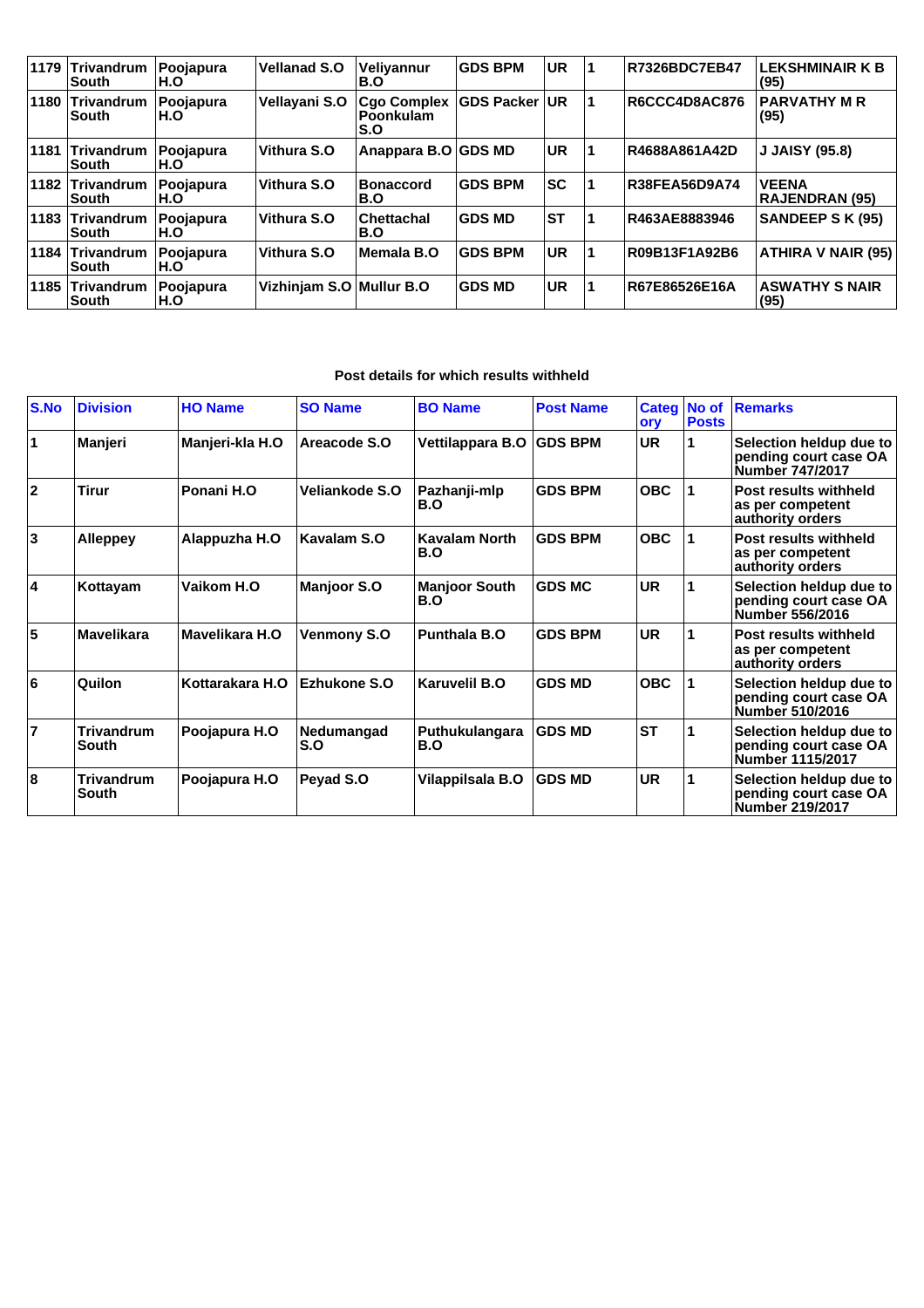| | | | | | | | | | |
|---|---|---|---|---|---|---|---|---|---|
| 1179 | Trivandrum South | Poojapura H.O | Vellanad S.O | Veliyannur B.O | GDS BPM | UR | 1 | R7326BDC7EB47 | LEKSHMINAIR K B (95) |
| 1180 | Trivandrum South | Poojapura H.O | Vellayani S.O | Cgo Complex Poonkulam S.O | GDS Packer | UR | 1 | R6CCC4D8AC876 | PARVATHY M R (95) |
| 1181 | Trivandrum South | Poojapura H.O | Vithura S.O | Anappara B.O | GDS MD | UR | 1 | R4688A861A42D | J JAISY (95.8) |
| 1182 | Trivandrum South | Poojapura H.O | Vithura S.O | Bonaccord B.O | GDS BPM | SC | 1 | R38FEA56D9A74 | VEENA RAJENDRAN (95) |
| 1183 | Trivandrum South | Poojapura H.O | Vithura S.O | Chettachal B.O | GDS MD | ST | 1 | R463AE8883946 | SANDEEP S K (95) |
| 1184 | Trivandrum South | Poojapura H.O | Vithura S.O | Memala B.O | GDS BPM | UR | 1 | R09B13F1A92B6 | ATHIRA V NAIR (95) |
| 1185 | Trivandrum South | Poojapura H.O | Vizhinjam S.O | Mullur B.O | GDS MD | UR | 1 | R67E86526E16A | ASWATHY S NAIR (95) |

**Post details for which results withheld**

| S.No | Division | HO Name | SO Name | BO Name | Post Name | Category | No of Posts | Remarks |
|---|---|---|---|---|---|---|---|---|
| 1 | Manjeri | Manjeri-kla H.O | Areacode S.O | Vettilappara B.O | GDS BPM | UR | 1 | Selection heldup due to pending court case OA Number 747/2017 |
| 2 | Tirur | Ponani H.O | Veliankode S.O | Pazhanji-mlp B.O | GDS BPM | OBC | 1 | Post results withheld as per competent authority orders |
| 3 | Alleppey | Alappuzha H.O | Kavalam S.O | Kavalam North B.O | GDS BPM | OBC | 1 | Post results withheld as per competent authority orders |
| 4 | Kottayam | Vaikom H.O | Manjoor S.O | Manjoor South B.O | GDS MC | UR | 1 | Selection heldup due to pending court case OA Number 556/2016 |
| 5 | Mavelikara | Mavelikara H.O | Venmony S.O | Punthala B.O | GDS BPM | UR | 1 | Post results withheld as per competent authority orders |
| 6 | Quilon | Kottarakara H.O | Ezhukone S.O | Karuvelil B.O | GDS MD | OBC | 1 | Selection heldup due to pending court case OA Number 510/2016 |
| 7 | Trivandrum South | Poojapura H.O | Nedumangad S.O | Puthukulangara B.O | GDS MD | ST | 1 | Selection heldup due to pending court case OA Number 1115/2017 |
| 8 | Trivandrum South | Poojapura H.O | Peyad S.O | Vilappilsala B.O | GDS MD | UR | 1 | Selection heldup due to pending court case OA Number 219/2017 |